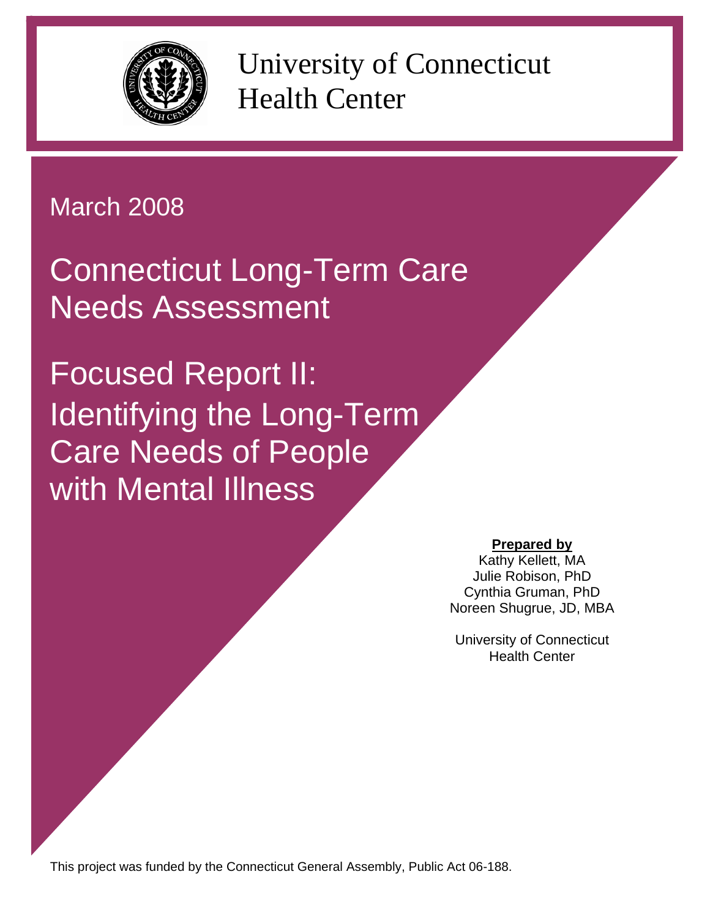University of Connecticut
Health Center

March 2008

# Connecticut Long-Term Care Needs Assessment

## Focused Report II: Identifying the Long-Term Care Needs of People with Mental Illness

**Prepared by**
Kathy Kellett, MA
Julie Robison, PhD
Cynthia Gruman, PhD
Noreen Shugrue, JD, MBA

University of Connecticut
Health Center

This project was funded by the Connecticut General Assembly, Public Act 06-188.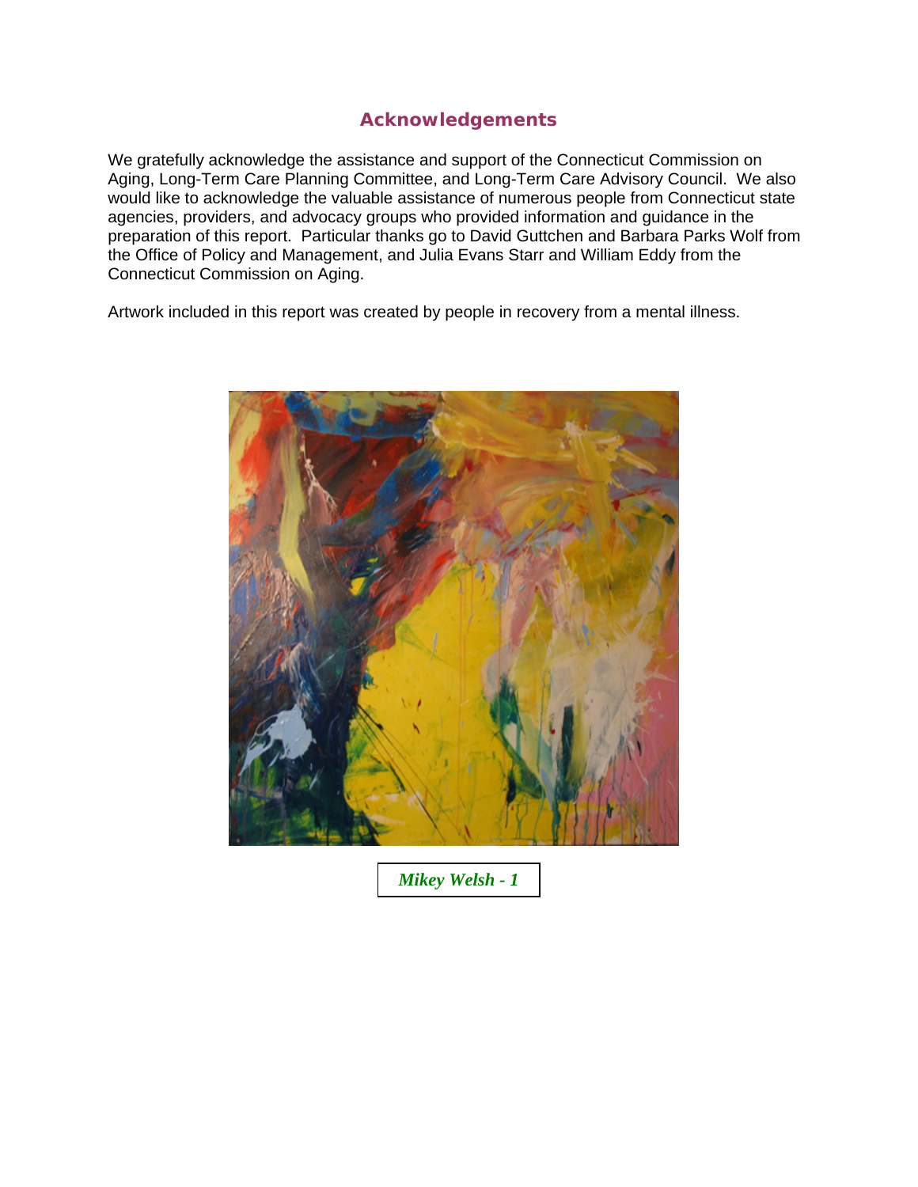## Acknowledgements

We gratefully acknowledge the assistance and support of the Connecticut Commission on Aging, Long-Term Care Planning Committee, and Long-Term Care Advisory Council. We also would like to acknowledge the valuable assistance of numerous people from Connecticut state agencies, providers, and advocacy groups who provided information and guidance in the preparation of this report. Particular thanks go to David Guttchen and Barbara Parks Wolf from the Office of Policy and Management, and Julia Evans Starr and William Eddy from the Connecticut Commission on Aging.

Artwork included in this report was created by people in recovery from a mental illness.

***Mikey Welsh - 1***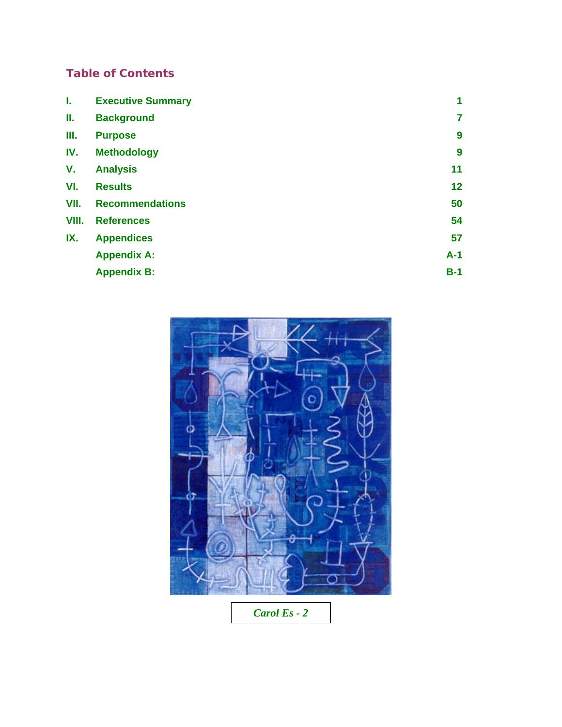## Table of Contents

| | | |
|---|---|---|
| I. | Executive Summary | 1 |
| II. | Background | 7 |
| III. | Purpose | 9 |
| IV. | Methodology | 9 |
| V. | Analysis | 11 |
| VI. | Results | 12 |
| VII. | Recommendations | 50 |
| VIII. | References | 54 |
| IX. | Appendices | 57 |
| | Appendix A: | A-1 |
| | Appendix B: | B-1 |

*Carol Es - 2*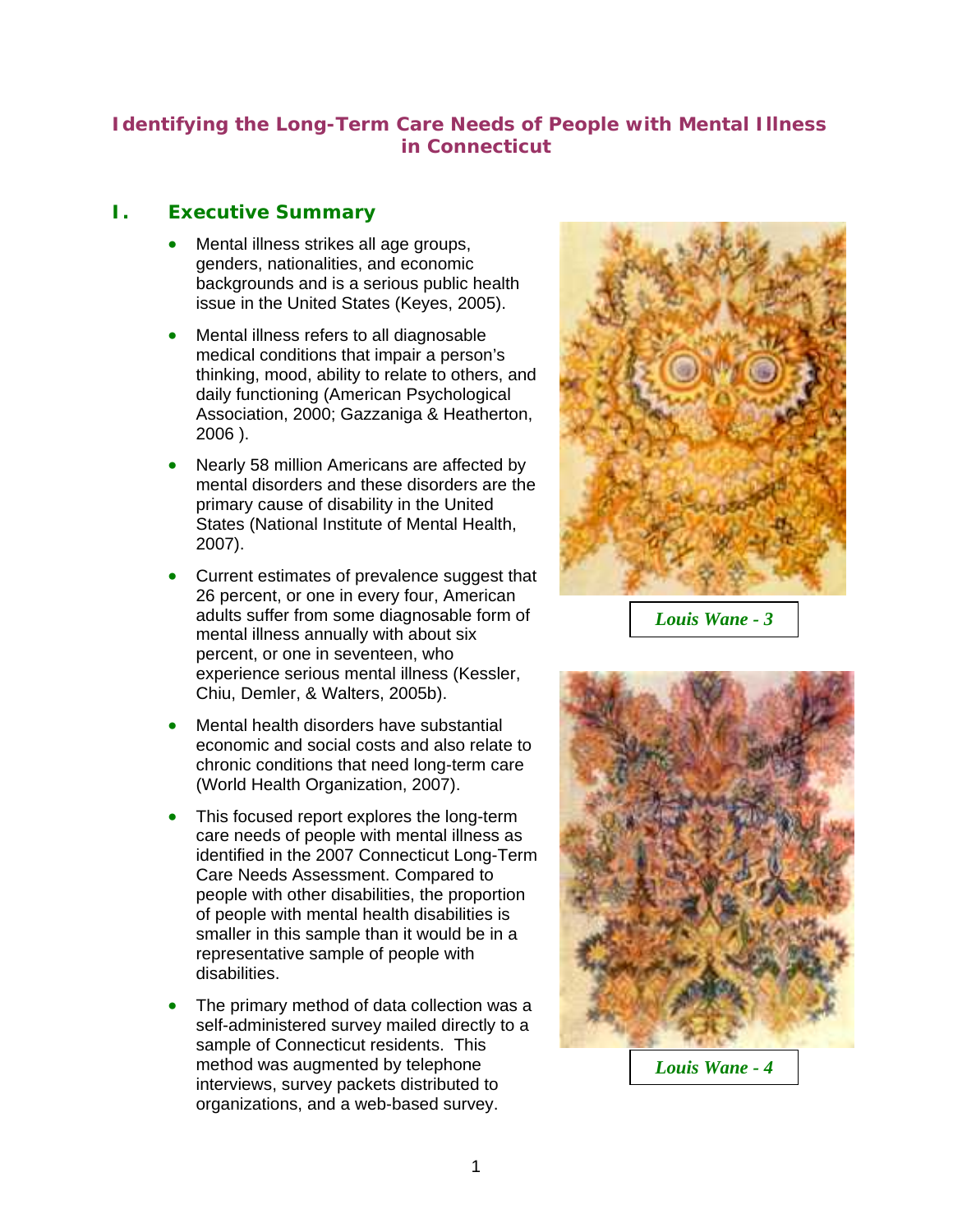# Identifying the Long-Term Care Needs of People with Mental Illness in Connecticut

## I. Executive Summary

- Mental illness strikes all age groups, genders, nationalities, and economic backgrounds and is a serious public health issue in the United States (Keyes, 2005).
- Mental illness refers to all diagnosable medical conditions that impair a person's thinking, mood, ability to relate to others, and daily functioning (American Psychological Association, 2000; Gazzaniga & Heatherton, 2006 ).
- Nearly 58 million Americans are affected by mental disorders and these disorders are the primary cause of disability in the United States (National Institute of Mental Health, 2007).
- Current estimates of prevalence suggest that 26 percent, or one in every four, American adults suffer from some diagnosable form of mental illness annually with about six percent, or one in seventeen, who experience serious mental illness (Kessler, Chiu, Demler, & Walters, 2005b).
- Mental health disorders have substantial economic and social costs and also relate to chronic conditions that need long-term care (World Health Organization, 2007).
- This focused report explores the long-term care needs of people with mental illness as identified in the 2007 Connecticut Long-Term Care Needs Assessment. Compared to people with other disabilities, the proportion of people with mental health disabilities is smaller in this sample than it would be in a representative sample of people with disabilities.
- The primary method of data collection was a self-administered survey mailed directly to a sample of Connecticut residents. This method was augmented by telephone interviews, survey packets distributed to organizations, and a web-based survey.

*Louis Wane - 3*

*Louis Wane - 4*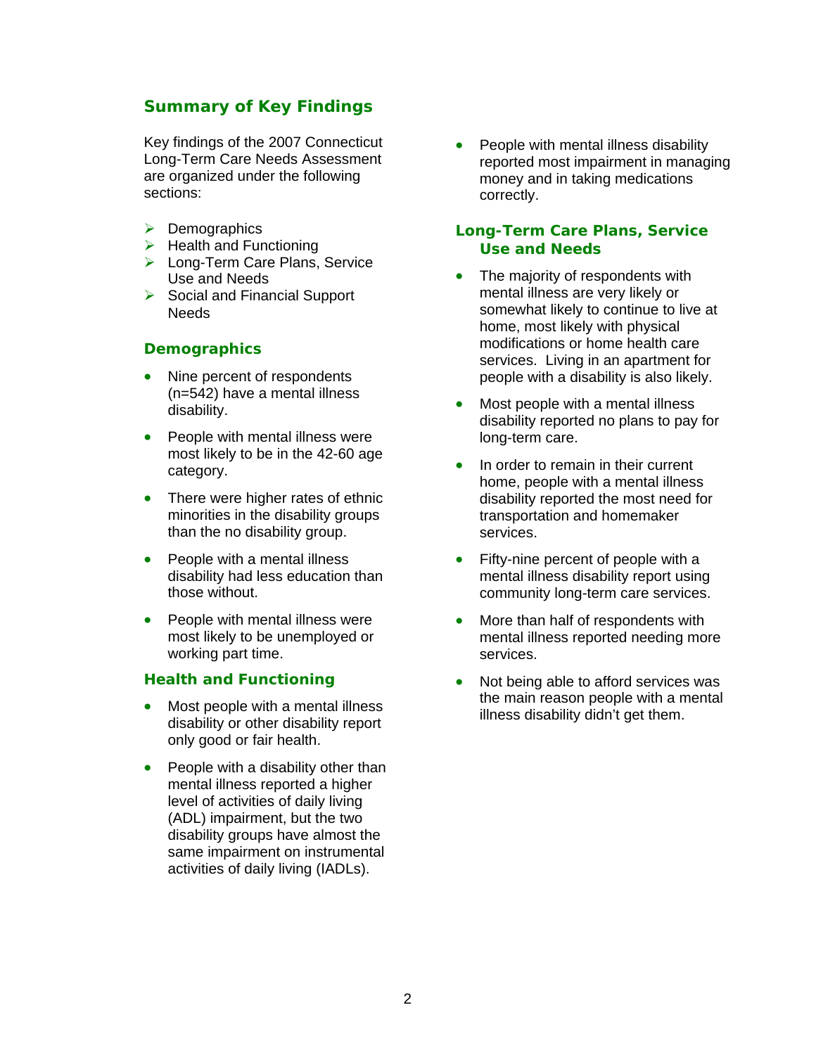## Summary of Key Findings

Key findings of the 2007 Connecticut Long-Term Care Needs Assessment are organized under the following sections:

- Demographics
- Health and Functioning
- Long-Term Care Plans, Service Use and Needs
- Social and Financial Support Needs

### Demographics

- Nine percent of respondents (n=542) have a mental illness disability.
- People with mental illness were most likely to be in the 42-60 age category.
- There were higher rates of ethnic minorities in the disability groups than the no disability group.
- People with a mental illness disability had less education than those without.
- People with mental illness were most likely to be unemployed or working part time.

### Health and Functioning

- Most people with a mental illness disability or other disability report only good or fair health.
- People with a disability other than mental illness reported a higher level of activities of daily living (ADL) impairment, but the two disability groups have almost the same impairment on instrumental activities of daily living (IADLs).
- People with mental illness disability reported most impairment in managing money and in taking medications correctly.

### Long-Term Care Plans, Service Use and Needs

- The majority of respondents with mental illness are very likely or somewhat likely to continue to live at home, most likely with physical modifications or home health care services. Living in an apartment for people with a disability is also likely.
- Most people with a mental illness disability reported no plans to pay for long-term care.
- In order to remain in their current home, people with a mental illness disability reported the most need for transportation and homemaker services.
- Fifty-nine percent of people with a mental illness disability report using community long-term care services.
- More than half of respondents with mental illness reported needing more services.
- Not being able to afford services was the main reason people with a mental illness disability didn't get them.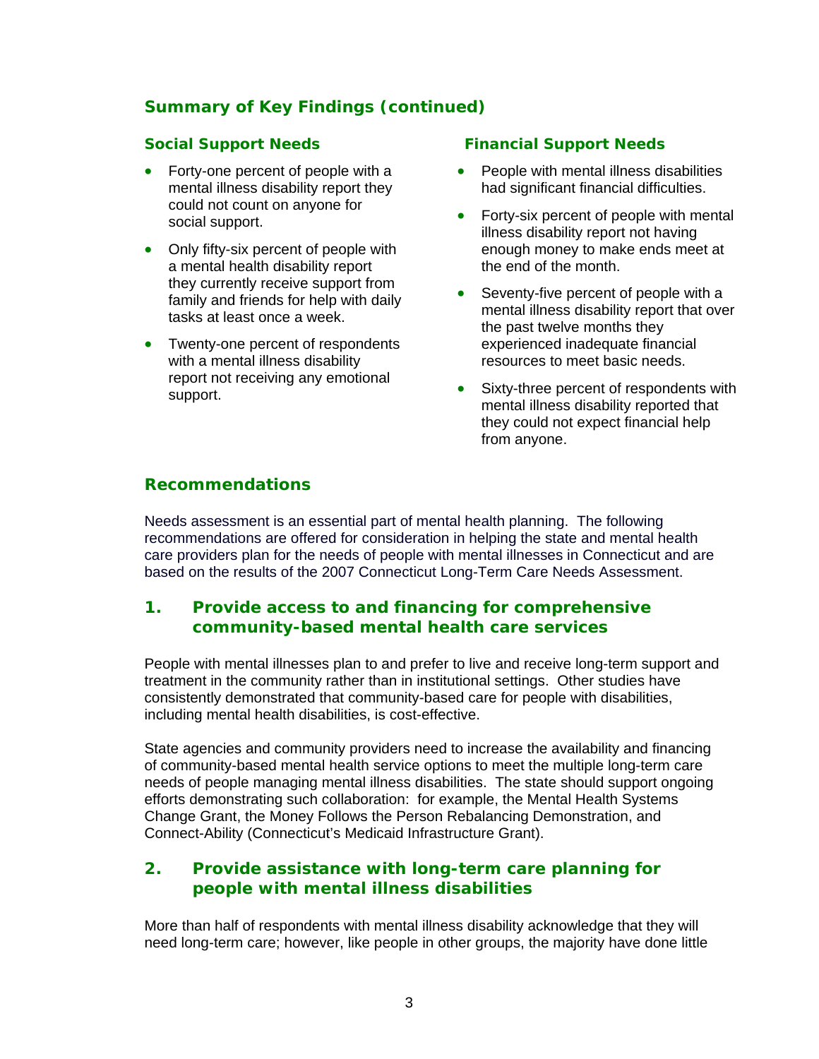## Summary of Key Findings (continued)

### Social Support Needs

- Forty-one percent of people with a mental illness disability report they could not count on anyone for social support.
- Only fifty-six percent of people with a mental health disability report they currently receive support from family and friends for help with daily tasks at least once a week.
- Twenty-one percent of respondents with a mental illness disability report not receiving any emotional support.

### Financial Support Needs

- People with mental illness disabilities had significant financial difficulties.
- Forty-six percent of people with mental illness disability report not having enough money to make ends meet at the end of the month.
- Seventy-five percent of people with a mental illness disability report that over the past twelve months they experienced inadequate financial resources to meet basic needs.
- Sixty-three percent of respondents with mental illness disability reported that they could not expect financial help from anyone.

## Recommendations

Needs assessment is an essential part of mental health planning. The following recommendations are offered for consideration in helping the state and mental health care providers plan for the needs of people with mental illnesses in Connecticut and are based on the results of the 2007 Connecticut Long-Term Care Needs Assessment.

### 1. Provide access to and financing for comprehensive community-based mental health care services

People with mental illnesses plan to and prefer to live and receive long-term support and treatment in the community rather than in institutional settings. Other studies have consistently demonstrated that community-based care for people with disabilities, including mental health disabilities, is cost-effective.

State agencies and community providers need to increase the availability and financing of community-based mental health service options to meet the multiple long-term care needs of people managing mental illness disabilities. The state should support ongoing efforts demonstrating such collaboration: for example, the Mental Health Systems Change Grant, the Money Follows the Person Rebalancing Demonstration, and Connect-Ability (Connecticut's Medicaid Infrastructure Grant).

### 2. Provide assistance with long-term care planning for people with mental illness disabilities

More than half of respondents with mental illness disability acknowledge that they will need long-term care; however, like people in other groups, the majority have done little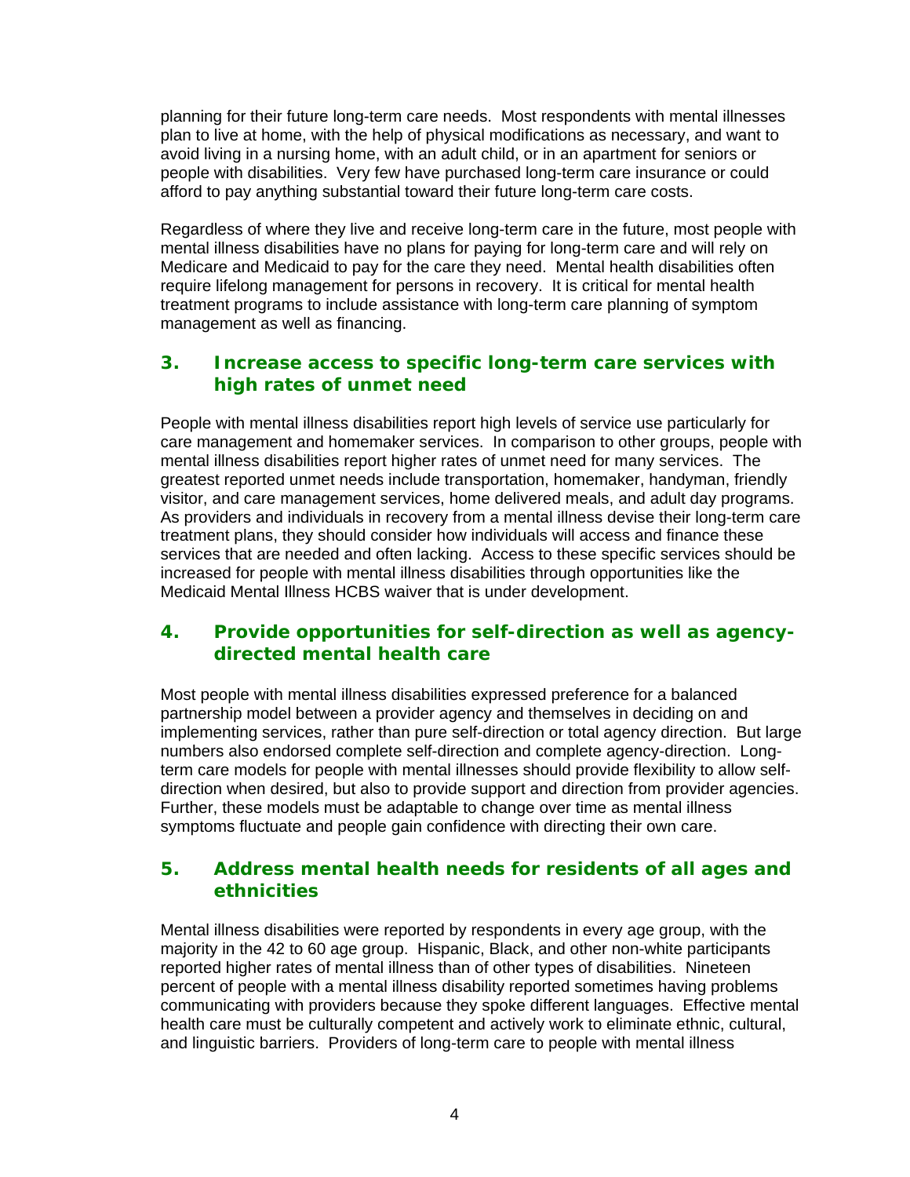planning for their future long-term care needs. Most respondents with mental illnesses plan to live at home, with the help of physical modifications as necessary, and want to avoid living in a nursing home, with an adult child, or in an apartment for seniors or people with disabilities. Very few have purchased long-term care insurance or could afford to pay anything substantial toward their future long-term care costs.

Regardless of where they live and receive long-term care in the future, most people with mental illness disabilities have no plans for paying for long-term care and will rely on Medicare and Medicaid to pay for the care they need. Mental health disabilities often require lifelong management for persons in recovery. It is critical for mental health treatment programs to include assistance with long-term care planning of symptom management as well as financing.

## 3. Increase access to specific long-term care services with high rates of unmet need

People with mental illness disabilities report high levels of service use particularly for care management and homemaker services. In comparison to other groups, people with mental illness disabilities report higher rates of unmet need for many services. The greatest reported unmet needs include transportation, homemaker, handyman, friendly visitor, and care management services, home delivered meals, and adult day programs. As providers and individuals in recovery from a mental illness devise their long-term care treatment plans, they should consider how individuals will access and finance these services that are needed and often lacking. Access to these specific services should be increased for people with mental illness disabilities through opportunities like the Medicaid Mental Illness HCBS waiver that is under development.

## 4. Provide opportunities for self-direction as well as agency-directed mental health care

Most people with mental illness disabilities expressed preference for a balanced partnership model between a provider agency and themselves in deciding on and implementing services, rather than pure self-direction or total agency direction. But large numbers also endorsed complete self-direction and complete agency-direction. Long-term care models for people with mental illnesses should provide flexibility to allow self-direction when desired, but also to provide support and direction from provider agencies. Further, these models must be adaptable to change over time as mental illness symptoms fluctuate and people gain confidence with directing their own care.

## 5. Address mental health needs for residents of all ages and ethnicities

Mental illness disabilities were reported by respondents in every age group, with the majority in the 42 to 60 age group. Hispanic, Black, and other non-white participants reported higher rates of mental illness than of other types of disabilities. Nineteen percent of people with a mental illness disability reported sometimes having problems communicating with providers because they spoke different languages. Effective mental health care must be culturally competent and actively work to eliminate ethnic, cultural, and linguistic barriers. Providers of long-term care to people with mental illness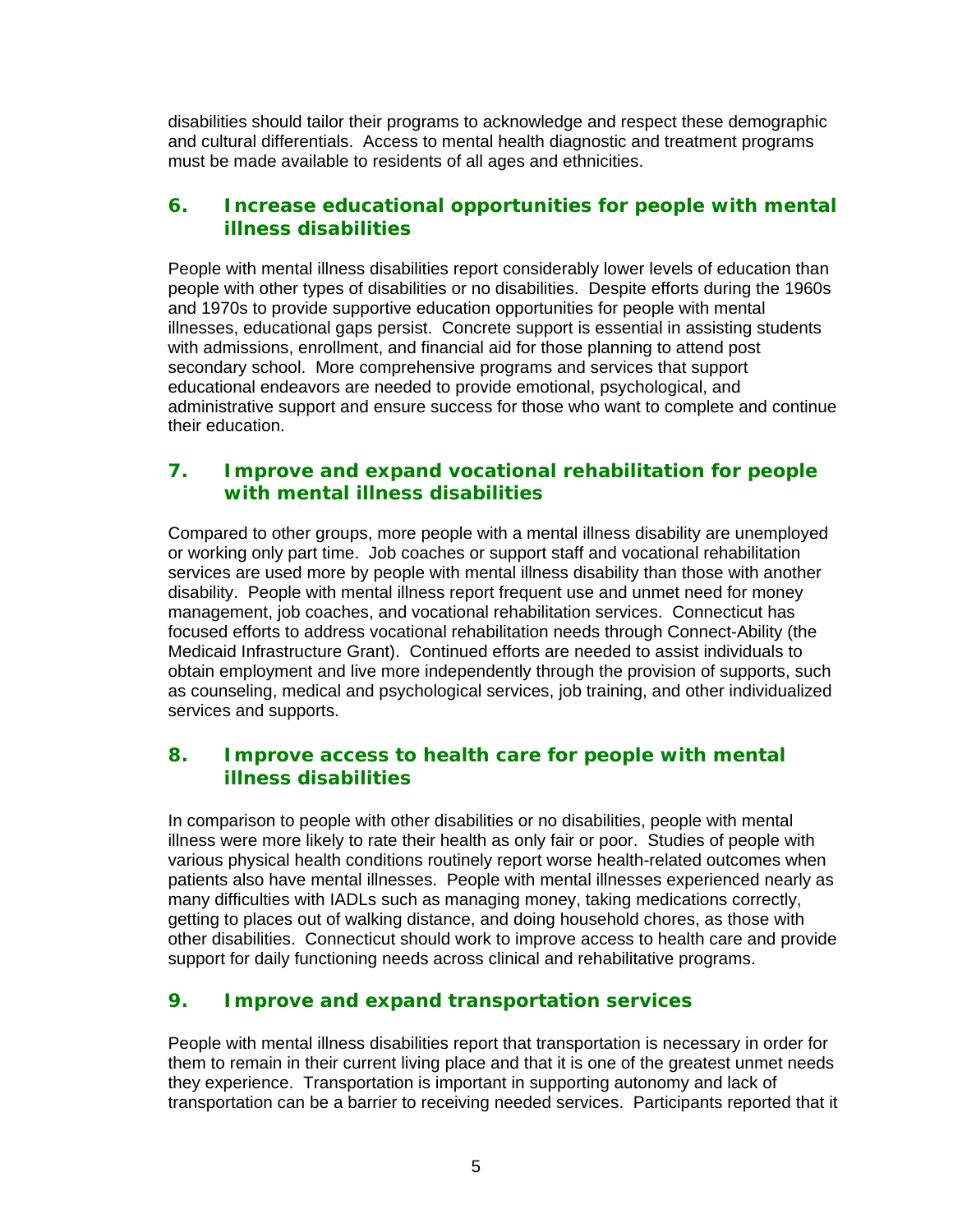disabilities should tailor their programs to acknowledge and respect these demographic and cultural differentials. Access to mental health diagnostic and treatment programs must be made available to residents of all ages and ethnicities.

## 6. Increase educational opportunities for people with mental illness disabilities

People with mental illness disabilities report considerably lower levels of education than people with other types of disabilities or no disabilities. Despite efforts during the 1960s and 1970s to provide supportive education opportunities for people with mental illnesses, educational gaps persist. Concrete support is essential in assisting students with admissions, enrollment, and financial aid for those planning to attend post secondary school. More comprehensive programs and services that support educational endeavors are needed to provide emotional, psychological, and administrative support and ensure success for those who want to complete and continue their education.

## 7. Improve and expand vocational rehabilitation for people with mental illness disabilities

Compared to other groups, more people with a mental illness disability are unemployed or working only part time. Job coaches or support staff and vocational rehabilitation services are used more by people with mental illness disability than those with another disability. People with mental illness report frequent use and unmet need for money management, job coaches, and vocational rehabilitation services. Connecticut has focused efforts to address vocational rehabilitation needs through Connect-Ability (the Medicaid Infrastructure Grant). Continued efforts are needed to assist individuals to obtain employment and live more independently through the provision of supports, such as counseling, medical and psychological services, job training, and other individualized services and supports.

## 8. Improve access to health care for people with mental illness disabilities

In comparison to people with other disabilities or no disabilities, people with mental illness were more likely to rate their health as only fair or poor. Studies of people with various physical health conditions routinely report worse health-related outcomes when patients also have mental illnesses. People with mental illnesses experienced nearly as many difficulties with IADLs such as managing money, taking medications correctly, getting to places out of walking distance, and doing household chores, as those with other disabilities. Connecticut should work to improve access to health care and provide support for daily functioning needs across clinical and rehabilitative programs.

## 9. Improve and expand transportation services

People with mental illness disabilities report that transportation is necessary in order for them to remain in their current living place and that it is one of the greatest unmet needs they experience. Transportation is important in supporting autonomy and lack of transportation can be a barrier to receiving needed services. Participants reported that it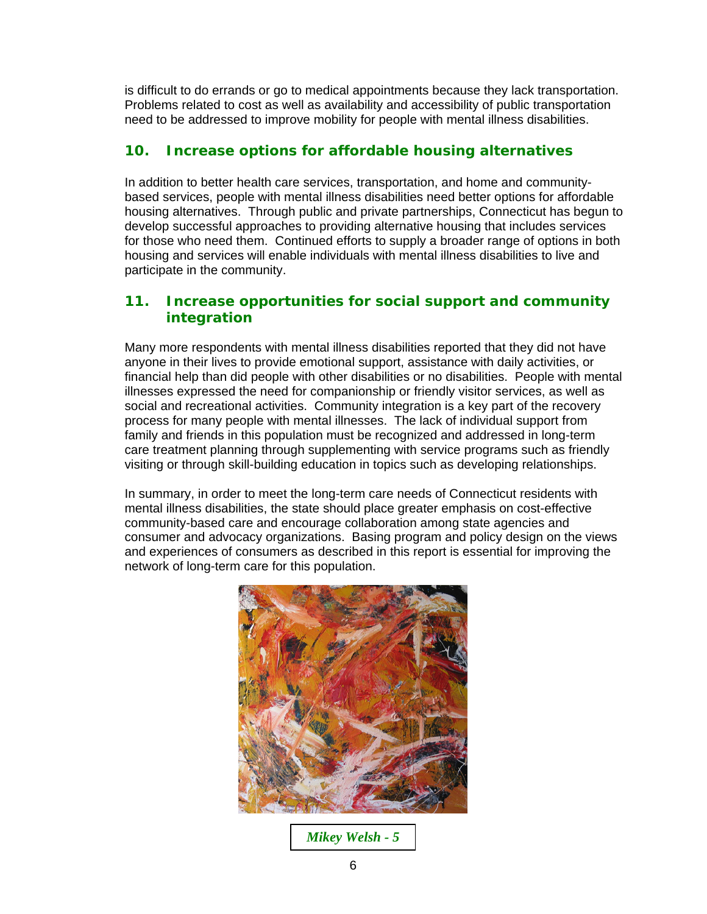is difficult to do errands or go to medical appointments because they lack transportation. Problems related to cost as well as availability and accessibility of public transportation need to be addressed to improve mobility for people with mental illness disabilities.

## 10. Increase options for affordable housing alternatives

In addition to better health care services, transportation, and home and community-based services, people with mental illness disabilities need better options for affordable housing alternatives. Through public and private partnerships, Connecticut has begun to develop successful approaches to providing alternative housing that includes services for those who need them. Continued efforts to supply a broader range of options in both housing and services will enable individuals with mental illness disabilities to live and participate in the community.

## 11. Increase opportunities for social support and community integration

Many more respondents with mental illness disabilities reported that they did not have anyone in their lives to provide emotional support, assistance with daily activities, or financial help than did people with other disabilities or no disabilities. People with mental illnesses expressed the need for companionship or friendly visitor services, as well as social and recreational activities. Community integration is a key part of the recovery process for many people with mental illnesses. The lack of individual support from family and friends in this population must be recognized and addressed in long-term care treatment planning through supplementing with service programs such as friendly visiting or through skill-building education in topics such as developing relationships.

In summary, in order to meet the long-term care needs of Connecticut residents with mental illness disabilities, the state should place greater emphasis on cost-effective community-based care and encourage collaboration among state agencies and consumer and advocacy organizations. Basing program and policy design on the views and experiences of consumers as described in this report is essential for improving the network of long-term care for this population.

*Mikey Welsh - 5*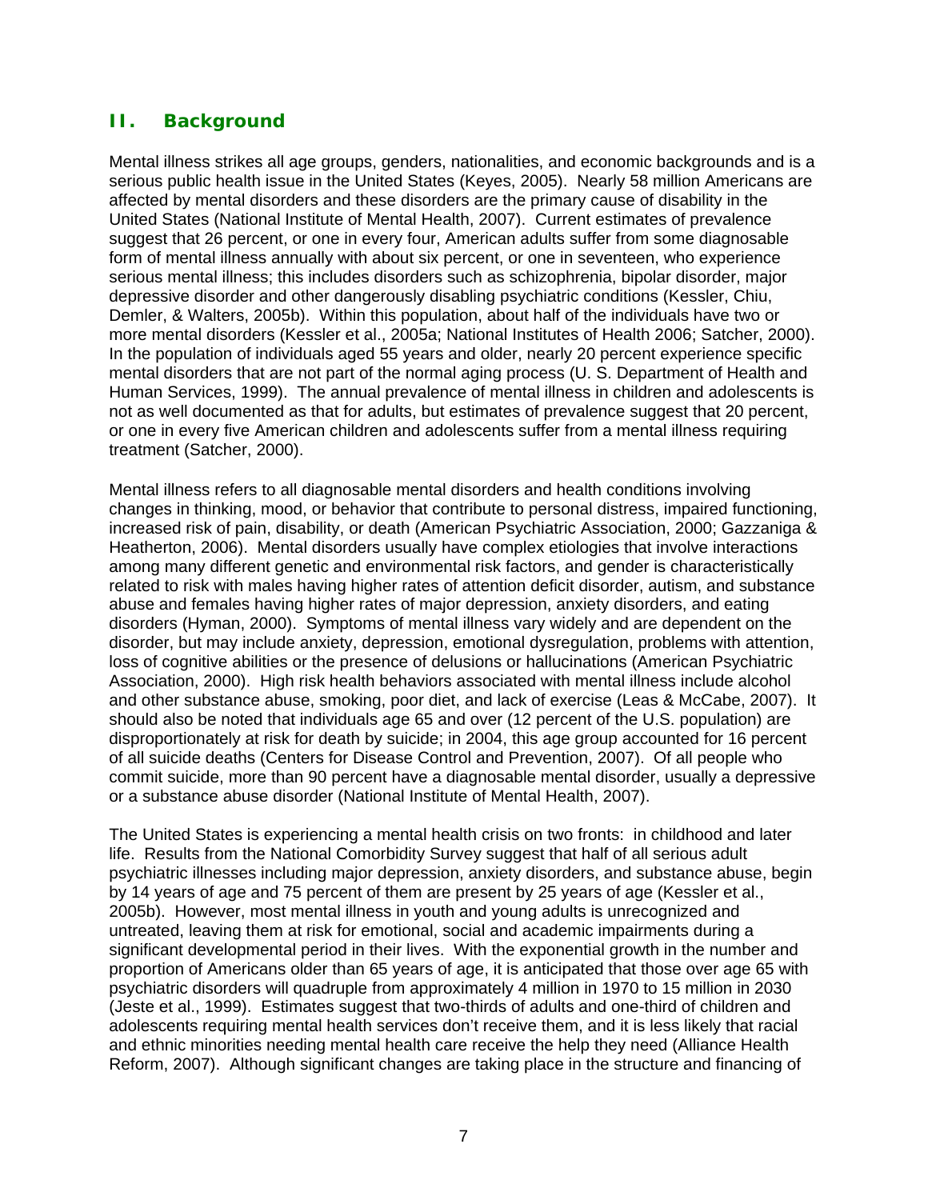## II. Background

Mental illness strikes all age groups, genders, nationalities, and economic backgrounds and is a serious public health issue in the United States (Keyes, 2005). Nearly 58 million Americans are affected by mental disorders and these disorders are the primary cause of disability in the United States (National Institute of Mental Health, 2007). Current estimates of prevalence suggest that 26 percent, or one in every four, American adults suffer from some diagnosable form of mental illness annually with about six percent, or one in seventeen, who experience serious mental illness; this includes disorders such as schizophrenia, bipolar disorder, major depressive disorder and other dangerously disabling psychiatric conditions (Kessler, Chiu, Demler, & Walters, 2005b). Within this population, about half of the individuals have two or more mental disorders (Kessler et al., 2005a; National Institutes of Health 2006; Satcher, 2000). In the population of individuals aged 55 years and older, nearly 20 percent experience specific mental disorders that are not part of the normal aging process (U. S. Department of Health and Human Services, 1999). The annual prevalence of mental illness in children and adolescents is not as well documented as that for adults, but estimates of prevalence suggest that 20 percent, or one in every five American children and adolescents suffer from a mental illness requiring treatment (Satcher, 2000).

Mental illness refers to all diagnosable mental disorders and health conditions involving changes in thinking, mood, or behavior that contribute to personal distress, impaired functioning, increased risk of pain, disability, or death (American Psychiatric Association, 2000; Gazzaniga & Heatherton, 2006). Mental disorders usually have complex etiologies that involve interactions among many different genetic and environmental risk factors, and gender is characteristically related to risk with males having higher rates of attention deficit disorder, autism, and substance abuse and females having higher rates of major depression, anxiety disorders, and eating disorders (Hyman, 2000). Symptoms of mental illness vary widely and are dependent on the disorder, but may include anxiety, depression, emotional dysregulation, problems with attention, loss of cognitive abilities or the presence of delusions or hallucinations (American Psychiatric Association, 2000). High risk health behaviors associated with mental illness include alcohol and other substance abuse, smoking, poor diet, and lack of exercise (Leas & McCabe, 2007). It should also be noted that individuals age 65 and over (12 percent of the U.S. population) are disproportionately at risk for death by suicide; in 2004, this age group accounted for 16 percent of all suicide deaths (Centers for Disease Control and Prevention, 2007). Of all people who commit suicide, more than 90 percent have a diagnosable mental disorder, usually a depressive or a substance abuse disorder (National Institute of Mental Health, 2007).

The United States is experiencing a mental health crisis on two fronts: in childhood and later life. Results from the National Comorbidity Survey suggest that half of all serious adult psychiatric illnesses including major depression, anxiety disorders, and substance abuse, begin by 14 years of age and 75 percent of them are present by 25 years of age (Kessler et al., 2005b). However, most mental illness in youth and young adults is unrecognized and untreated, leaving them at risk for emotional, social and academic impairments during a significant developmental period in their lives. With the exponential growth in the number and proportion of Americans older than 65 years of age, it is anticipated that those over age 65 with psychiatric disorders will quadruple from approximately 4 million in 1970 to 15 million in 2030 (Jeste et al., 1999). Estimates suggest that two-thirds of adults and one-third of children and adolescents requiring mental health services don't receive them, and it is less likely that racial and ethnic minorities needing mental health care receive the help they need (Alliance Health Reform, 2007). Although significant changes are taking place in the structure and financing of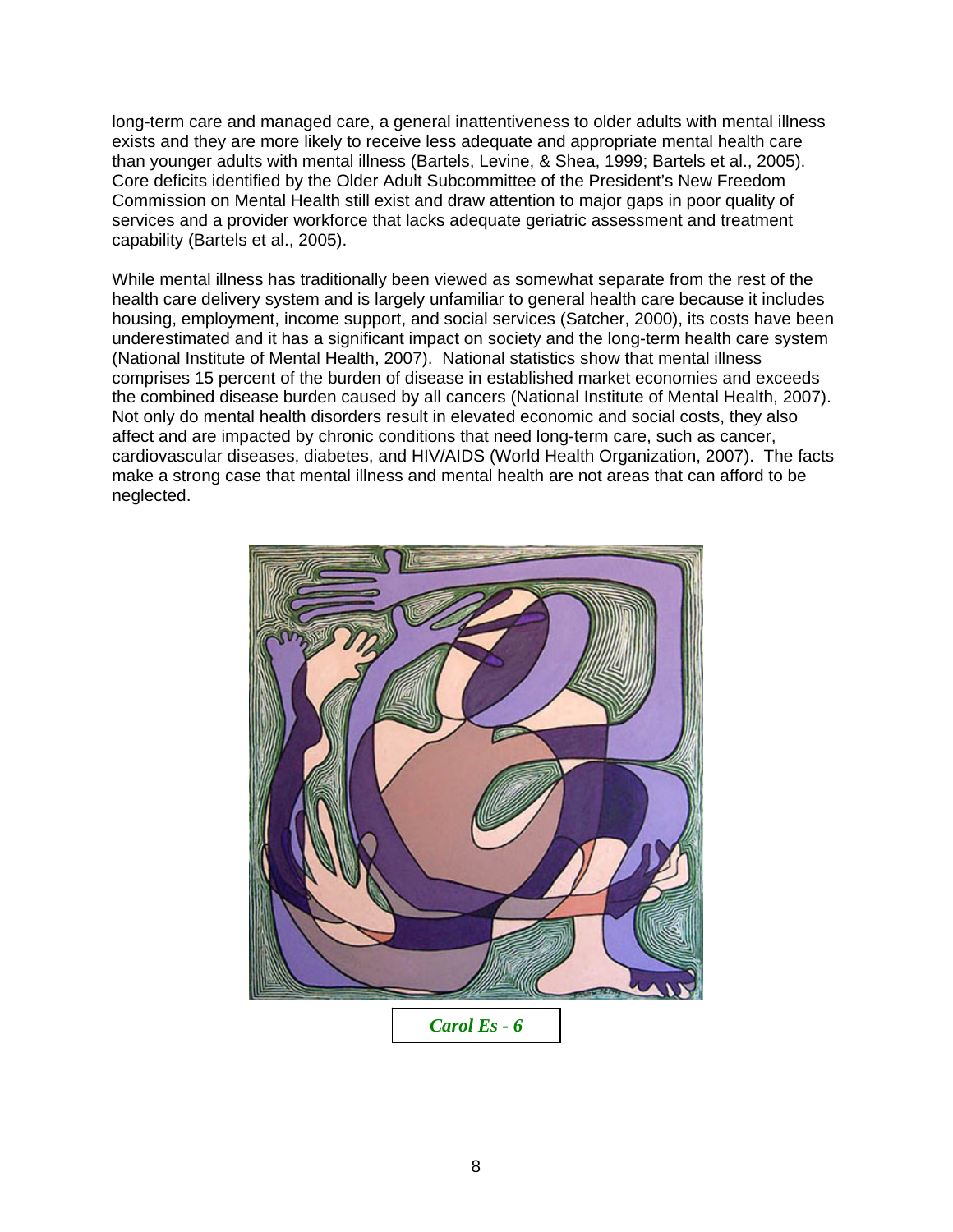long-term care and managed care, a general inattentiveness to older adults with mental illness exists and they are more likely to receive less adequate and appropriate mental health care than younger adults with mental illness (Bartels, Levine, & Shea, 1999; Bartels et al., 2005). Core deficits identified by the Older Adult Subcommittee of the President's New Freedom Commission on Mental Health still exist and draw attention to major gaps in poor quality of services and a provider workforce that lacks adequate geriatric assessment and treatment capability (Bartels et al., 2005).

While mental illness has traditionally been viewed as somewhat separate from the rest of the health care delivery system and is largely unfamiliar to general health care because it includes housing, employment, income support, and social services (Satcher, 2000), its costs have been underestimated and it has a significant impact on society and the long-term health care system (National Institute of Mental Health, 2007). National statistics show that mental illness comprises 15 percent of the burden of disease in established market economies and exceeds the combined disease burden caused by all cancers (National Institute of Mental Health, 2007). Not only do mental health disorders result in elevated economic and social costs, they also affect and are impacted by chronic conditions that need long-term care, such as cancer, cardiovascular diseases, diabetes, and HIV/AIDS (World Health Organization, 2007). The facts make a strong case that mental illness and mental health are not areas that can afford to be neglected.

*Carol Es - 6*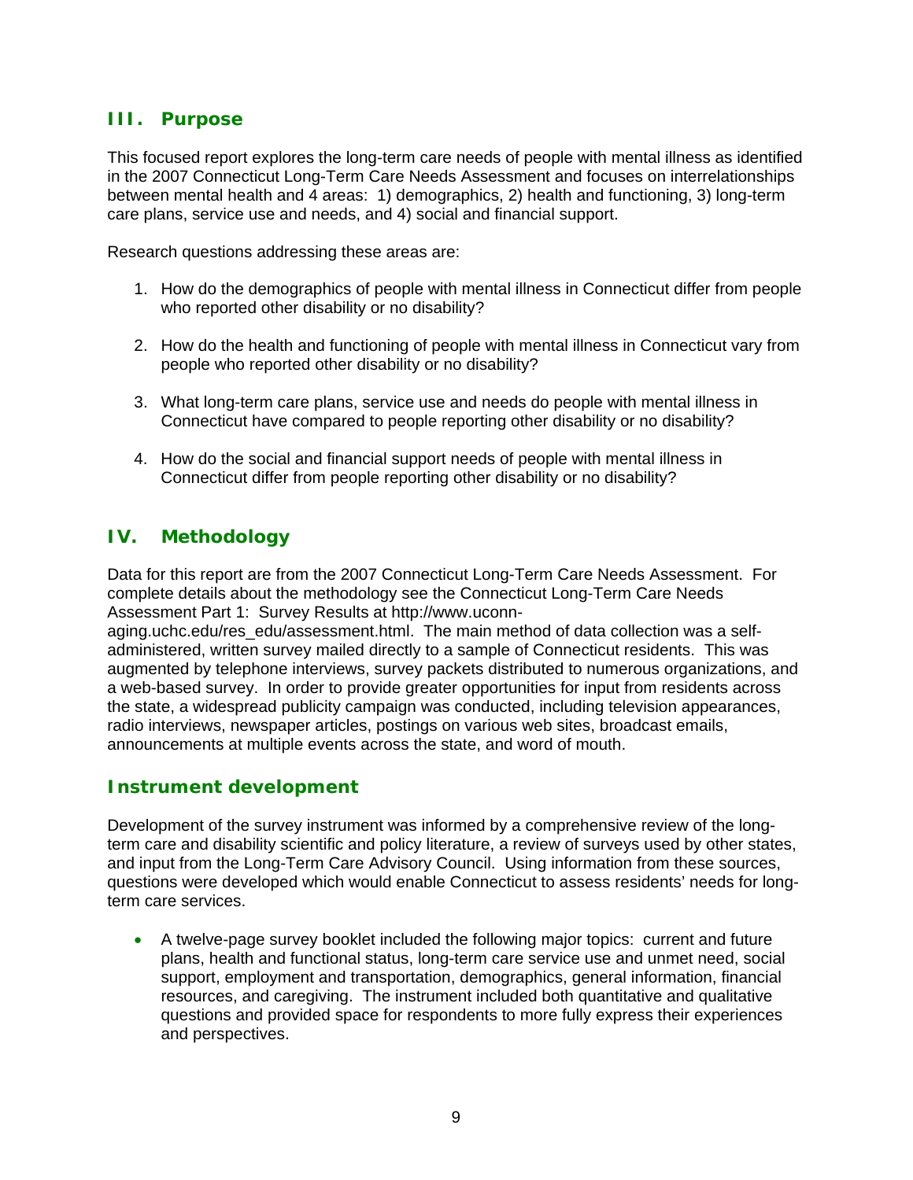## III. Purpose

This focused report explores the long-term care needs of people with mental illness as identified in the 2007 Connecticut Long-Term Care Needs Assessment and focuses on interrelationships between mental health and 4 areas: 1) demographics, 2) health and functioning, 3) long-term care plans, service use and needs, and 4) social and financial support.

Research questions addressing these areas are:

1. How do the demographics of people with mental illness in Connecticut differ from people who reported other disability or no disability?

2. How do the health and functioning of people with mental illness in Connecticut vary from people who reported other disability or no disability?

3. What long-term care plans, service use and needs do people with mental illness in Connecticut have compared to people reporting other disability or no disability?

4. How do the social and financial support needs of people with mental illness in Connecticut differ from people reporting other disability or no disability?

## IV. Methodology

Data for this report are from the 2007 Connecticut Long-Term Care Needs Assessment. For complete details about the methodology see the Connecticut Long-Term Care Needs Assessment Part 1: Survey Results at http://www.uconn-aging.uchc.edu/res_edu/assessment.html. The main method of data collection was a self-administered, written survey mailed directly to a sample of Connecticut residents. This was augmented by telephone interviews, survey packets distributed to numerous organizations, and a web-based survey. In order to provide greater opportunities for input from residents across the state, a widespread publicity campaign was conducted, including television appearances, radio interviews, newspaper articles, postings on various web sites, broadcast emails, announcements at multiple events across the state, and word of mouth.

### Instrument development

Development of the survey instrument was informed by a comprehensive review of the long-term care and disability scientific and policy literature, a review of surveys used by other states, and input from the Long-Term Care Advisory Council. Using information from these sources, questions were developed which would enable Connecticut to assess residents' needs for long-term care services.

- A twelve-page survey booklet included the following major topics: current and future plans, health and functional status, long-term care service use and unmet need, social support, employment and transportation, demographics, general information, financial resources, and caregiving. The instrument included both quantitative and qualitative questions and provided space for respondents to more fully express their experiences and perspectives.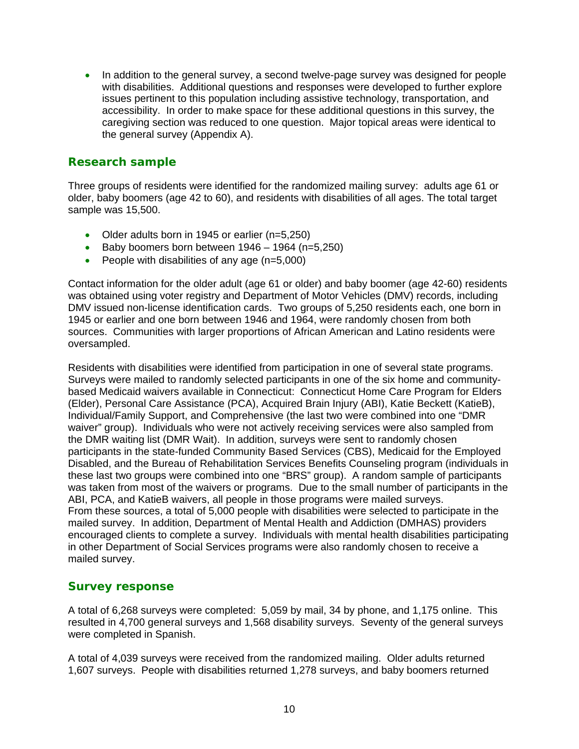- In addition to the general survey, a second twelve-page survey was designed for people with disabilities. Additional questions and responses were developed to further explore issues pertinent to this population including assistive technology, transportation, and accessibility. In order to make space for these additional questions in this survey, the caregiving section was reduced to one question. Major topical areas were identical to the general survey (Appendix A).

## Research sample

Three groups of residents were identified for the randomized mailing survey: adults age 61 or older, baby boomers (age 42 to 60), and residents with disabilities of all ages. The total target sample was 15,500.

- Older adults born in 1945 or earlier (n=5,250)
- Baby boomers born between 1946 – 1964 (n=5,250)
- People with disabilities of any age (n=5,000)

Contact information for the older adult (age 61 or older) and baby boomer (age 42-60) residents was obtained using voter registry and Department of Motor Vehicles (DMV) records, including DMV issued non-license identification cards. Two groups of 5,250 residents each, one born in 1945 or earlier and one born between 1946 and 1964, were randomly chosen from both sources. Communities with larger proportions of African American and Latino residents were oversampled.

Residents with disabilities were identified from participation in one of several state programs. Surveys were mailed to randomly selected participants in one of the six home and community-based Medicaid waivers available in Connecticut: Connecticut Home Care Program for Elders (Elder), Personal Care Assistance (PCA), Acquired Brain Injury (ABI), Katie Beckett (KatieB), Individual/Family Support, and Comprehensive (the last two were combined into one "DMR waiver" group). Individuals who were not actively receiving services were also sampled from the DMR waiting list (DMR Wait). In addition, surveys were sent to randomly chosen participants in the state-funded Community Based Services (CBS), Medicaid for the Employed Disabled, and the Bureau of Rehabilitation Services Benefits Counseling program (individuals in these last two groups were combined into one "BRS" group). A random sample of participants was taken from most of the waivers or programs. Due to the small number of participants in the ABI, PCA, and KatieB waivers, all people in those programs were mailed surveys. From these sources, a total of 5,000 people with disabilities were selected to participate in the mailed survey. In addition, Department of Mental Health and Addiction (DMHAS) providers encouraged clients to complete a survey. Individuals with mental health disabilities participating in other Department of Social Services programs were also randomly chosen to receive a mailed survey.

## Survey response

A total of 6,268 surveys were completed: 5,059 by mail, 34 by phone, and 1,175 online. This resulted in 4,700 general surveys and 1,568 disability surveys. Seventy of the general surveys were completed in Spanish.

A total of 4,039 surveys were received from the randomized mailing. Older adults returned 1,607 surveys. People with disabilities returned 1,278 surveys, and baby boomers returned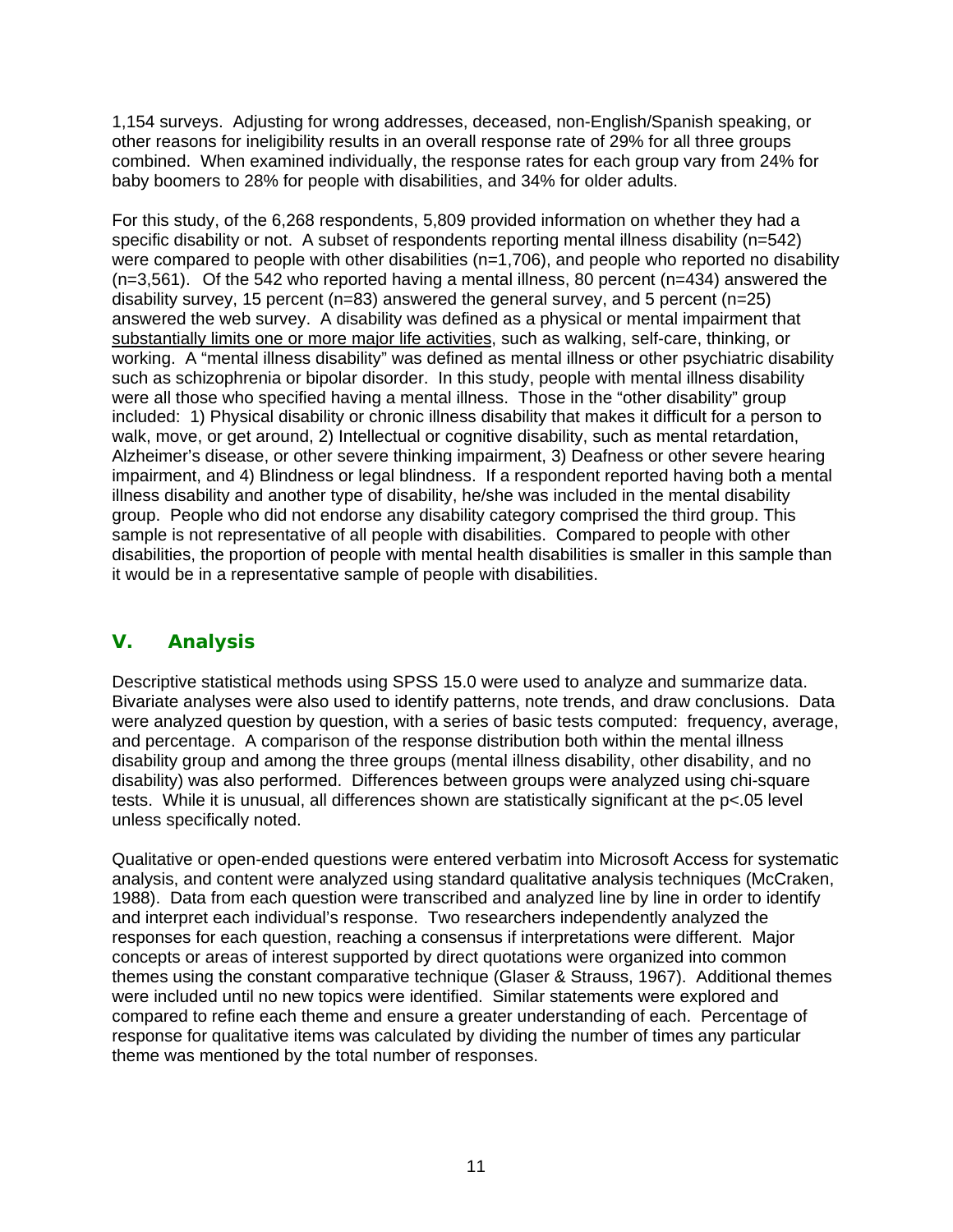1,154 surveys. Adjusting for wrong addresses, deceased, non-English/Spanish speaking, or other reasons for ineligibility results in an overall response rate of 29% for all three groups combined. When examined individually, the response rates for each group vary from 24% for baby boomers to 28% for people with disabilities, and 34% for older adults.

For this study, of the 6,268 respondents, 5,809 provided information on whether they had a specific disability or not. A subset of respondents reporting mental illness disability (n=542) were compared to people with other disabilities (n=1,706), and people who reported no disability (n=3,561). Of the 542 who reported having a mental illness, 80 percent (n=434) answered the disability survey, 15 percent (n=83) answered the general survey, and 5 percent (n=25) answered the web survey. A disability was defined as a physical or mental impairment that <u>substantially limits one or more major life activities</u>, such as walking, self-care, thinking, or working. A "mental illness disability" was defined as mental illness or other psychiatric disability such as schizophrenia or bipolar disorder. In this study, people with mental illness disability were all those who specified having a mental illness. Those in the "other disability" group included: 1) Physical disability or chronic illness disability that makes it difficult for a person to walk, move, or get around, 2) Intellectual or cognitive disability, such as mental retardation, Alzheimer's disease, or other severe thinking impairment, 3) Deafness or other severe hearing impairment, and 4) Blindness or legal blindness. If a respondent reported having both a mental illness disability and another type of disability, he/she was included in the mental disability group. People who did not endorse any disability category comprised the third group. This sample is not representative of all people with disabilities. Compared to people with other disabilities, the proportion of people with mental health disabilities is smaller in this sample than it would be in a representative sample of people with disabilities.

## V. Analysis

Descriptive statistical methods using SPSS 15.0 were used to analyze and summarize data. Bivariate analyses were also used to identify patterns, note trends, and draw conclusions. Data were analyzed question by question, with a series of basic tests computed: frequency, average, and percentage. A comparison of the response distribution both within the mental illness disability group and among the three groups (mental illness disability, other disability, and no disability) was also performed. Differences between groups were analyzed using chi-square tests. While it is unusual, all differences shown are statistically significant at the $p<.05$ level unless specifically noted.

Qualitative or open-ended questions were entered verbatim into Microsoft Access for systematic analysis, and content were analyzed using standard qualitative analysis techniques (McCraken, 1988). Data from each question were transcribed and analyzed line by line in order to identify and interpret each individual's response. Two researchers independently analyzed the responses for each question, reaching a consensus if interpretations were different. Major concepts or areas of interest supported by direct quotations were organized into common themes using the constant comparative technique (Glaser & Strauss, 1967). Additional themes were included until no new topics were identified. Similar statements were explored and compared to refine each theme and ensure a greater understanding of each. Percentage of response for qualitative items was calculated by dividing the number of times any particular theme was mentioned by the total number of responses.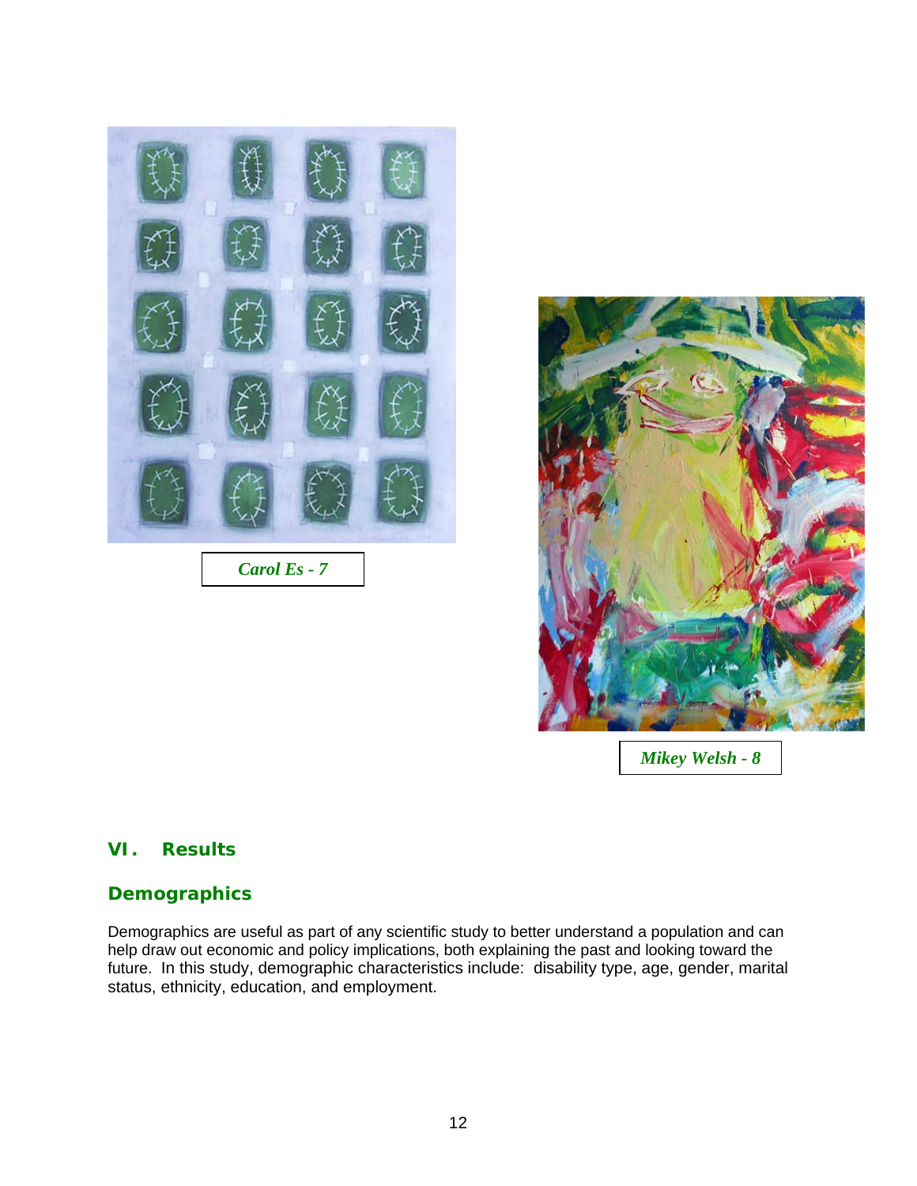*Carol Es - 7*

*Mikey Welsh - 8*

## VI. Results

### Demographics

Demographics are useful as part of any scientific study to better understand a population and can help draw out economic and policy implications, both explaining the past and looking toward the future. In this study, demographic characteristics include: disability type, age, gender, marital status, ethnicity, education, and employment.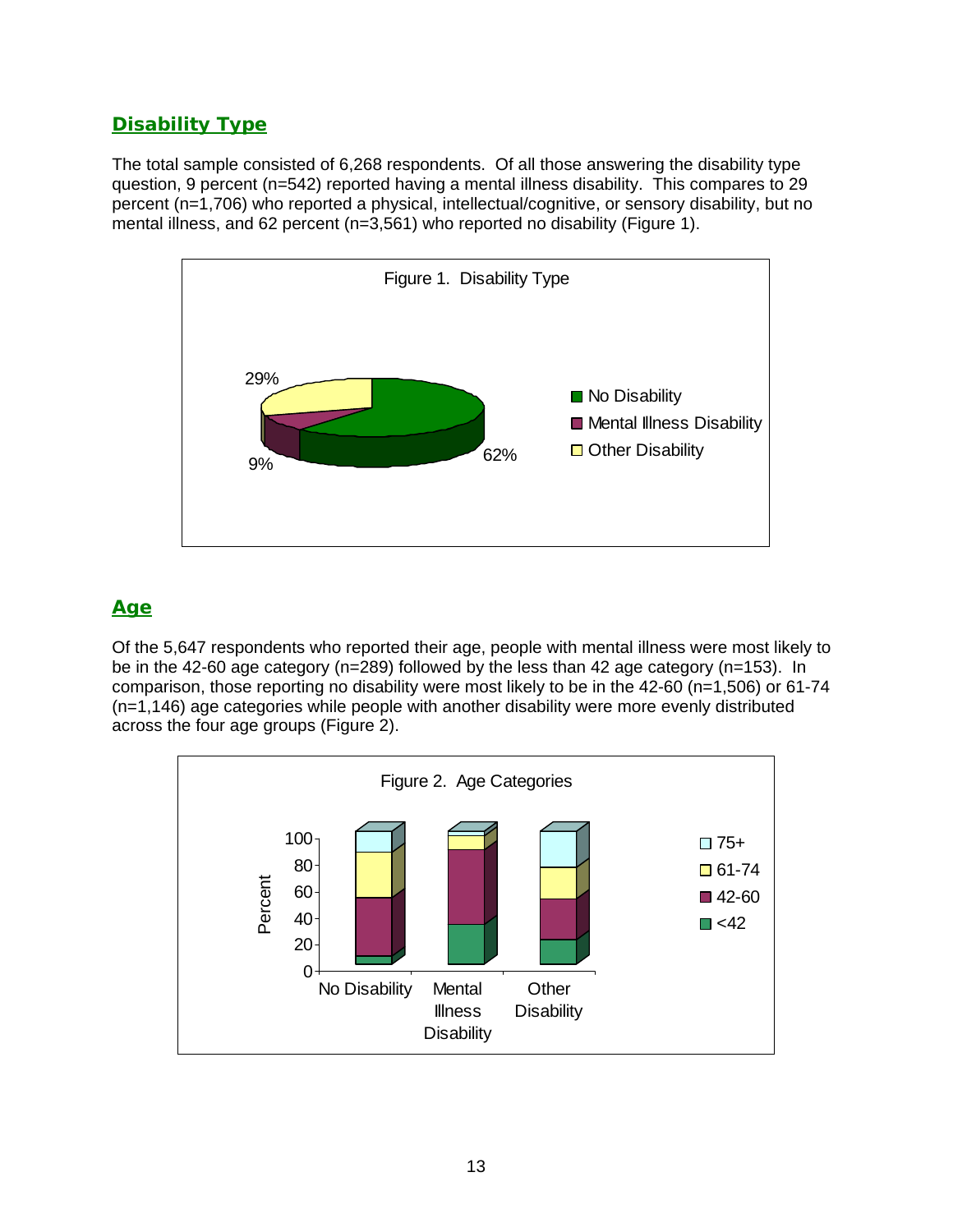## Disability Type

The total sample consisted of 6,268 respondents. Of all those answering the disability type question, 9 percent (n=542) reported having a mental illness disability. This compares to 29 percent (n=1,706) who reported a physical, intellectual/cognitive, or sensory disability, but no mental illness, and 62 percent (n=3,561) who reported no disability (Figure 1).

Figure 1. Disability Type

## Age

Of the 5,647 respondents who reported their age, people with mental illness were most likely to be in the 42-60 age category (n=289) followed by the less than 42 age category (n=153). In comparison, those reporting no disability were most likely to be in the 42-60 (n=1,506) or 61-74 (n=1,146) age categories while people with another disability were more evenly distributed across the four age groups (Figure 2).

Figure 2. Age Categories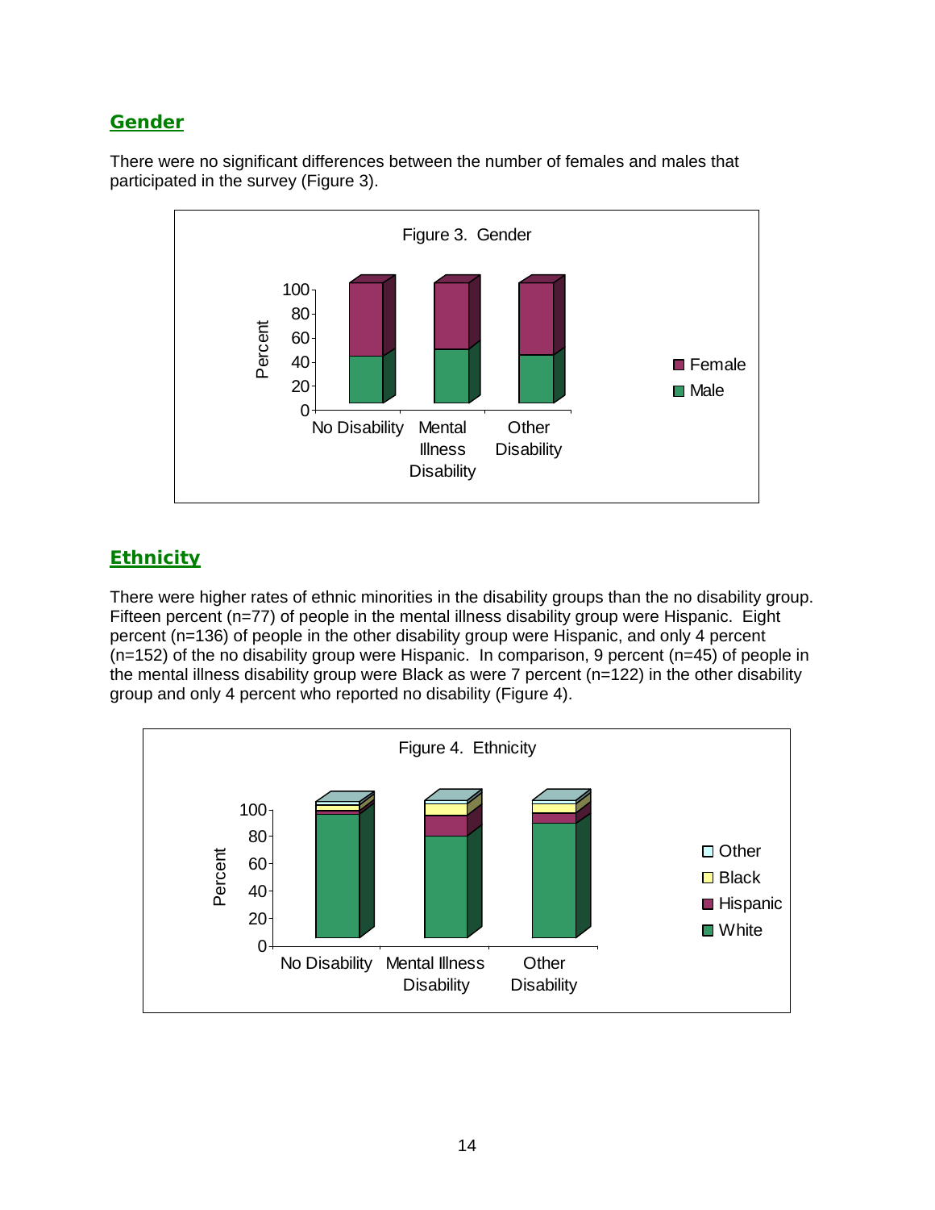## Gender

There were no significant differences between the number of females and males that participated in the survey (Figure 3).

Figure 3. Gender

## Ethnicity

There were higher rates of ethnic minorities in the disability groups than the no disability group. Fifteen percent (n=77) of people in the mental illness disability group were Hispanic. Eight percent (n=136) of people in the other disability group were Hispanic, and only 4 percent (n=152) of the no disability group were Hispanic. In comparison, 9 percent (n=45) of people in the mental illness disability group were Black as were 7 percent (n=122) in the other disability group and only 4 percent who reported no disability (Figure 4).

Figure 4. Ethnicity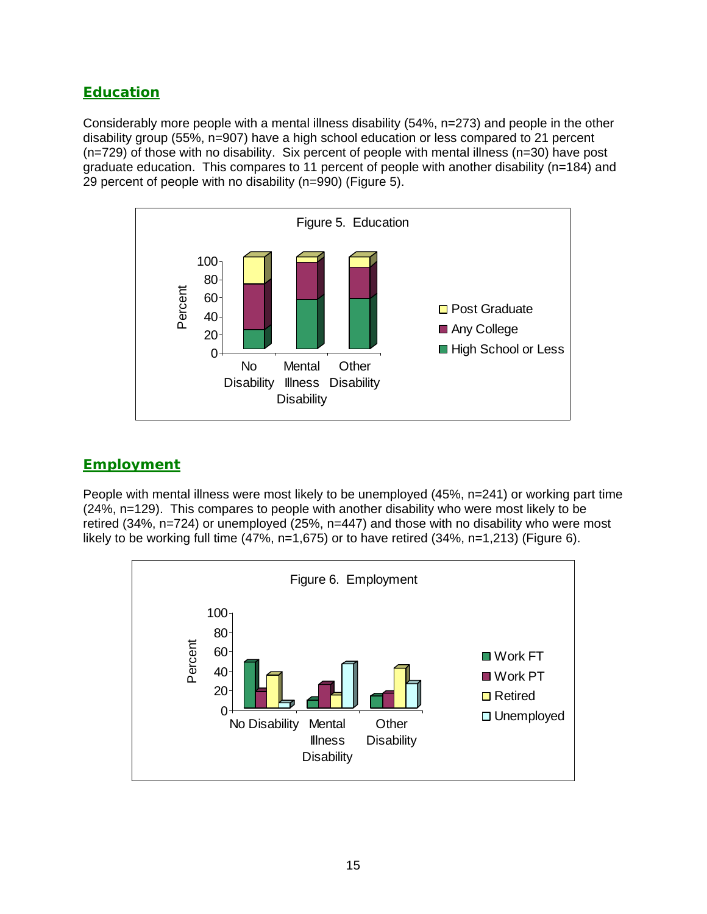## Education

Considerably more people with a mental illness disability (54%, n=273) and people in the other disability group (55%, n=907) have a high school education or less compared to 21 percent (n=729) of those with no disability. Six percent of people with mental illness (n=30) have post graduate education. This compares to 11 percent of people with another disability (n=184) and 29 percent of people with no disability (n=990) (Figure 5).

Figure 5. Education

## Employment

People with mental illness were most likely to be unemployed (45%, n=241) or working part time (24%, n=129). This compares to people with another disability who were most likely to be retired (34%, n=724) or unemployed (25%, n=447) and those with no disability who were most likely to be working full time (47%, n=1,675) or to have retired (34%, n=1,213) (Figure 6).

Figure 6. Employment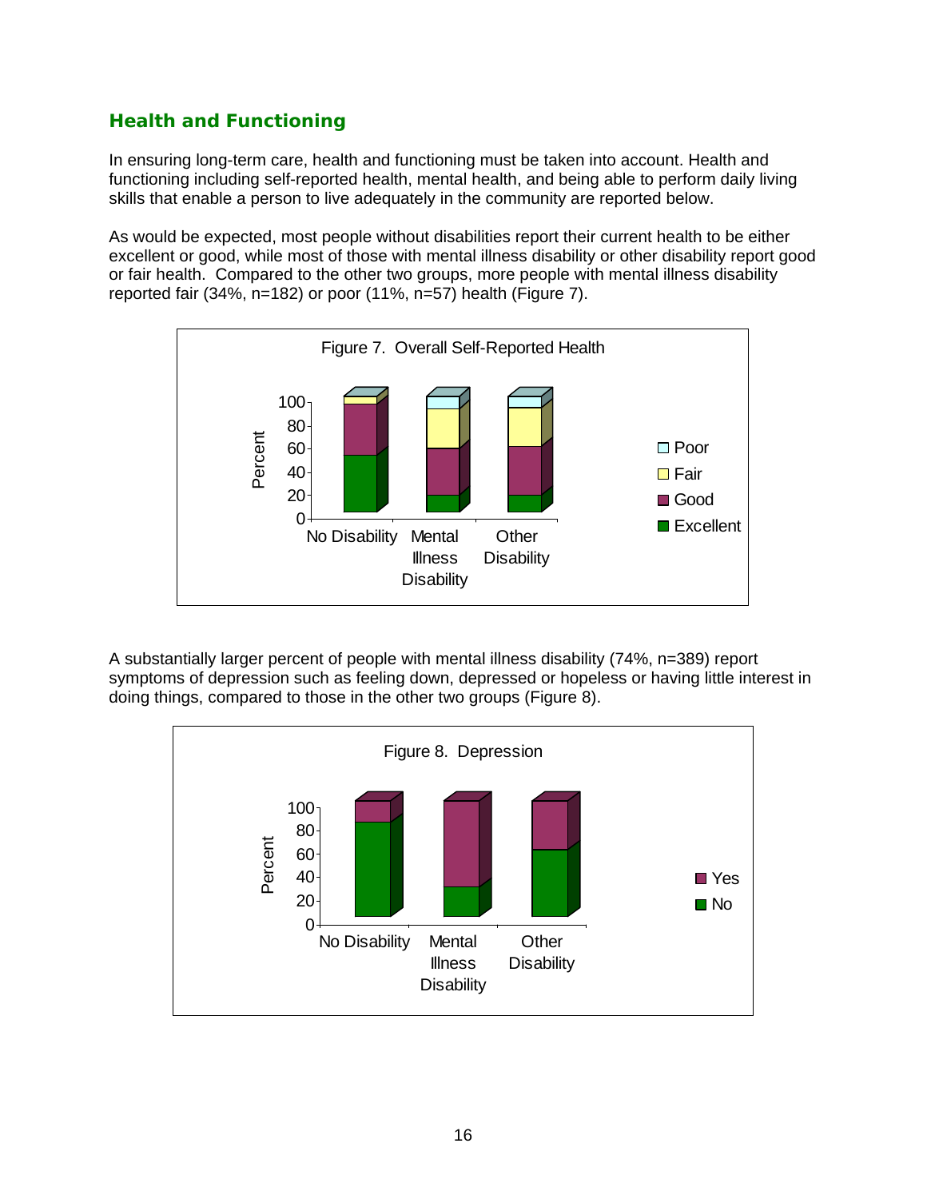## Health and Functioning

In ensuring long-term care, health and functioning must be taken into account. Health and functioning including self-reported health, mental health, and being able to perform daily living skills that enable a person to live adequately in the community are reported below.

As would be expected, most people without disabilities report their current health to be either excellent or good, while most of those with mental illness disability or other disability report good or fair health. Compared to the other two groups, more people with mental illness disability reported fair (34%, n=182) or poor (11%, n=57) health (Figure 7).

Figure 7. Overall Self-Reported Health

A substantially larger percent of people with mental illness disability (74%, n=389) report symptoms of depression such as feeling down, depressed or hopeless or having little interest in doing things, compared to those in the other two groups (Figure 8).

Figure 8. Depression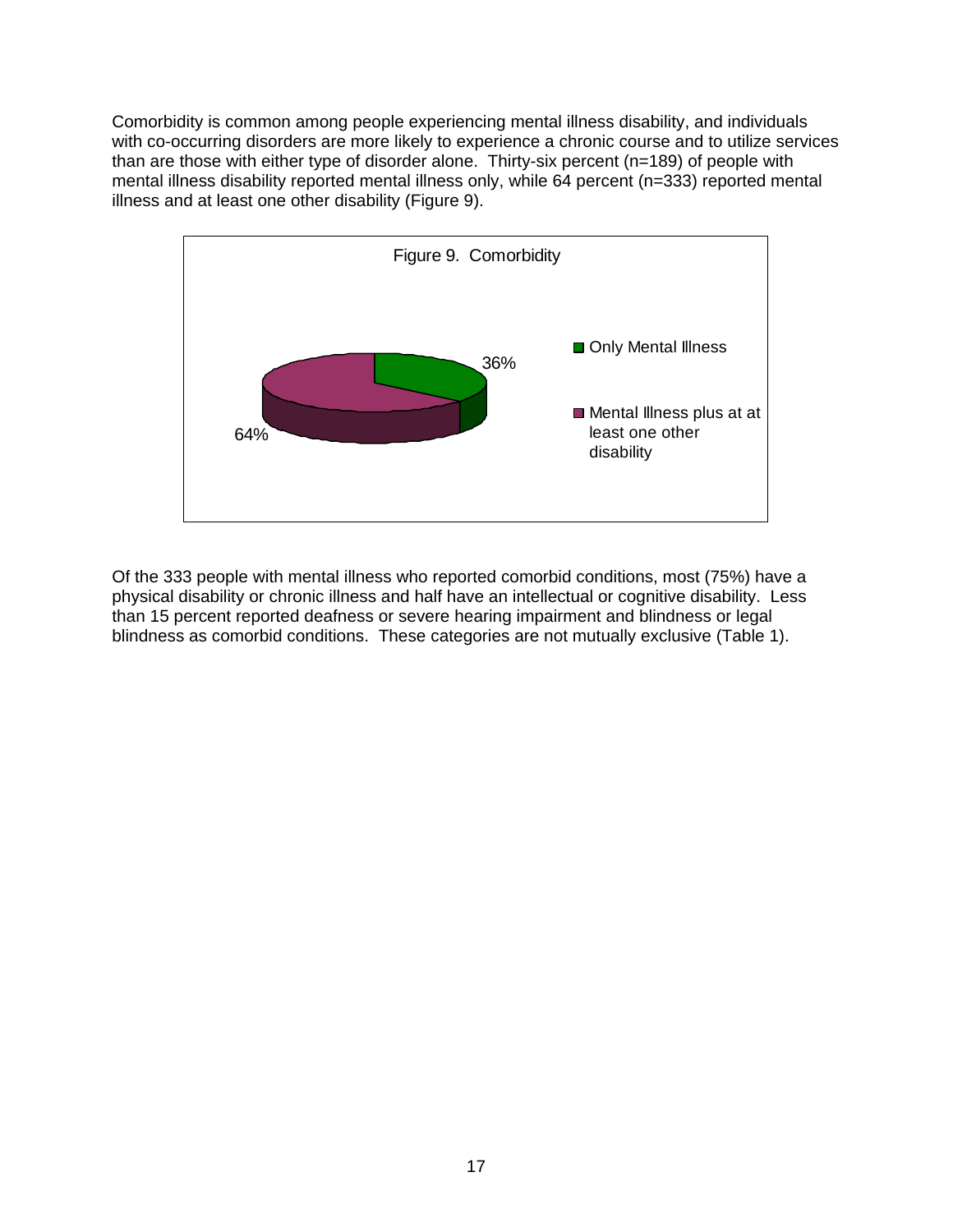Comorbidity is common among people experiencing mental illness disability, and individuals with co-occurring disorders are more likely to experience a chronic course and to utilize services than are those with either type of disorder alone. Thirty-six percent (n=189) of people with mental illness disability reported mental illness only, while 64 percent (n=333) reported mental illness and at least one other disability (Figure 9).

Figure 9. Comorbidity

| Category | Percent |
|---|---|
| Only Mental Illness | 36% |
| Mental Illness plus at at least one other disability | 64% |

Of the 333 people with mental illness who reported comorbid conditions, most (75%) have a physical disability or chronic illness and half have an intellectual or cognitive disability. Less than 15 percent reported deafness or severe hearing impairment and blindness or legal blindness as comorbid conditions. These categories are not mutually exclusive (Table 1).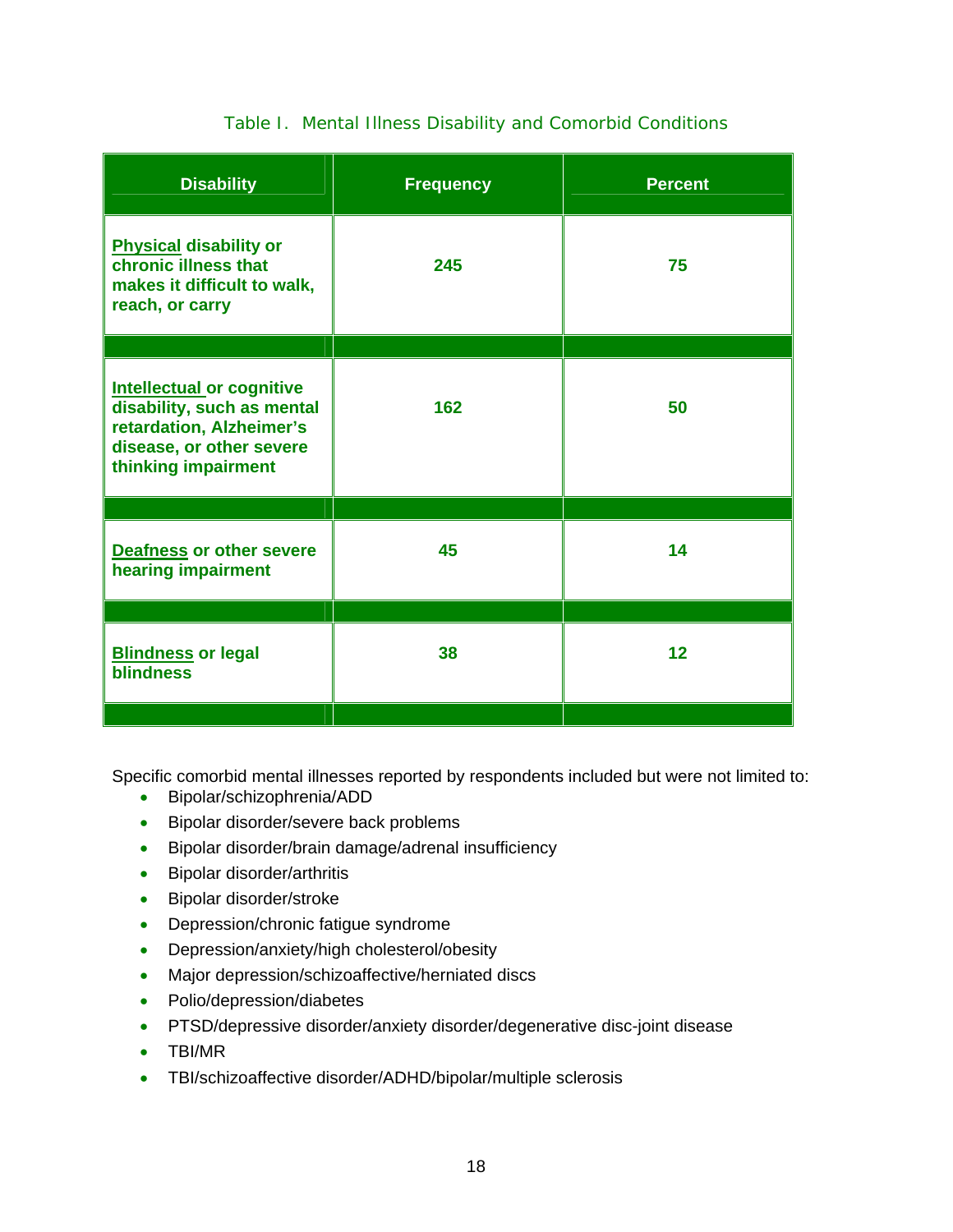Table I. Mental Illness Disability and Comorbid Conditions

| Disability | Frequency | Percent |
|---|---|---|
| Physical disability or chronic illness that makes it difficult to walk, reach, or carry | 245 | 75 |
| Intellectual or cognitive disability, such as mental retardation, Alzheimer's disease, or other severe thinking impairment | 162 | 50 |
| Deafness or other severe hearing impairment | 45 | 14 |
| Blindness or legal blindness | 38 | 12 |

Specific comorbid mental illnesses reported by respondents included but were not limited to:

- Bipolar/schizophrenia/ADD
- Bipolar disorder/severe back problems
- Bipolar disorder/brain damage/adrenal insufficiency
- Bipolar disorder/arthritis
- Bipolar disorder/stroke
- Depression/chronic fatigue syndrome
- Depression/anxiety/high cholesterol/obesity
- Major depression/schizoaffective/herniated discs
- Polio/depression/diabetes
- PTSD/depressive disorder/anxiety disorder/degenerative disc-joint disease
- TBI/MR
- TBI/schizoaffective disorder/ADHD/bipolar/multiple sclerosis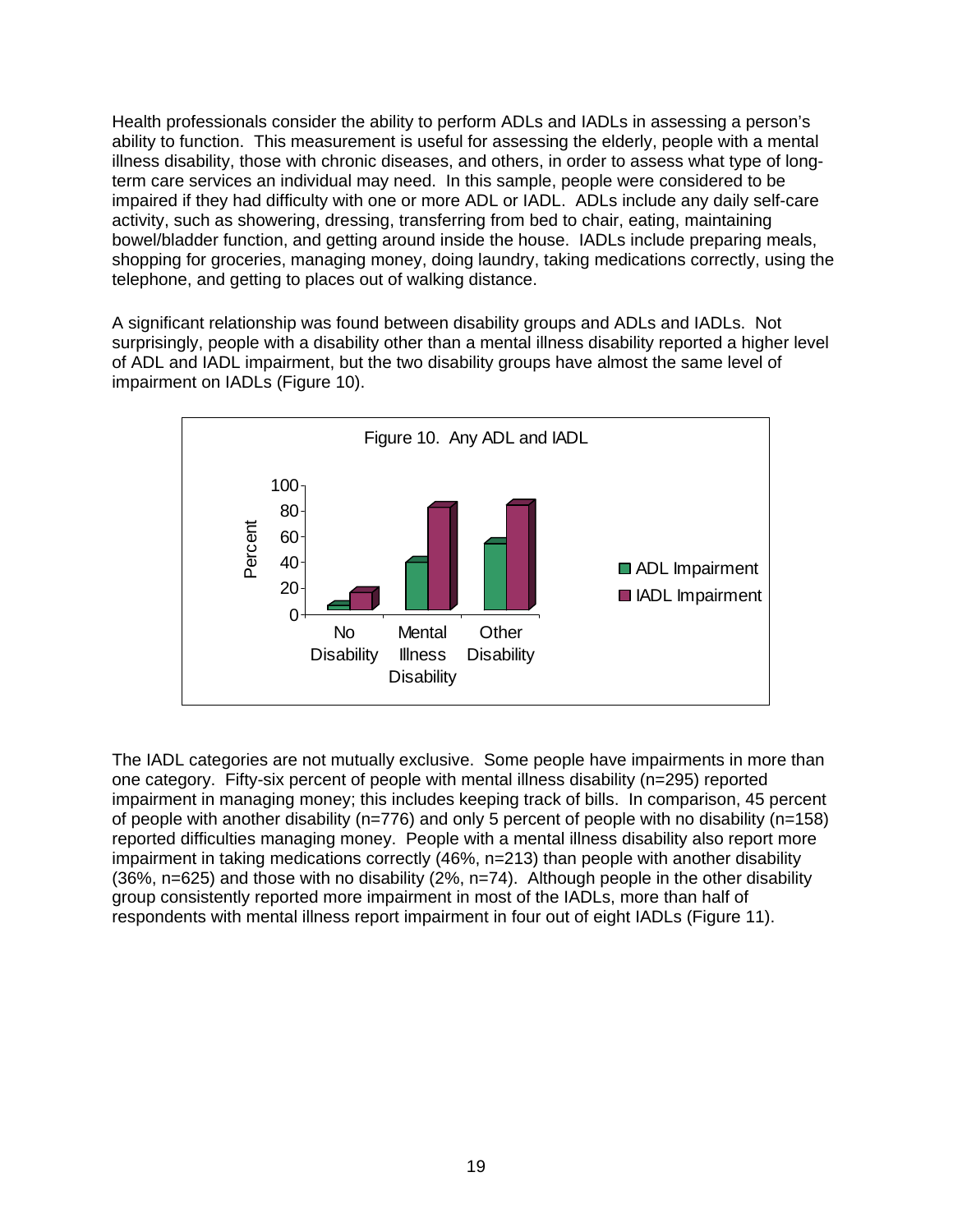Health professionals consider the ability to perform ADLs and IADLs in assessing a person's ability to function. This measurement is useful for assessing the elderly, people with a mental illness disability, those with chronic diseases, and others, in order to assess what type of long-term care services an individual may need. In this sample, people were considered to be impaired if they had difficulty with one or more ADL or IADL. ADLs include any daily self-care activity, such as showering, dressing, transferring from bed to chair, eating, maintaining bowel/bladder function, and getting around inside the house. IADLs include preparing meals, shopping for groceries, managing money, doing laundry, taking medications correctly, using the telephone, and getting to places out of walking distance.

A significant relationship was found between disability groups and ADLs and IADLs. Not surprisingly, people with a disability other than a mental illness disability reported a higher level of ADL and IADL impairment, but the two disability groups have almost the same level of impairment on IADLs (Figure 10).

Figure 10. Any ADL and IADL

The IADL categories are not mutually exclusive. Some people have impairments in more than one category. Fifty-six percent of people with mental illness disability (n=295) reported impairment in managing money; this includes keeping track of bills. In comparison, 45 percent of people with another disability (n=776) and only 5 percent of people with no disability (n=158) reported difficulties managing money. People with a mental illness disability also report more impairment in taking medications correctly (46%, n=213) than people with another disability (36%, n=625) and those with no disability (2%, n=74). Although people in the other disability group consistently reported more impairment in most of the IADLs, more than half of respondents with mental illness report impairment in four out of eight IADLs (Figure 11).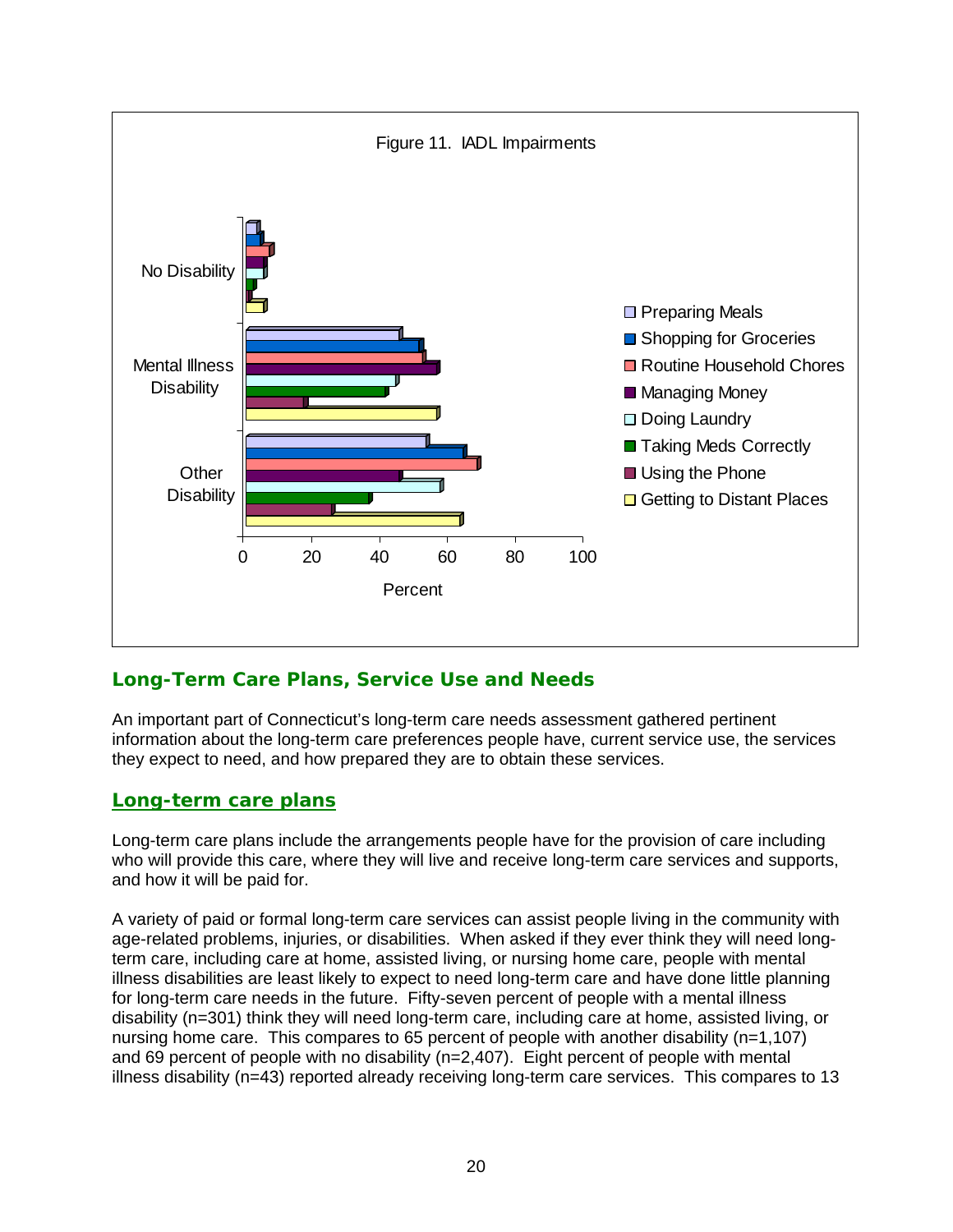Figure 11. IADL Impairments

## Long-Term Care Plans, Service Use and Needs

An important part of Connecticut's long-term care needs assessment gathered pertinent information about the long-term care preferences people have, current service use, the services they expect to need, and how prepared they are to obtain these services.

### Long-term care plans

Long-term care plans include the arrangements people have for the provision of care including who will provide this care, where they will live and receive long-term care services and supports, and how it will be paid for.

A variety of paid or formal long-term care services can assist people living in the community with age-related problems, injuries, or disabilities. When asked if they ever think they will need long-term care, including care at home, assisted living, or nursing home care, people with mental illness disabilities are least likely to expect to need long-term care and have done little planning for long-term care needs in the future. Fifty-seven percent of people with a mental illness disability (n=301) think they will need long-term care, including care at home, assisted living, or nursing home care. This compares to 65 percent of people with another disability (n=1,107) and 69 percent of people with no disability (n=2,407). Eight percent of people with mental illness disability (n=43) reported already receiving long-term care services. This compares to 13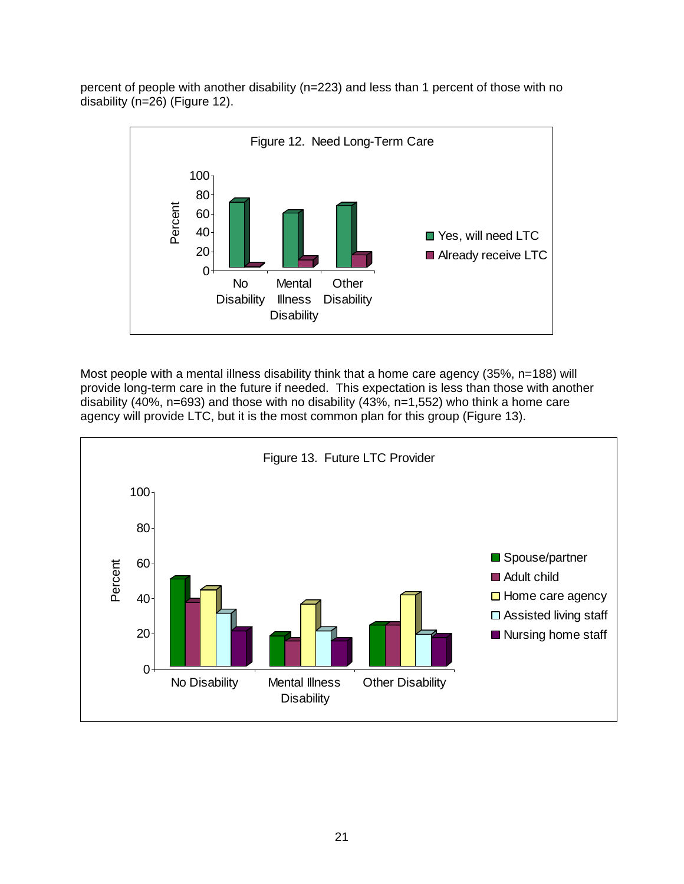percent of people with another disability (n=223) and less than 1 percent of those with no disability (n=26) (Figure 12).

Figure 12. Need Long-Term Care

Most people with a mental illness disability think that a home care agency (35%, n=188) will provide long-term care in the future if needed. This expectation is less than those with another disability (40%, n=693) and those with no disability (43%, n=1,552) who think a home care agency will provide LTC, but it is the most common plan for this group (Figure 13).

Figure 13. Future LTC Provider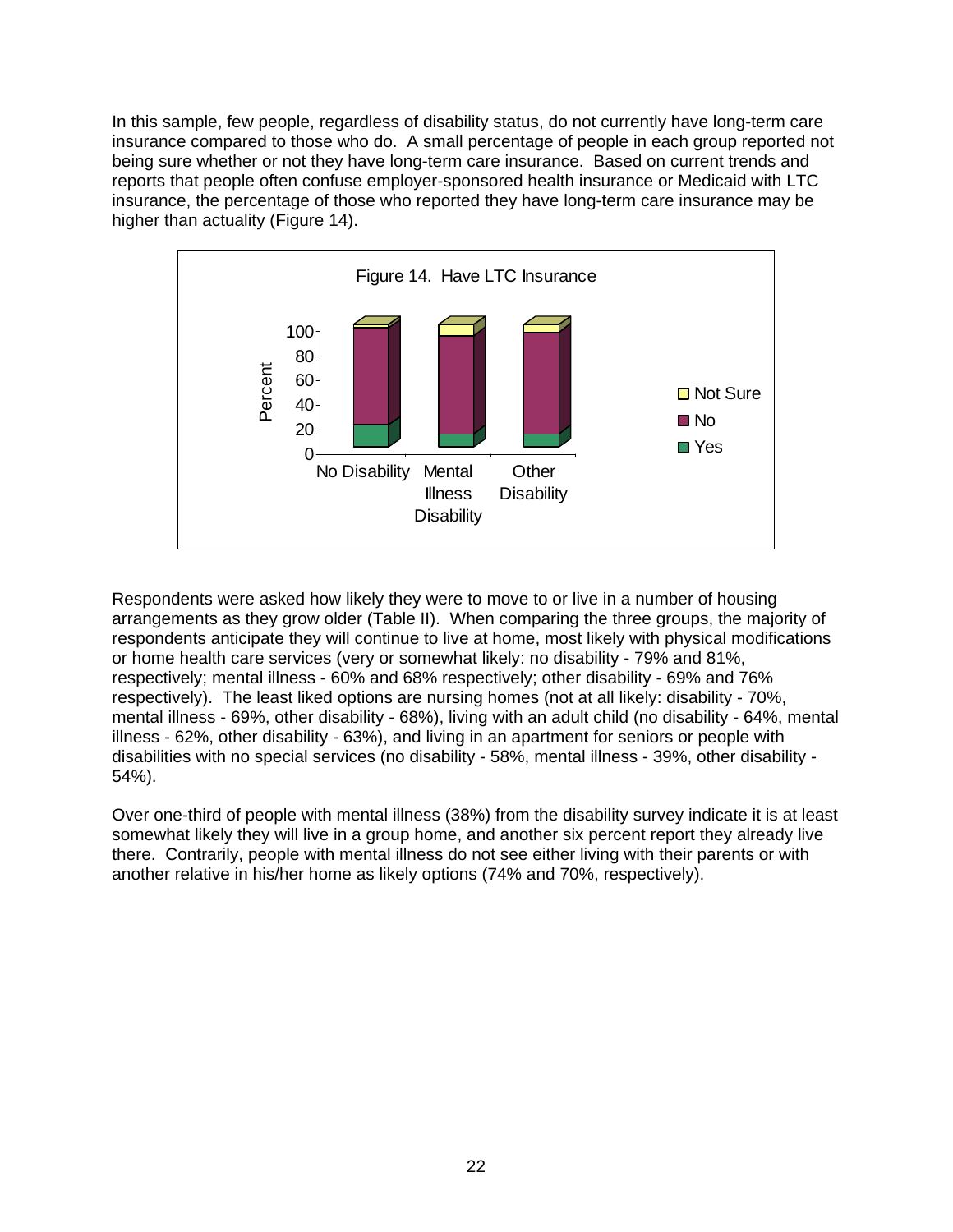In this sample, few people, regardless of disability status, do not currently have long-term care insurance compared to those who do. A small percentage of people in each group reported not being sure whether or not they have long-term care insurance. Based on current trends and reports that people often confuse employer-sponsored health insurance or Medicaid with LTC insurance, the percentage of those who reported they have long-term care insurance may be higher than actuality (Figure 14).

Figure 14. Have LTC Insurance

Respondents were asked how likely they were to move to or live in a number of housing arrangements as they grow older (Table II). When comparing the three groups, the majority of respondents anticipate they will continue to live at home, most likely with physical modifications or home health care services (very or somewhat likely: no disability - 79% and 81%, respectively; mental illness - 60% and 68% respectively; other disability - 69% and 76% respectively). The least liked options are nursing homes (not at all likely: disability - 70%, mental illness - 69%, other disability - 68%), living with an adult child (no disability - 64%, mental illness - 62%, other disability - 63%), and living in an apartment for seniors or people with disabilities with no special services (no disability - 58%, mental illness - 39%, other disability - 54%).

Over one-third of people with mental illness (38%) from the disability survey indicate it is at least somewhat likely they will live in a group home, and another six percent report they already live there. Contrarily, people with mental illness do not see either living with their parents or with another relative in his/her home as likely options (74% and 70%, respectively).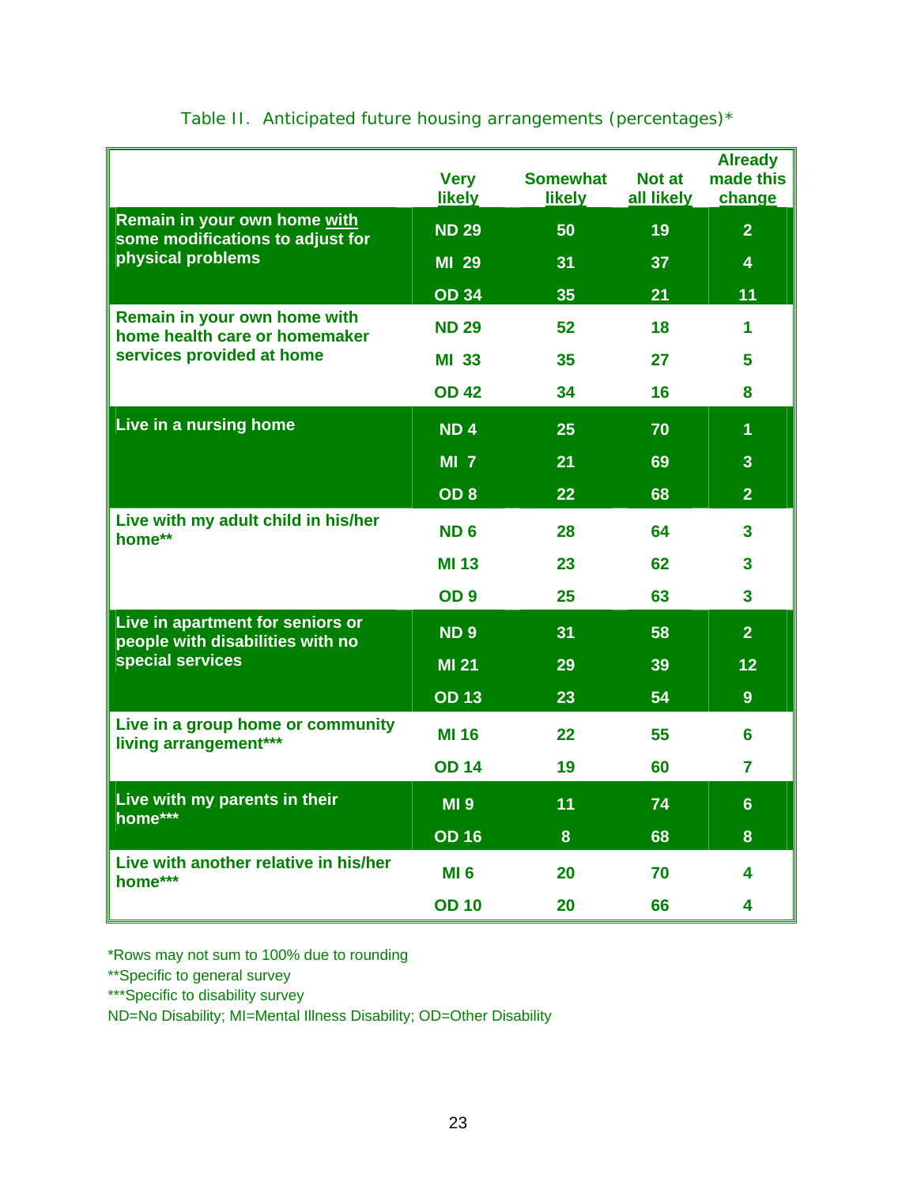Table II. Anticipated future housing arrangements (percentages)*

| | | Very likely | Somewhat likely | Not at all likely | Already made this change |
|---|---|---|---|---|---|
| Remain in your own home with some modifications to adjust for physical problems | ND | 29 | 50 | 19 | 2 |
| | MI | 29 | 31 | 37 | 4 |
| | OD | 34 | 35 | 21 | 11 |
| Remain in your own home with home health care or homemaker services provided at home | ND | 29 | 52 | 18 | 1 |
| | MI | 33 | 35 | 27 | 5 |
| | OD | 42 | 34 | 16 | 8 |
| Live in a nursing home | ND | 4 | 25 | 70 | 1 |
| | MI | 7 | 21 | 69 | 3 |
| | OD | 8 | 22 | 68 | 2 |
| Live with my adult child in his/her home** | ND | 6 | 28 | 64 | 3 |
| | MI | 13 | 23 | 62 | 3 |
| | OD | 9 | 25 | 63 | 3 |
| Live in apartment for seniors or people with disabilities with no special services | ND | 9 | 31 | 58 | 2 |
| | MI | 21 | 29 | 39 | 12 |
| | OD | 13 | 23 | 54 | 9 |
| Live in a group home or community living arrangement*** | MI | 16 | 22 | 55 | 6 |
| | OD | 14 | 19 | 60 | 7 |
| Live with my parents in their home*** | MI | 9 | 11 | 74 | 6 |
| | OD | 16 | 8 | 68 | 8 |
| Live with another relative in his/her home*** | MI | 6 | 20 | 70 | 4 |
| | OD | 10 | 20 | 66 | 4 |

*Rows may not sum to 100% due to rounding

**Specific to general survey

***Specific to disability survey

ND=No Disability; MI=Mental Illness Disability; OD=Other Disability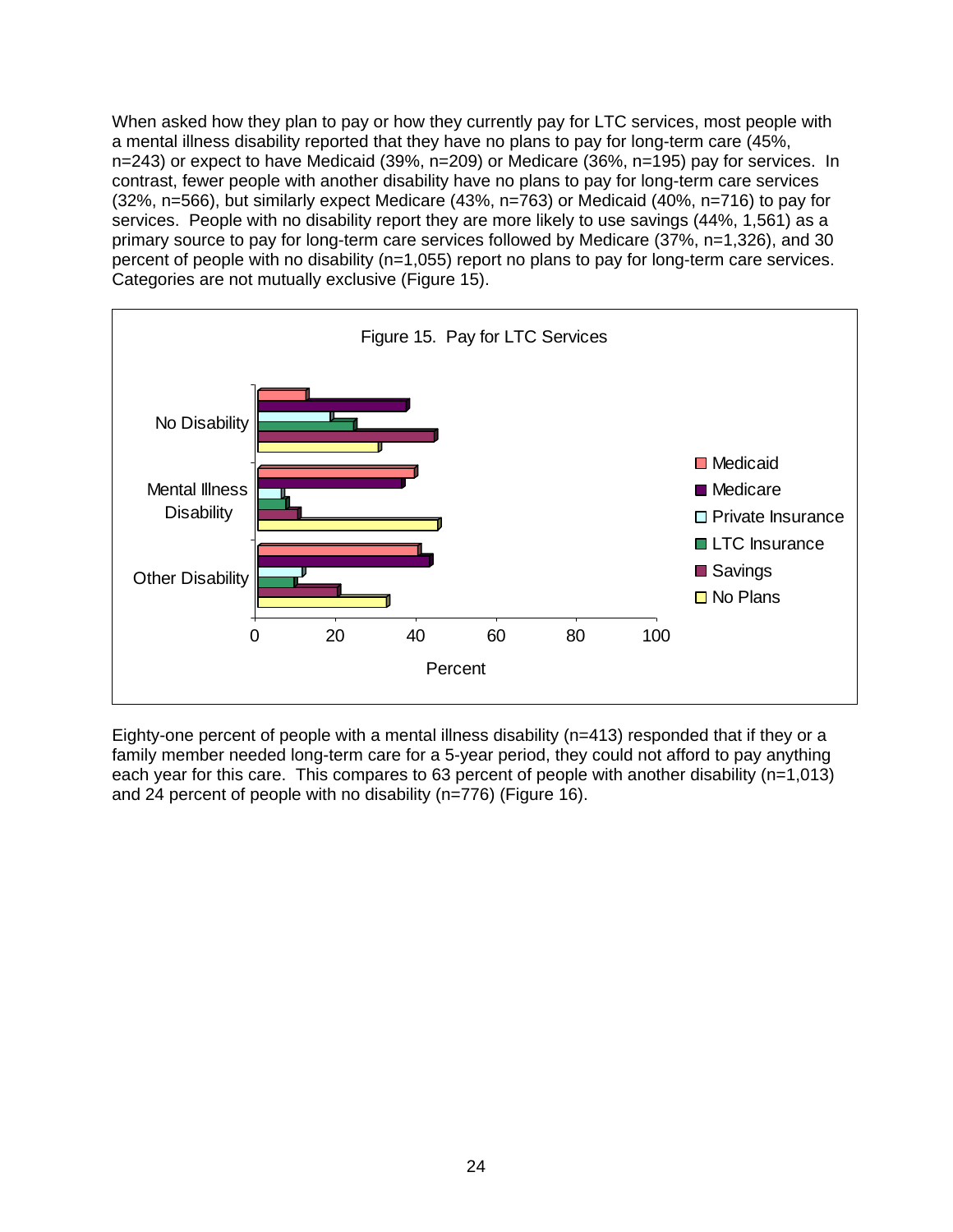When asked how they plan to pay or how they currently pay for LTC services, most people with a mental illness disability reported that they have no plans to pay for long-term care (45%, n=243) or expect to have Medicaid (39%, n=209) or Medicare (36%, n=195) pay for services. In contrast, fewer people with another disability have no plans to pay for long-term care services (32%, n=566), but similarly expect Medicare (43%, n=763) or Medicaid (40%, n=716) to pay for services. People with no disability report they are more likely to use savings (44%, 1,561) as a primary source to pay for long-term care services followed by Medicare (37%, n=1,326), and 30 percent of people with no disability (n=1,055) report no plans to pay for long-term care services. Categories are not mutually exclusive (Figure 15).

Figure 15. Pay for LTC Services

Eighty-one percent of people with a mental illness disability (n=413) responded that if they or a family member needed long-term care for a 5-year period, they could not afford to pay anything each year for this care. This compares to 63 percent of people with another disability (n=1,013) and 24 percent of people with no disability (n=776) (Figure 16).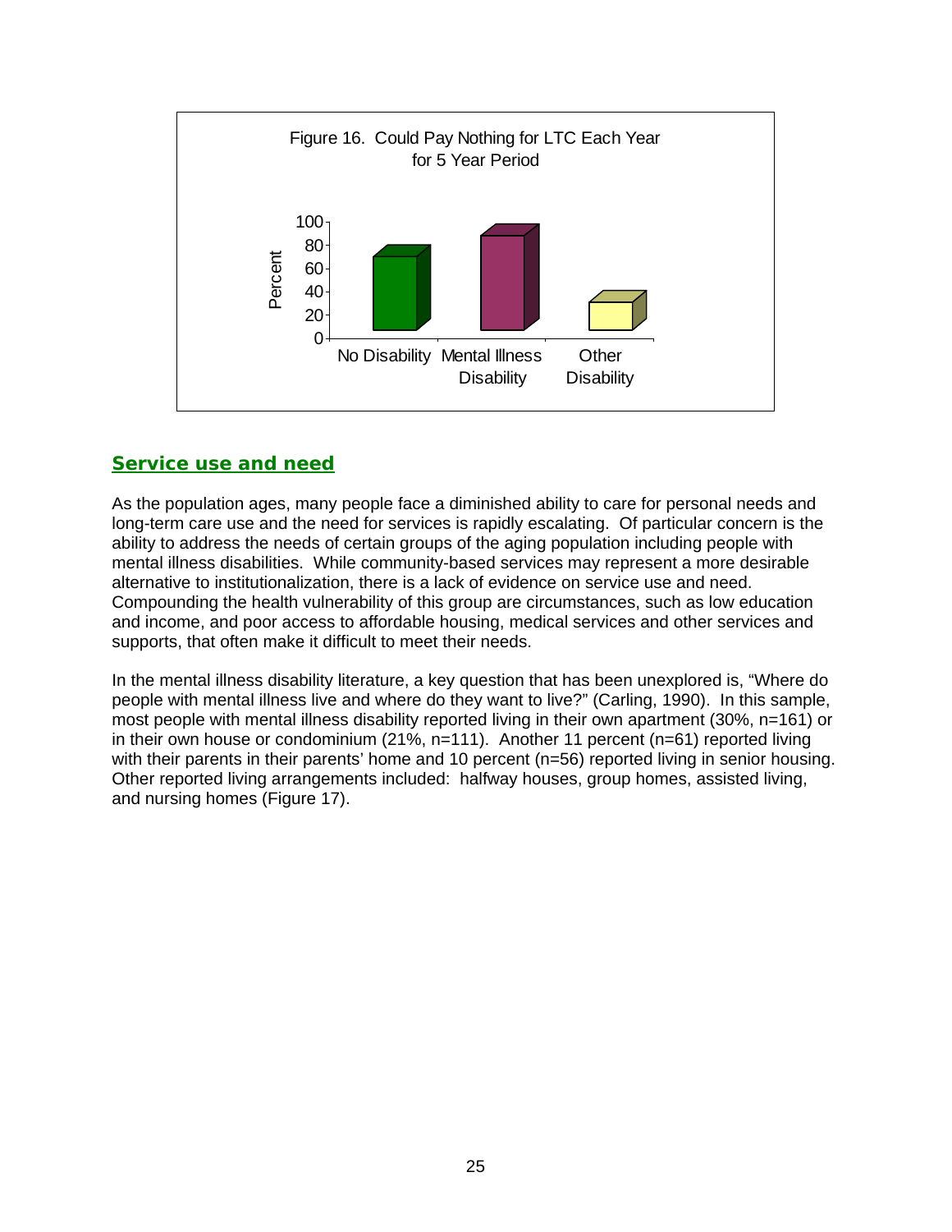Figure 16. Could Pay Nothing for LTC Each Year for 5 Year Period

## Service use and need

As the population ages, many people face a diminished ability to care for personal needs and long-term care use and the need for services is rapidly escalating. Of particular concern is the ability to address the needs of certain groups of the aging population including people with mental illness disabilities. While community-based services may represent a more desirable alternative to institutionalization, there is a lack of evidence on service use and need. Compounding the health vulnerability of this group are circumstances, such as low education and income, and poor access to affordable housing, medical services and other services and supports, that often make it difficult to meet their needs.

In the mental illness disability literature, a key question that has been unexplored is, "Where do people with mental illness live and where do they want to live?" (Carling, 1990). In this sample, most people with mental illness disability reported living in their own apartment (30%, n=161) or in their own house or condominium (21%, n=111). Another 11 percent (n=61) reported living with their parents in their parents' home and 10 percent (n=56) reported living in senior housing. Other reported living arrangements included: halfway houses, group homes, assisted living, and nursing homes (Figure 17).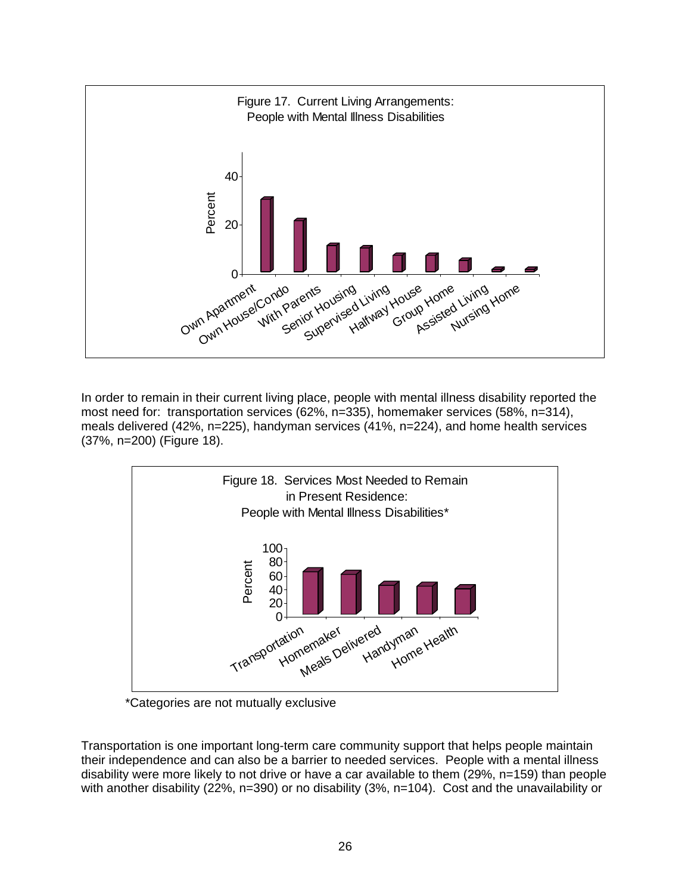Figure 17. Current Living Arrangements: People with Mental Illness Disabilities

In order to remain in their current living place, people with mental illness disability reported the most need for: transportation services (62%, n=335), homemaker services (58%, n=314), meals delivered (42%, n=225), handyman services (41%, n=224), and home health services (37%, n=200) (Figure 18).

Figure 18. Services Most Needed to Remain in Present Residence: People with Mental Illness Disabilities*

*Categories are not mutually exclusive

Transportation is one important long-term care community support that helps people maintain their independence and can also be a barrier to needed services. People with a mental illness disability were more likely to not drive or have a car available to them (29%, n=159) than people with another disability (22%, n=390) or no disability (3%, n=104). Cost and the unavailability or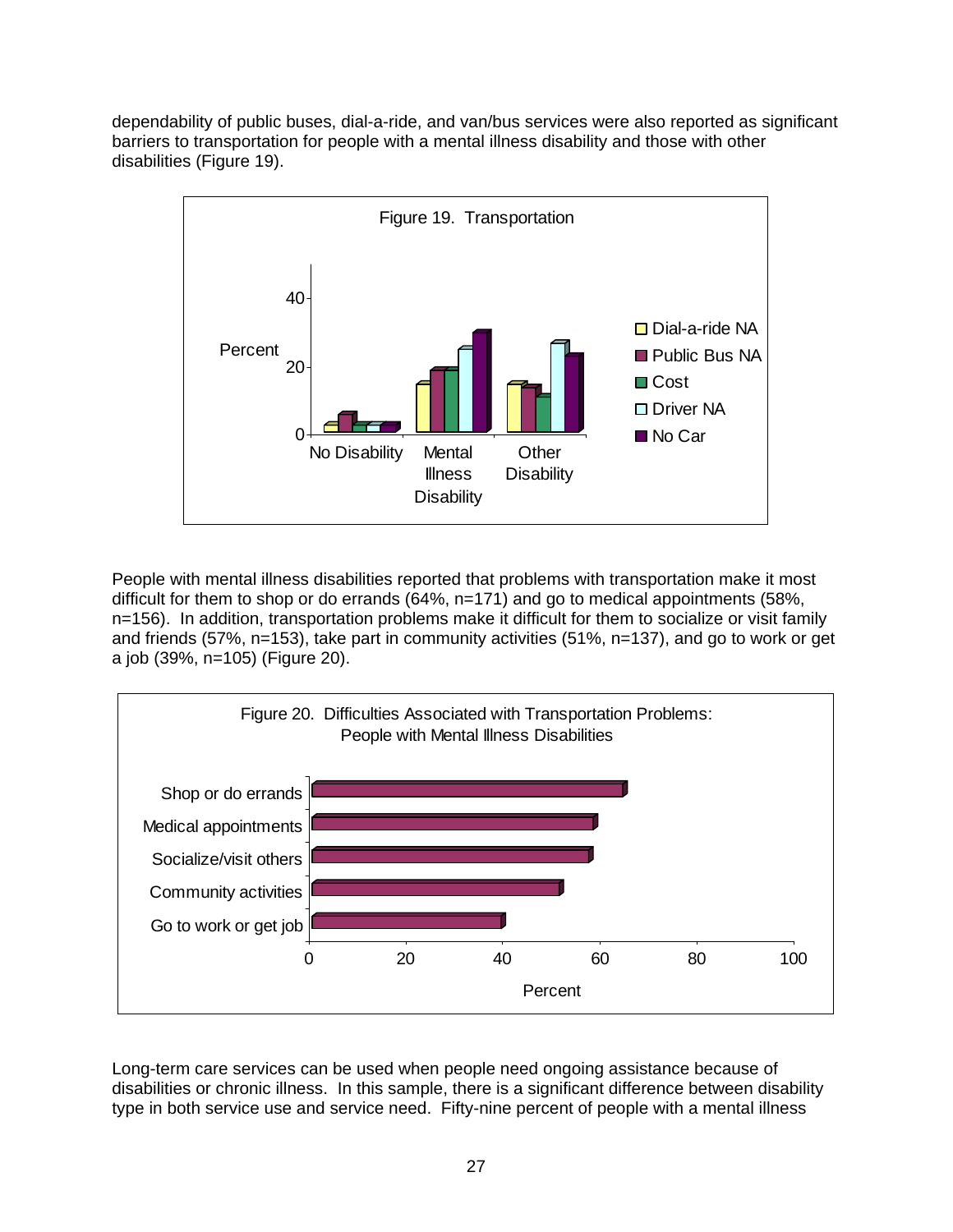dependability of public buses, dial-a-ride, and van/bus services were also reported as significant barriers to transportation for people with a mental illness disability and those with other disabilities (Figure 19).

Figure 19. Transportation

People with mental illness disabilities reported that problems with transportation make it most difficult for them to shop or do errands (64%, n=171) and go to medical appointments (58%, n=156). In addition, transportation problems make it difficult for them to socialize or visit family and friends (57%, n=153), take part in community activities (51%, n=137), and go to work or get a job (39%, n=105) (Figure 20).

Figure 20. Difficulties Associated with Transportation Problems: People with Mental Illness Disabilities

Long-term care services can be used when people need ongoing assistance because of disabilities or chronic illness. In this sample, there is a significant difference between disability type in both service use and service need. Fifty-nine percent of people with a mental illness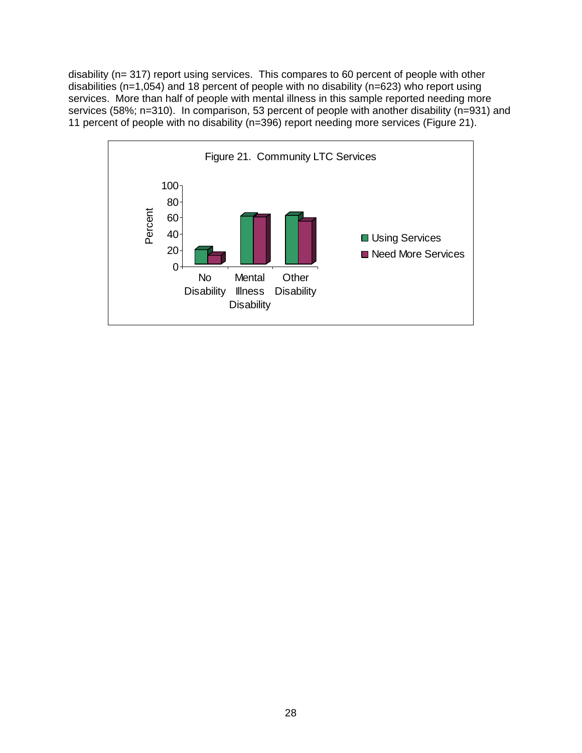disability (n= 317) report using services. This compares to 60 percent of people with other disabilities (n=1,054) and 18 percent of people with no disability (n=623) who report using services. More than half of people with mental illness in this sample reported needing more services (58%; n=310). In comparison, 53 percent of people with another disability (n=931) and 11 percent of people with no disability (n=396) report needing more services (Figure 21).

Figure 21. Community LTC Services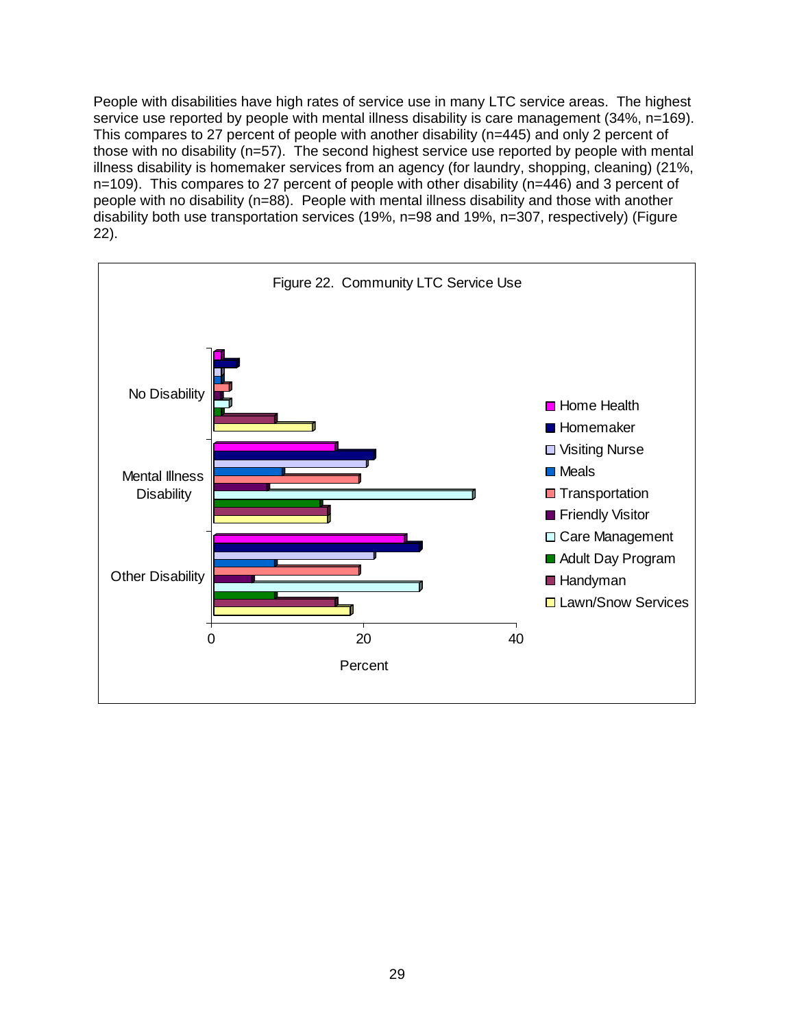People with disabilities have high rates of service use in many LTC service areas. The highest service use reported by people with mental illness disability is care management (34%, n=169). This compares to 27 percent of people with another disability (n=445) and only 2 percent of those with no disability (n=57). The second highest service use reported by people with mental illness disability is homemaker services from an agency (for laundry, shopping, cleaning) (21%, n=109). This compares to 27 percent of people with other disability (n=446) and 3 percent of people with no disability (n=88). People with mental illness disability and those with another disability both use transportation services (19%, n=98 and 19%, n=307, respectively) (Figure 22).

Figure 22. Community LTC Service Use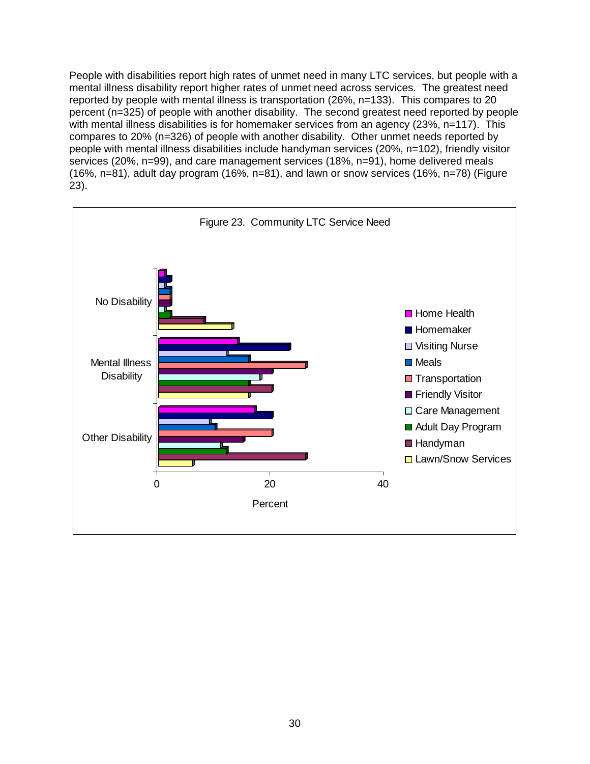People with disabilities report high rates of unmet need in many LTC services, but people with a mental illness disability report higher rates of unmet need across services. The greatest need reported by people with mental illness is transportation (26%, n=133). This compares to 20 percent (n=325) of people with another disability. The second greatest need reported by people with mental illness disabilities is for homemaker services from an agency (23%, n=117). This compares to 20% (n=326) of people with another disability. Other unmet needs reported by people with mental illness disabilities include handyman services (20%, n=102), friendly visitor services (20%, n=99), and care management services (18%, n=91), home delivered meals (16%, n=81), adult day program (16%, n=81), and lawn or snow services (16%, n=78) (Figure 23).

Figure 23. Community LTC Service Need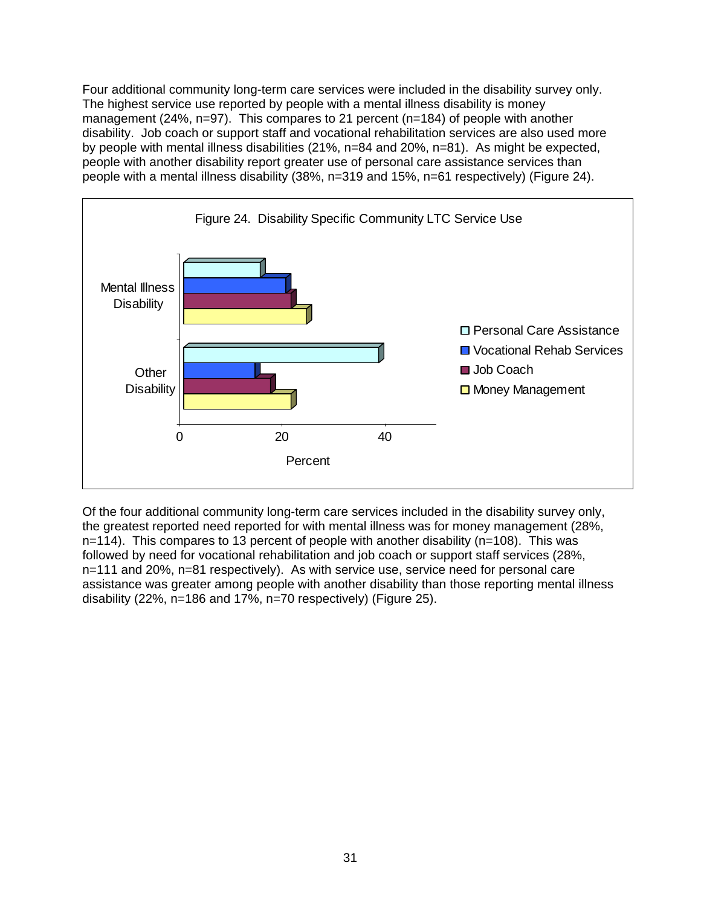Four additional community long-term care services were included in the disability survey only. The highest service use reported by people with a mental illness disability is money management (24%, n=97). This compares to 21 percent (n=184) of people with another disability. Job coach or support staff and vocational rehabilitation services are also used more by people with mental illness disabilities (21%, n=84 and 20%, n=81). As might be expected, people with another disability report greater use of personal care assistance services than people with a mental illness disability (38%, n=319 and 15%, n=61 respectively) (Figure 24).

Figure 24. Disability Specific Community LTC Service Use

Of the four additional community long-term care services included in the disability survey only, the greatest reported need reported for with mental illness was for money management (28%, n=114). This compares to 13 percent of people with another disability (n=108). This was followed by need for vocational rehabilitation and job coach or support staff services (28%, n=111 and 20%, n=81 respectively). As with service use, service need for personal care assistance was greater among people with another disability than those reporting mental illness disability (22%, n=186 and 17%, n=70 respectively) (Figure 25).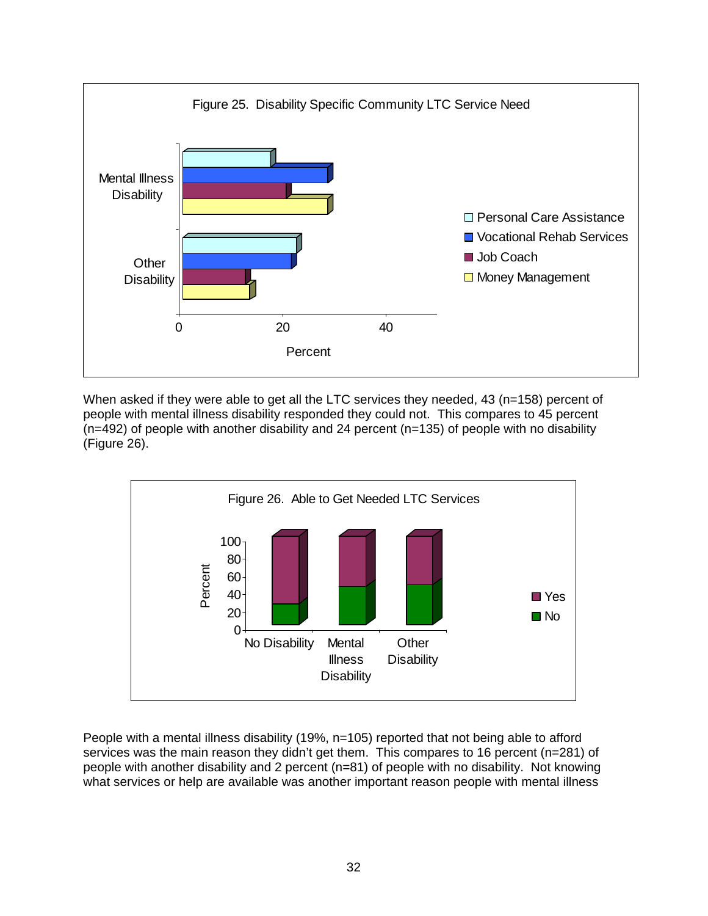Figure 25. Disability Specific Community LTC Service Need

When asked if they were able to get all the LTC services they needed, 43 (n=158) percent of people with mental illness disability responded they could not. This compares to 45 percent (n=492) of people with another disability and 24 percent (n=135) of people with no disability (Figure 26).

Figure 26. Able to Get Needed LTC Services

People with a mental illness disability (19%, n=105) reported that not being able to afford services was the main reason they didn't get them. This compares to 16 percent (n=281) of people with another disability and 2 percent (n=81) of people with no disability. Not knowing what services or help are available was another important reason people with mental illness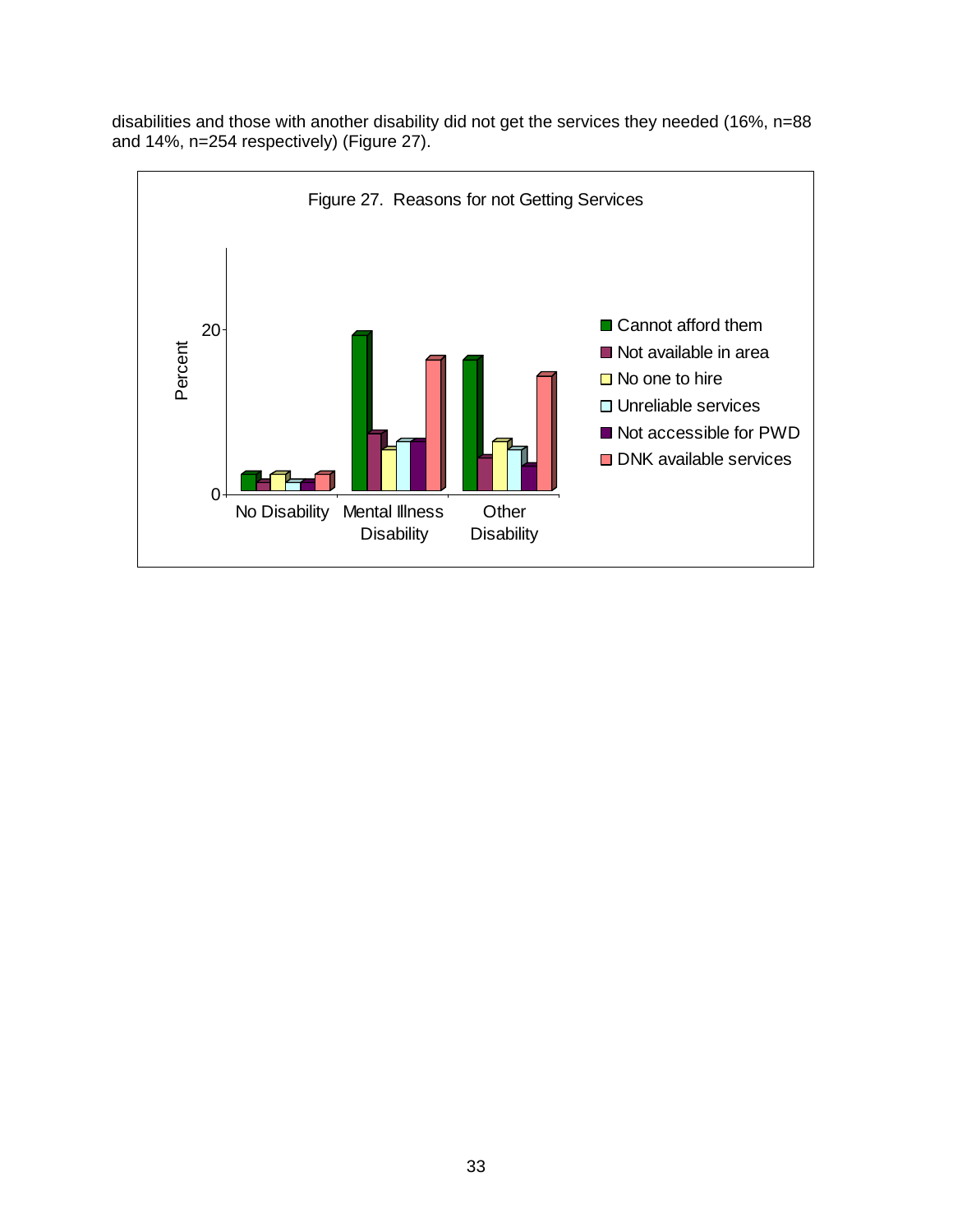disabilities and those with another disability did not get the services they needed (16%, n=88 and 14%, n=254 respectively) (Figure 27).

Figure 27. Reasons for not Getting Services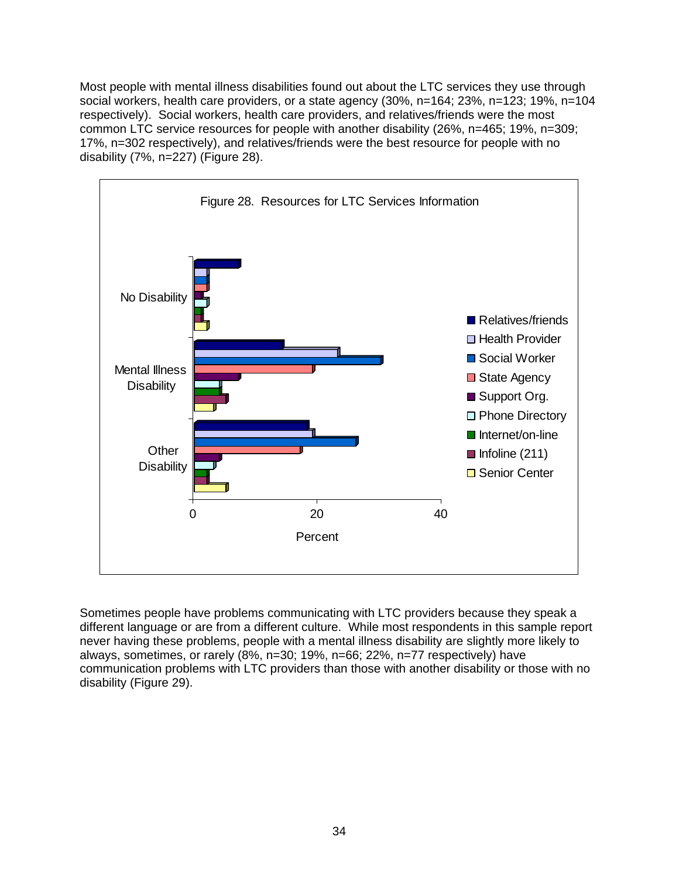Most people with mental illness disabilities found out about the LTC services they use through social workers, health care providers, or a state agency (30%, n=164; 23%, n=123; 19%, n=104 respectively). Social workers, health care providers, and relatives/friends were the most common LTC service resources for people with another disability (26%, n=465; 19%, n=309; 17%, n=302 respectively), and relatives/friends were the best resource for people with no disability (7%, n=227) (Figure 28).

Figure 28. Resources for LTC Services Information

Sometimes people have problems communicating with LTC providers because they speak a different language or are from a different culture. While most respondents in this sample report never having these problems, people with a mental illness disability are slightly more likely to always, sometimes, or rarely (8%, n=30; 19%, n=66; 22%, n=77 respectively) have communication problems with LTC providers than those with another disability or those with no disability (Figure 29).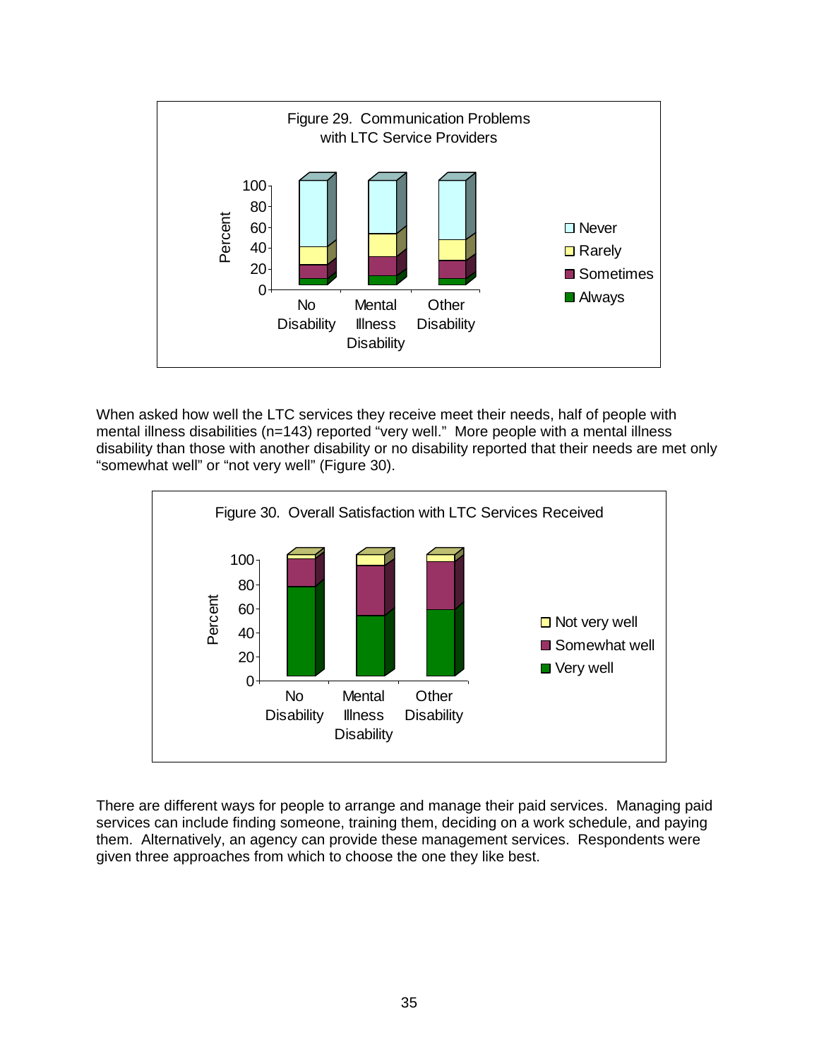Figure 29. Communication Problems with LTC Service Providers

When asked how well the LTC services they receive meet their needs, half of people with mental illness disabilities (n=143) reported "very well." More people with a mental illness disability than those with another disability or no disability reported that their needs are met only "somewhat well" or "not very well" (Figure 30).

Figure 30. Overall Satisfaction with LTC Services Received

There are different ways for people to arrange and manage their paid services. Managing paid services can include finding someone, training them, deciding on a work schedule, and paying them. Alternatively, an agency can provide these management services. Respondents were given three approaches from which to choose the one they like best.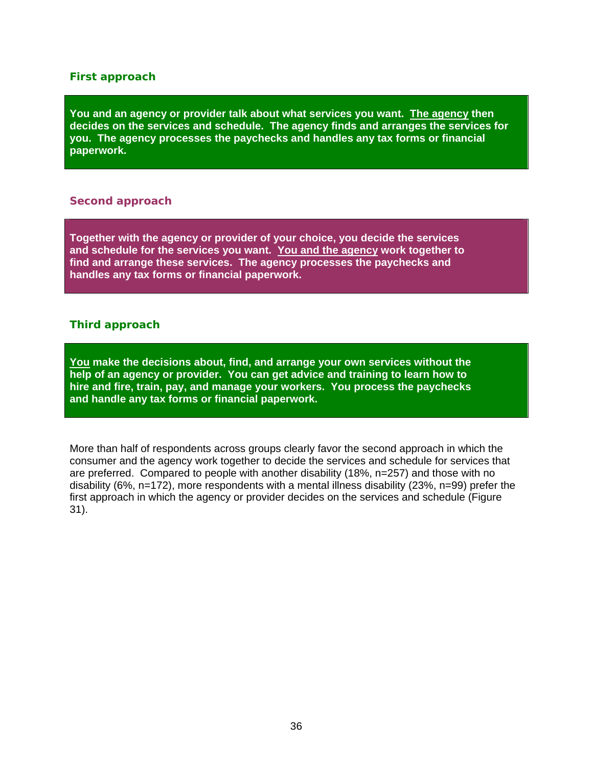### First approach

**You and an agency or provider talk about what services you want. <u>The agency</u> then decides on the services and schedule. The agency finds and arranges the services for you. The agency processes the paychecks and handles any tax forms or financial paperwork.**

### Second approach

**Together with the agency or provider of your choice, you decide the services and schedule for the services you want. <u>You and the agency</u> work together to find and arrange these services. The agency processes the paychecks and handles any tax forms or financial paperwork.**

### Third approach

**<u>You</u> make the decisions about, find, and arrange your own services without the help of an agency or provider. You can get advice and training to learn how to hire and fire, train, pay, and manage your workers. You process the paychecks and handle any tax forms or financial paperwork.**

More than half of respondents across groups clearly favor the second approach in which the consumer and the agency work together to decide the services and schedule for services that are preferred. Compared to people with another disability (18%, n=257) and those with no disability (6%, n=172), more respondents with a mental illness disability (23%, n=99) prefer the first approach in which the agency or provider decides on the services and schedule (Figure 31).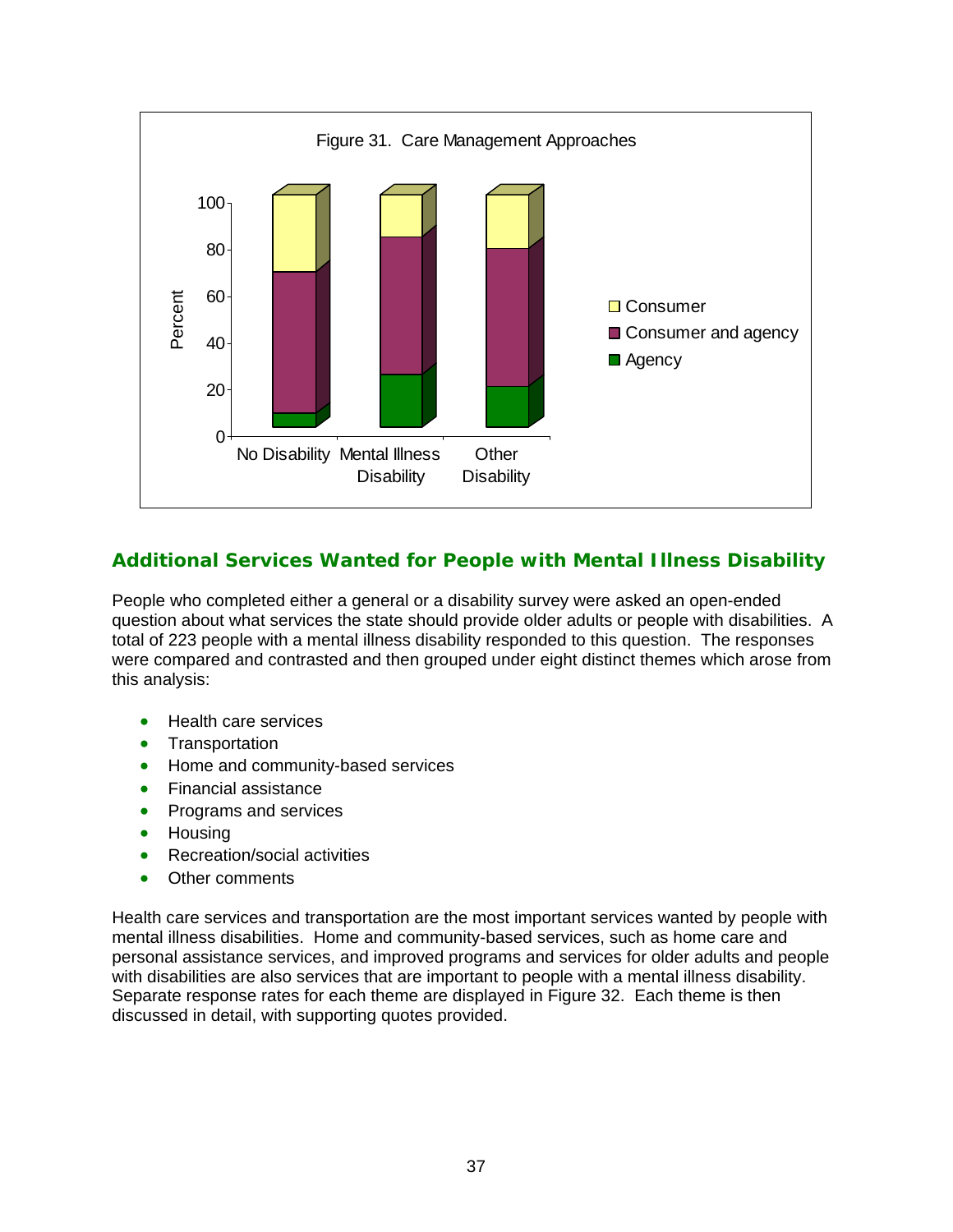Figure 31. Care Management Approaches

## Additional Services Wanted for People with Mental Illness Disability

People who completed either a general or a disability survey were asked an open-ended question about what services the state should provide older adults or people with disabilities. A total of 223 people with a mental illness disability responded to this question. The responses were compared and contrasted and then grouped under eight distinct themes which arose from this analysis:

- Health care services
- Transportation
- Home and community-based services
- Financial assistance
- Programs and services
- Housing
- Recreation/social activities
- Other comments

Health care services and transportation are the most important services wanted by people with mental illness disabilities. Home and community-based services, such as home care and personal assistance services, and improved programs and services for older adults and people with disabilities are also services that are important to people with a mental illness disability. Separate response rates for each theme are displayed in Figure 32. Each theme is then discussed in detail, with supporting quotes provided.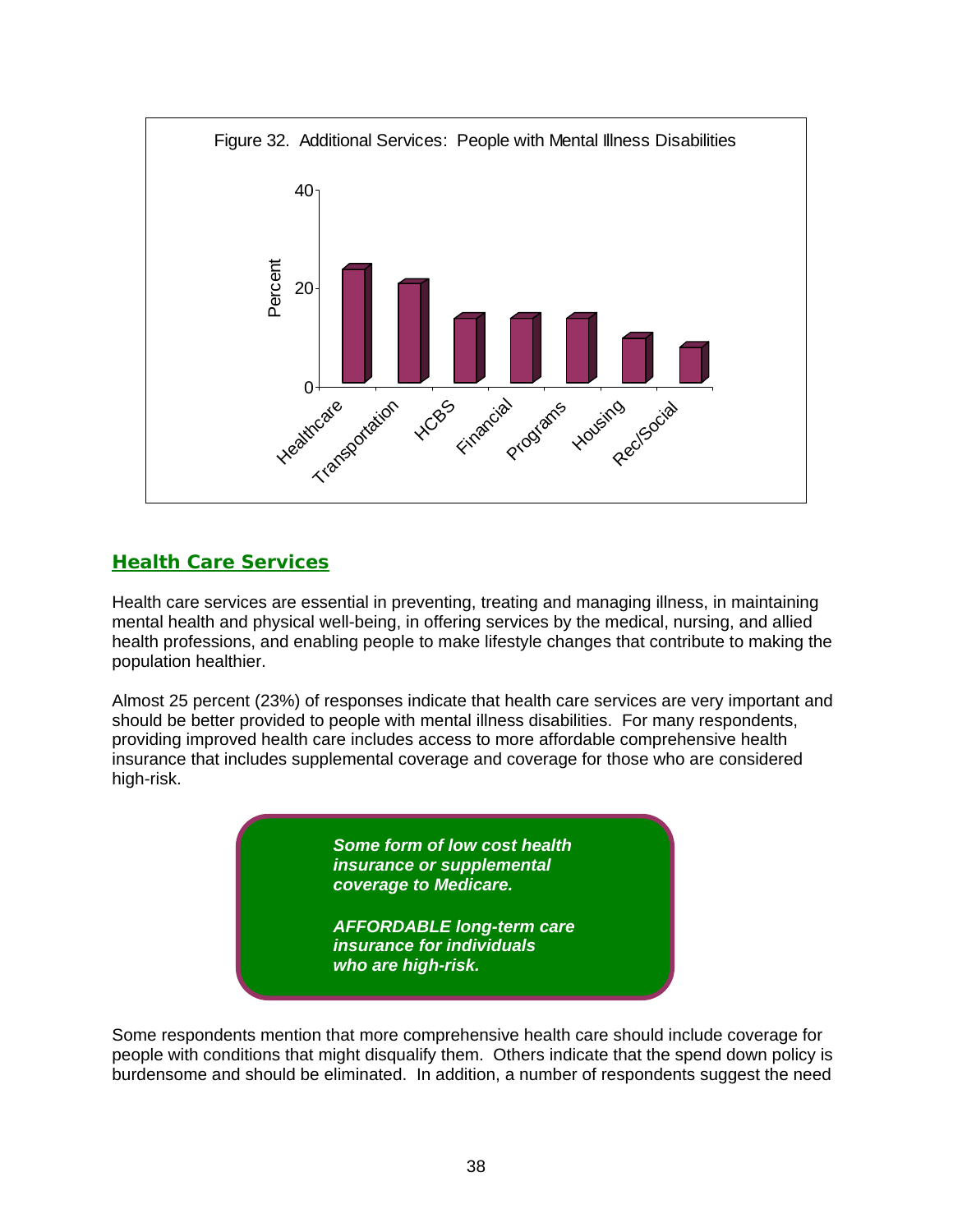Figure 32. Additional Services: People with Mental Illness Disabilities

## Health Care Services

Health care services are essential in preventing, treating and managing illness, in maintaining mental health and physical well-being, in offering services by the medical, nursing, and allied health professions, and enabling people to make lifestyle changes that contribute to making the population healthier.

Almost 25 percent (23%) of responses indicate that health care services are very important and should be better provided to people with mental illness disabilities. For many respondents, providing improved health care includes access to more affordable comprehensive health insurance that includes supplemental coverage and coverage for those who are considered high-risk.

> ***Some form of low cost health insurance or supplemental coverage to Medicare.***
>
> ***AFFORDABLE long-term care insurance for individuals who are high-risk.***

Some respondents mention that more comprehensive health care should include coverage for people with conditions that might disqualify them. Others indicate that the spend down policy is burdensome and should be eliminated. In addition, a number of respondents suggest the need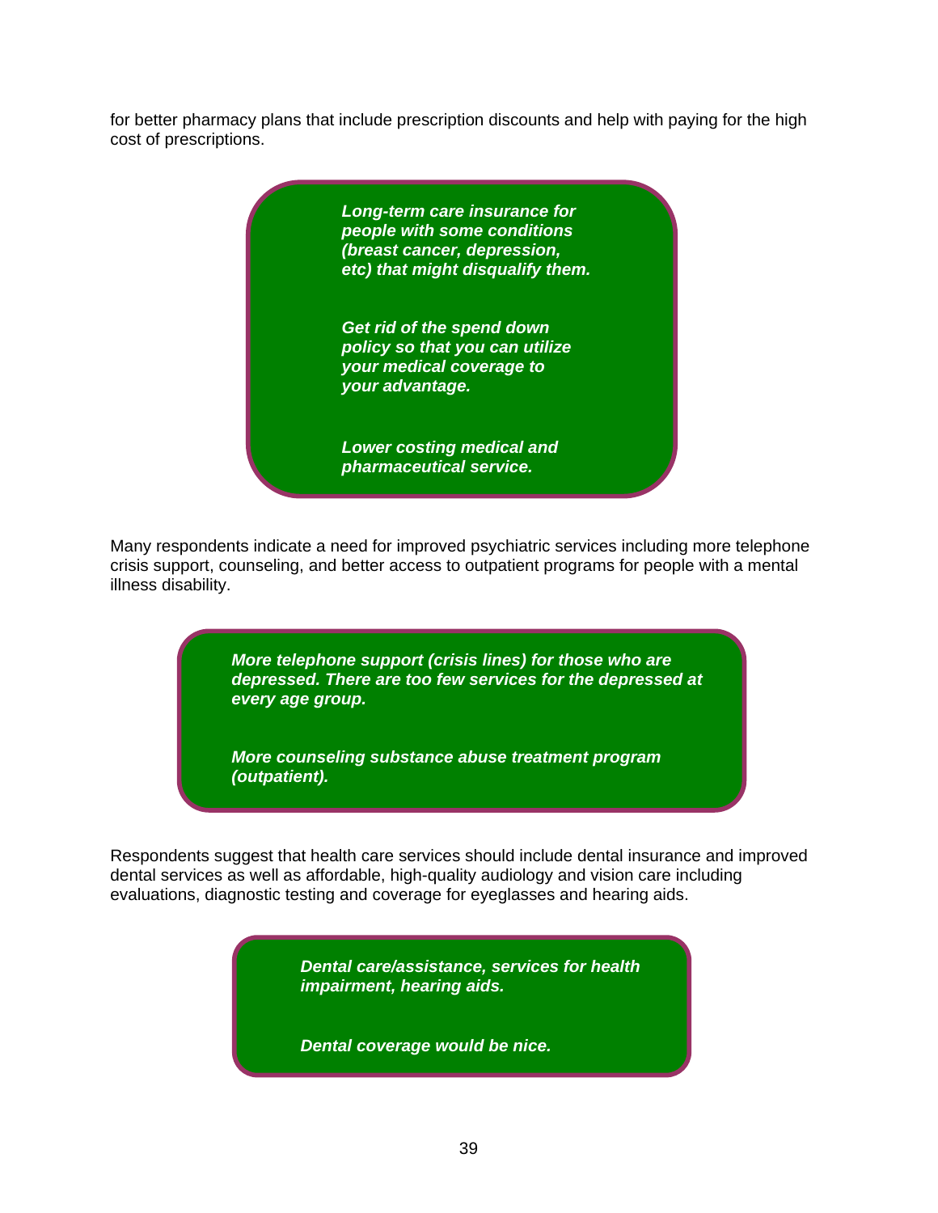for better pharmacy plans that include prescription discounts and help with paying for the high cost of prescriptions.

> ***Long-term care insurance for people with some conditions (breast cancer, depression, etc) that might disqualify them.***
>
> ***Get rid of the spend down policy so that you can utilize your medical coverage to your advantage.***
>
> ***Lower costing medical and pharmaceutical service.***

Many respondents indicate a need for improved psychiatric services including more telephone crisis support, counseling, and better access to outpatient programs for people with a mental illness disability.

> ***More telephone support (crisis lines) for those who are depressed. There are too few services for the depressed at every age group.***
>
> ***More counseling substance abuse treatment program (outpatient).***

Respondents suggest that health care services should include dental insurance and improved dental services as well as affordable, high-quality audiology and vision care including evaluations, diagnostic testing and coverage for eyeglasses and hearing aids.

> ***Dental care/assistance, services for health impairment, hearing aids.***
>
> ***Dental coverage would be nice.***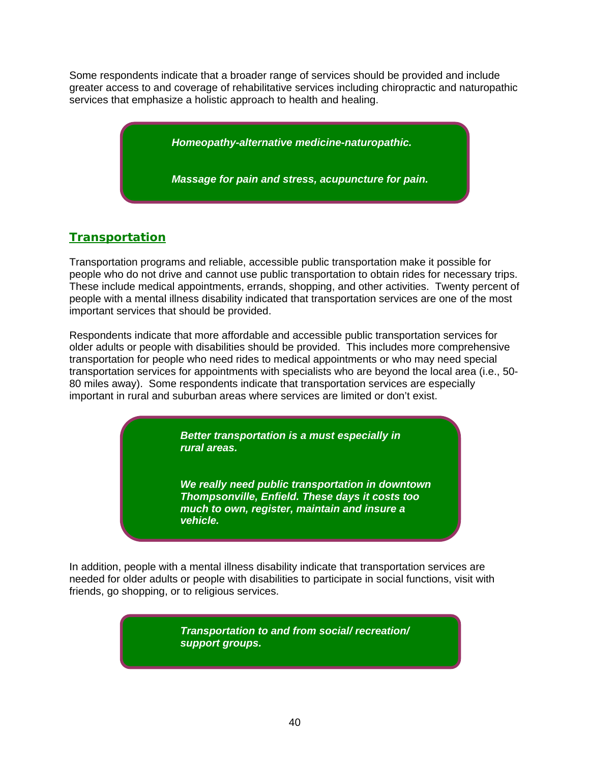Some respondents indicate that a broader range of services should be provided and include greater access to and coverage of rehabilitative services including chiropractic and naturopathic services that emphasize a holistic approach to health and healing.

> ***Homeopathy-alternative medicine-naturopathic.***
>
> ***Massage for pain and stress, acupuncture for pain.***

## Transportation

Transportation programs and reliable, accessible public transportation make it possible for people who do not drive and cannot use public transportation to obtain rides for necessary trips. These include medical appointments, errands, shopping, and other activities. Twenty percent of people with a mental illness disability indicated that transportation services are one of the most important services that should be provided.

Respondents indicate that more affordable and accessible public transportation services for older adults or people with disabilities should be provided. This includes more comprehensive transportation for people who need rides to medical appointments or who may need special transportation services for appointments with specialists who are beyond the local area (i.e., 50-80 miles away). Some respondents indicate that transportation services are especially important in rural and suburban areas where services are limited or don't exist.

> ***Better transportation is a must especially in rural areas.***
>
> ***We really need public transportation in downtown Thompsonville, Enfield. These days it costs too much to own, register, maintain and insure a vehicle.***

In addition, people with a mental illness disability indicate that transportation services are needed for older adults or people with disabilities to participate in social functions, visit with friends, go shopping, or to religious services.

> ***Transportation to and from social/ recreation/ support groups.***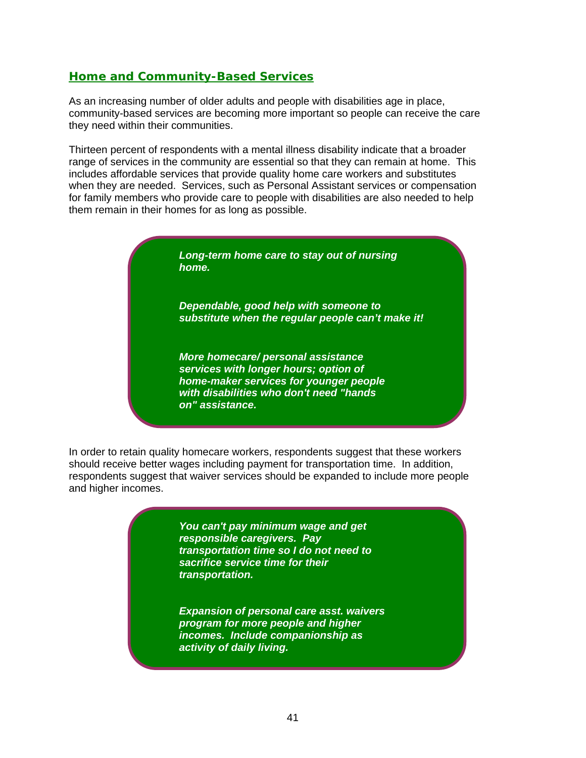## Home and Community-Based Services

As an increasing number of older adults and people with disabilities age in place, community-based services are becoming more important so people can receive the care they need within their communities.

Thirteen percent of respondents with a mental illness disability indicate that a broader range of services in the community are essential so that they can remain at home. This includes affordable services that provide quality home care workers and substitutes when they are needed. Services, such as Personal Assistant services or compensation for family members who provide care to people with disabilities are also needed to help them remain in their homes for as long as possible.

> ***Long-term home care to stay out of nursing home.***
>
> ***Dependable, good help with someone to substitute when the regular people can't make it!***
>
> ***More homecare/ personal assistance services with longer hours; option of home-maker services for younger people with disabilities who don't need "hands on" assistance.***

In order to retain quality homecare workers, respondents suggest that these workers should receive better wages including payment for transportation time. In addition, respondents suggest that waiver services should be expanded to include more people and higher incomes.

> ***You can't pay minimum wage and get responsible caregivers. Pay transportation time so I do not need to sacrifice service time for their transportation.***
>
> ***Expansion of personal care asst. waivers program for more people and higher incomes. Include companionship as activity of daily living.***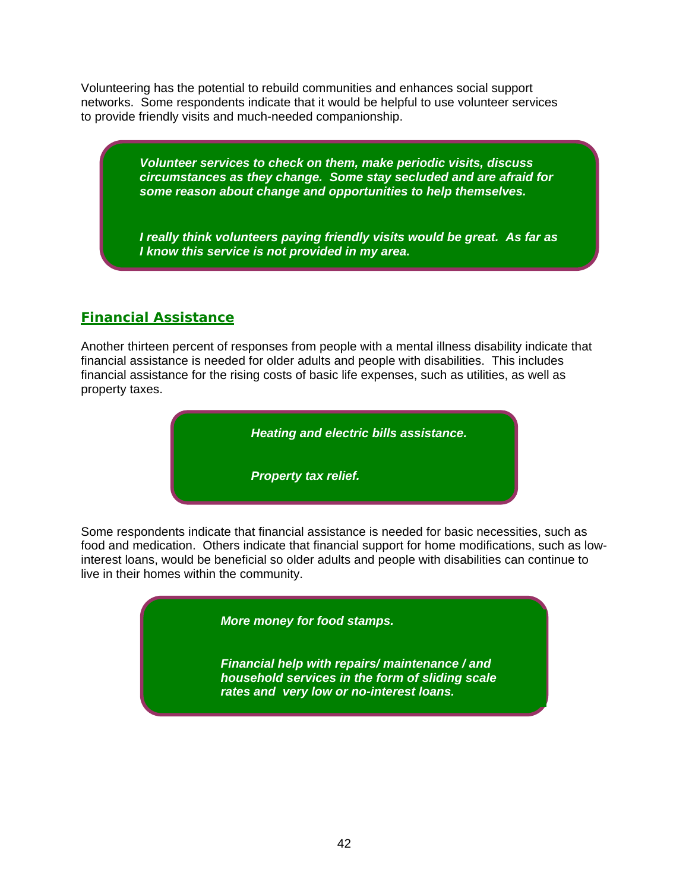Volunteering has the potential to rebuild communities and enhances social support networks. Some respondents indicate that it would be helpful to use volunteer services to provide friendly visits and much-needed companionship.

> ***Volunteer services to check on them, make periodic visits, discuss circumstances as they change. Some stay secluded and are afraid for some reason about change and opportunities to help themselves.***
>
> ***I really think volunteers paying friendly visits would be great. As far as I know this service is not provided in my area.***

## Financial Assistance

Another thirteen percent of responses from people with a mental illness disability indicate that financial assistance is needed for older adults and people with disabilities. This includes financial assistance for the rising costs of basic life expenses, such as utilities, as well as property taxes.

> ***Heating and electric bills assistance.***
>
> ***Property tax relief.***

Some respondents indicate that financial assistance is needed for basic necessities, such as food and medication. Others indicate that financial support for home modifications, such as low-interest loans, would be beneficial so older adults and people with disabilities can continue to live in their homes within the community.

> ***More money for food stamps.***
>
> ***Financial help with repairs/ maintenance / and household services in the form of sliding scale rates and very low or no-interest loans.***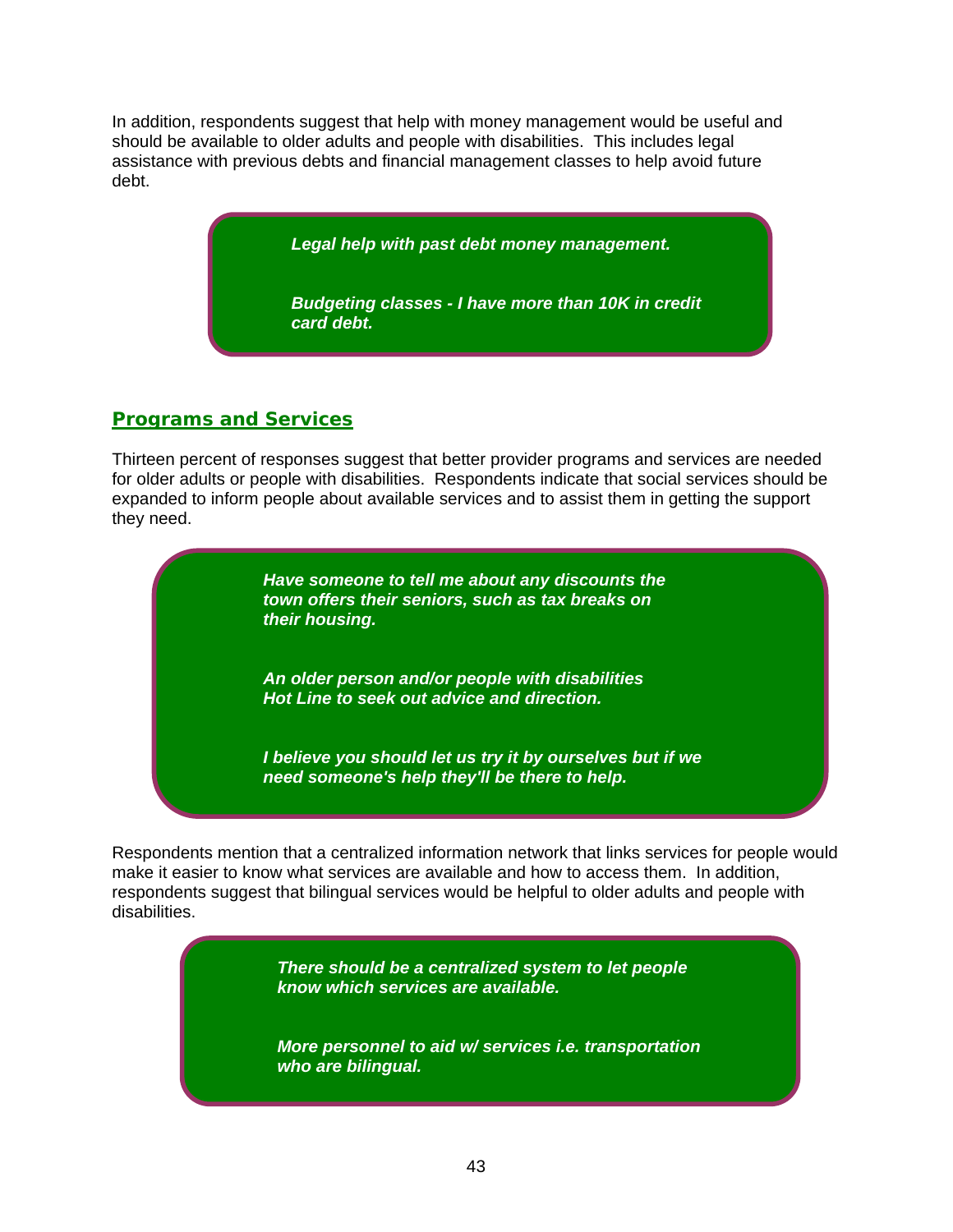In addition, respondents suggest that help with money management would be useful and should be available to older adults and people with disabilities. This includes legal assistance with previous debts and financial management classes to help avoid future debt.

> ***Legal help with past debt money management.***
>
> ***Budgeting classes - I have more than 10K in credit card debt.***

## Programs and Services

Thirteen percent of responses suggest that better provider programs and services are needed for older adults or people with disabilities. Respondents indicate that social services should be expanded to inform people about available services and to assist them in getting the support they need.

> ***Have someone to tell me about any discounts the town offers their seniors, such as tax breaks on their housing.***
>
> ***An older person and/or people with disabilities Hot Line to seek out advice and direction.***
>
> ***I believe you should let us try it by ourselves but if we need someone's help they'll be there to help.***

Respondents mention that a centralized information network that links services for people would make it easier to know what services are available and how to access them. In addition, respondents suggest that bilingual services would be helpful to older adults and people with disabilities.

> ***There should be a centralized system to let people know which services are available.***
>
> ***More personnel to aid w/ services i.e. transportation who are bilingual.***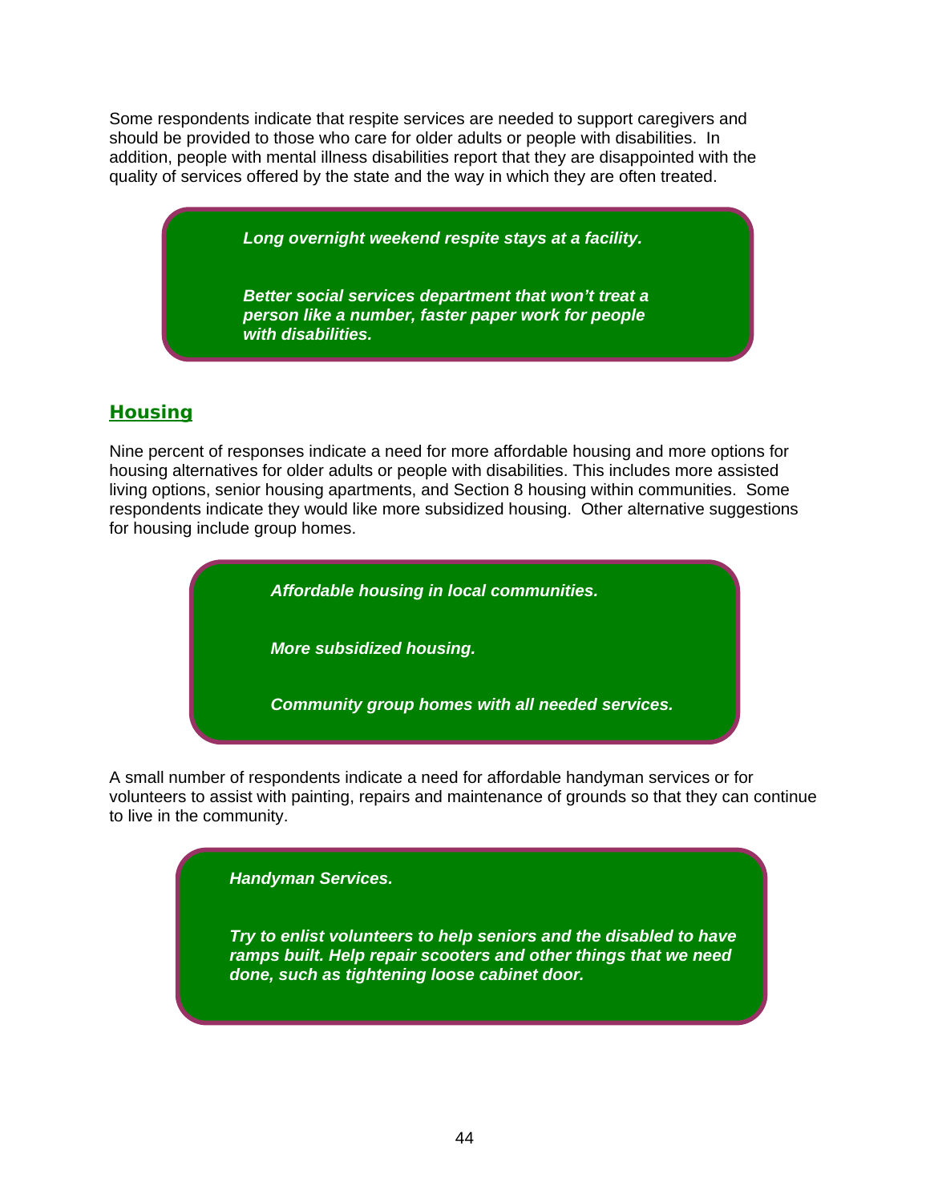Some respondents indicate that respite services are needed to support caregivers and should be provided to those who care for older adults or people with disabilities. In addition, people with mental illness disabilities report that they are disappointed with the quality of services offered by the state and the way in which they are often treated.

> ***Long overnight weekend respite stays at a facility.***
>
> ***Better social services department that won't treat a person like a number, faster paper work for people with disabilities.***

## Housing

Nine percent of responses indicate a need for more affordable housing and more options for housing alternatives for older adults or people with disabilities. This includes more assisted living options, senior housing apartments, and Section 8 housing within communities. Some respondents indicate they would like more subsidized housing. Other alternative suggestions for housing include group homes.

> ***Affordable housing in local communities.***
>
> ***More subsidized housing.***
>
> ***Community group homes with all needed services.***

A small number of respondents indicate a need for affordable handyman services or for volunteers to assist with painting, repairs and maintenance of grounds so that they can continue to live in the community.

> ***Handyman Services.***
>
> ***Try to enlist volunteers to help seniors and the disabled to have ramps built. Help repair scooters and other things that we need done, such as tightening loose cabinet door.***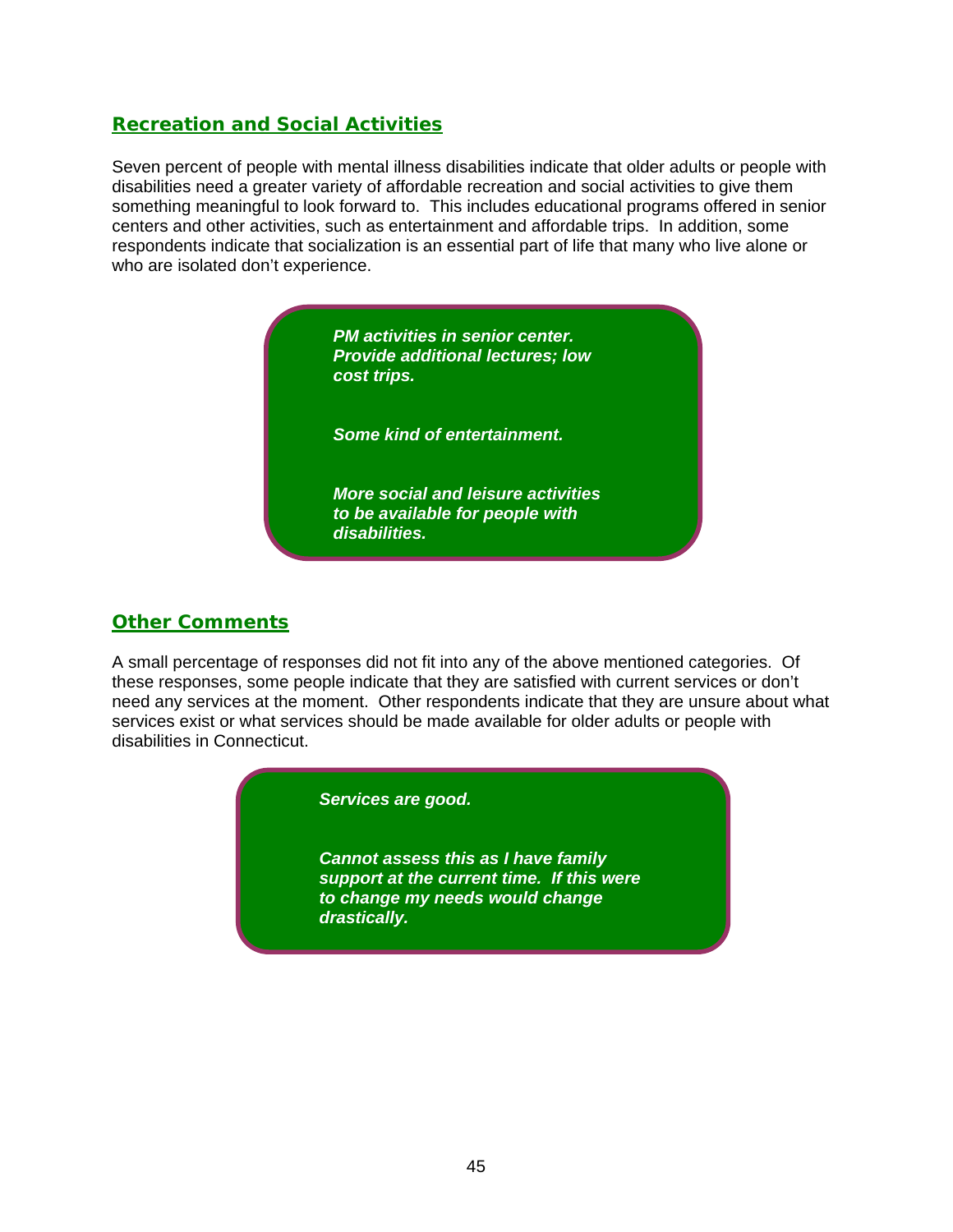## Recreation and Social Activities

Seven percent of people with mental illness disabilities indicate that older adults or people with disabilities need a greater variety of affordable recreation and social activities to give them something meaningful to look forward to. This includes educational programs offered in senior centers and other activities, such as entertainment and affordable trips. In addition, some respondents indicate that socialization is an essential part of life that many who live alone or who are isolated don't experience.

> ***PM activities in senior center. Provide additional lectures; low cost trips.***
>
> ***Some kind of entertainment.***
>
> ***More social and leisure activities to be available for people with disabilities.***

## Other Comments

A small percentage of responses did not fit into any of the above mentioned categories. Of these responses, some people indicate that they are satisfied with current services or don't need any services at the moment. Other respondents indicate that they are unsure about what services exist or what services should be made available for older adults or people with disabilities in Connecticut.

> ***Services are good.***
>
> ***Cannot assess this as I have family support at the current time. If this were to change my needs would change drastically.***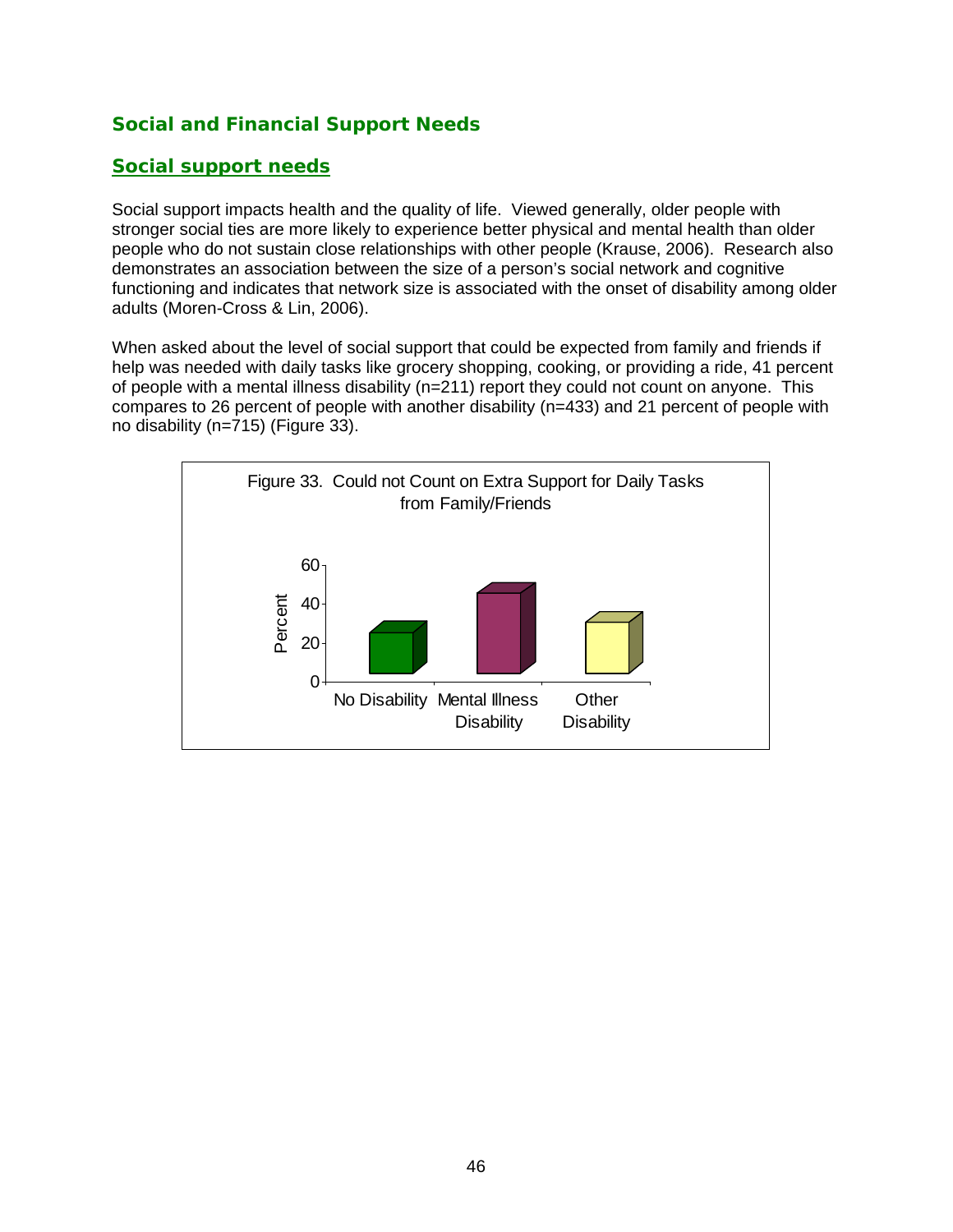## Social and Financial Support Needs

### Social support needs

Social support impacts health and the quality of life. Viewed generally, older people with stronger social ties are more likely to experience better physical and mental health than older people who do not sustain close relationships with other people (Krause, 2006). Research also demonstrates an association between the size of a person's social network and cognitive functioning and indicates that network size is associated with the onset of disability among older adults (Moren-Cross & Lin, 2006).

When asked about the level of social support that could be expected from family and friends if help was needed with daily tasks like grocery shopping, cooking, or providing a ride, 41 percent of people with a mental illness disability (n=211) report they could not count on anyone. This compares to 26 percent of people with another disability (n=433) and 21 percent of people with no disability (n=715) (Figure 33).

Figure 33. Could not Count on Extra Support for Daily Tasks from Family/Friends

| | Percent |
|---|---|
| No Disability | 21 |
| Mental Illness Disability | 41 |
| Other Disability | 26 |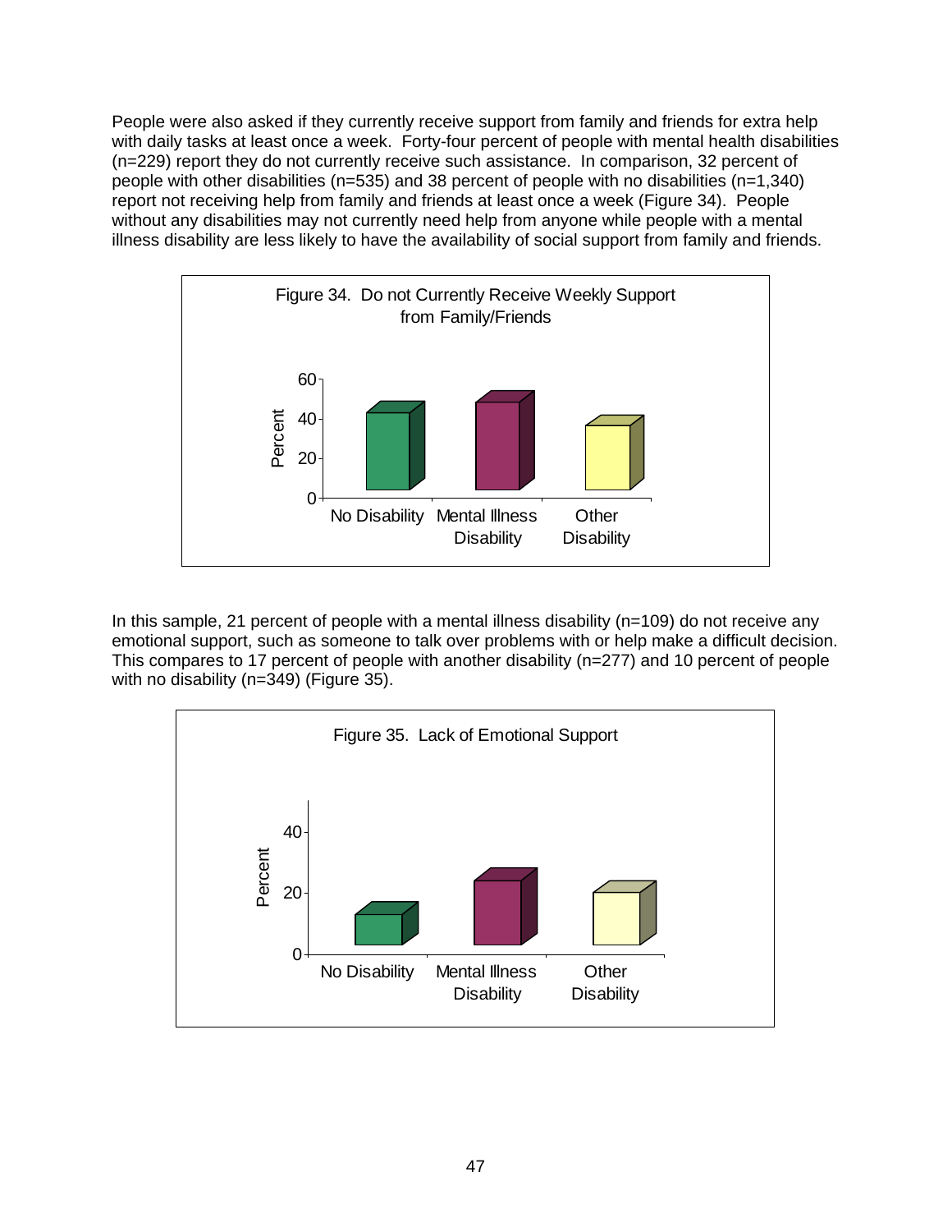People were also asked if they currently receive support from family and friends for extra help with daily tasks at least once a week. Forty-four percent of people with mental health disabilities (n=229) report they do not currently receive such assistance. In comparison, 32 percent of people with other disabilities (n=535) and 38 percent of people with no disabilities (n=1,340) report not receiving help from family and friends at least once a week (Figure 34). People without any disabilities may not currently need help from anyone while people with a mental illness disability are less likely to have the availability of social support from family and friends.

Figure 34. Do not Currently Receive Weekly Support from Family/Friends

In this sample, 21 percent of people with a mental illness disability (n=109) do not receive any emotional support, such as someone to talk over problems with or help make a difficult decision. This compares to 17 percent of people with another disability (n=277) and 10 percent of people with no disability (n=349) (Figure 35).

Figure 35. Lack of Emotional Support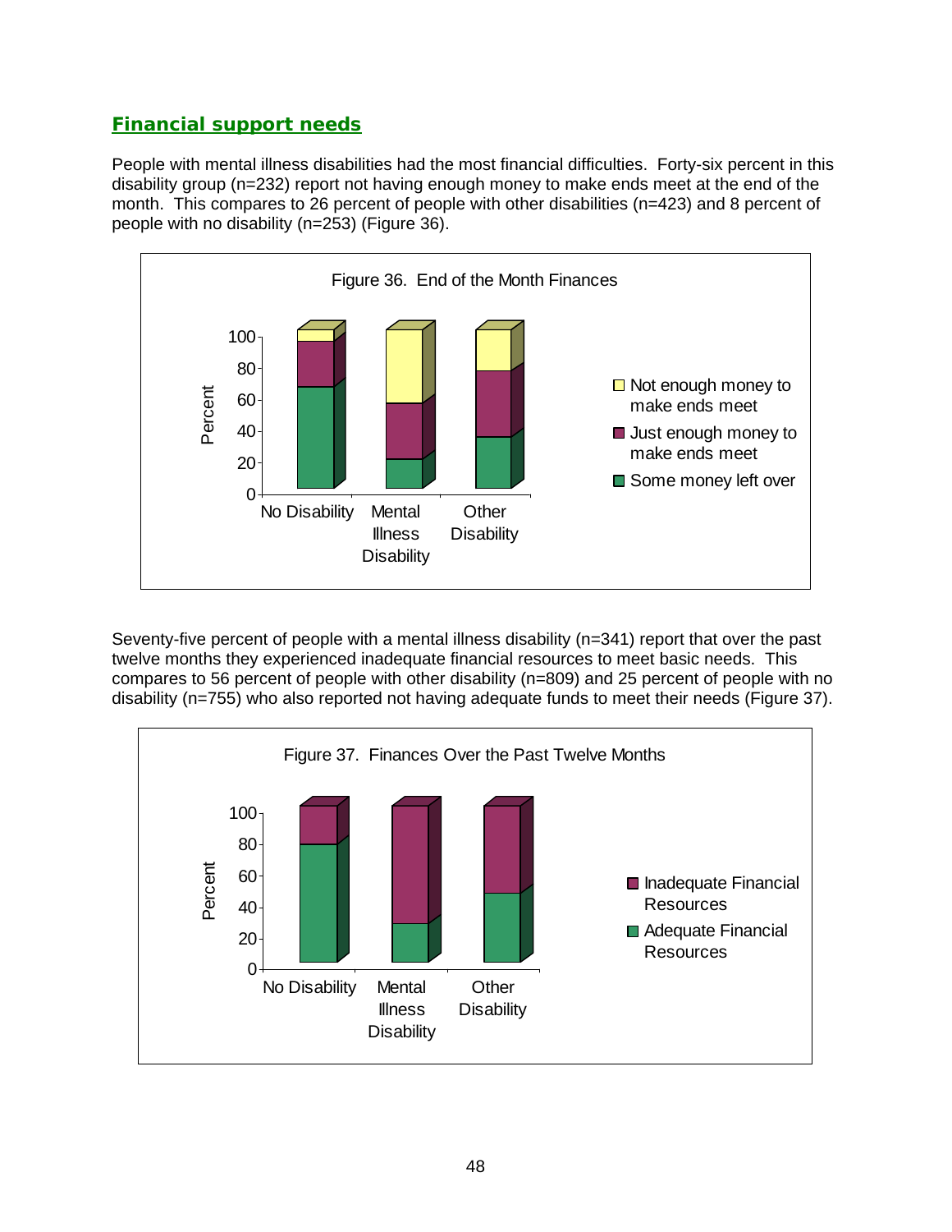## Financial support needs

People with mental illness disabilities had the most financial difficulties. Forty-six percent in this disability group (n=232) report not having enough money to make ends meet at the end of the month. This compares to 26 percent of people with other disabilities (n=423) and 8 percent of people with no disability (n=253) (Figure 36).

Figure 36. End of the Month Finances

Seventy-five percent of people with a mental illness disability (n=341) report that over the past twelve months they experienced inadequate financial resources to meet basic needs. This compares to 56 percent of people with other disability (n=809) and 25 percent of people with no disability (n=755) who also reported not having adequate funds to meet their needs (Figure 37).

Figure 37. Finances Over the Past Twelve Months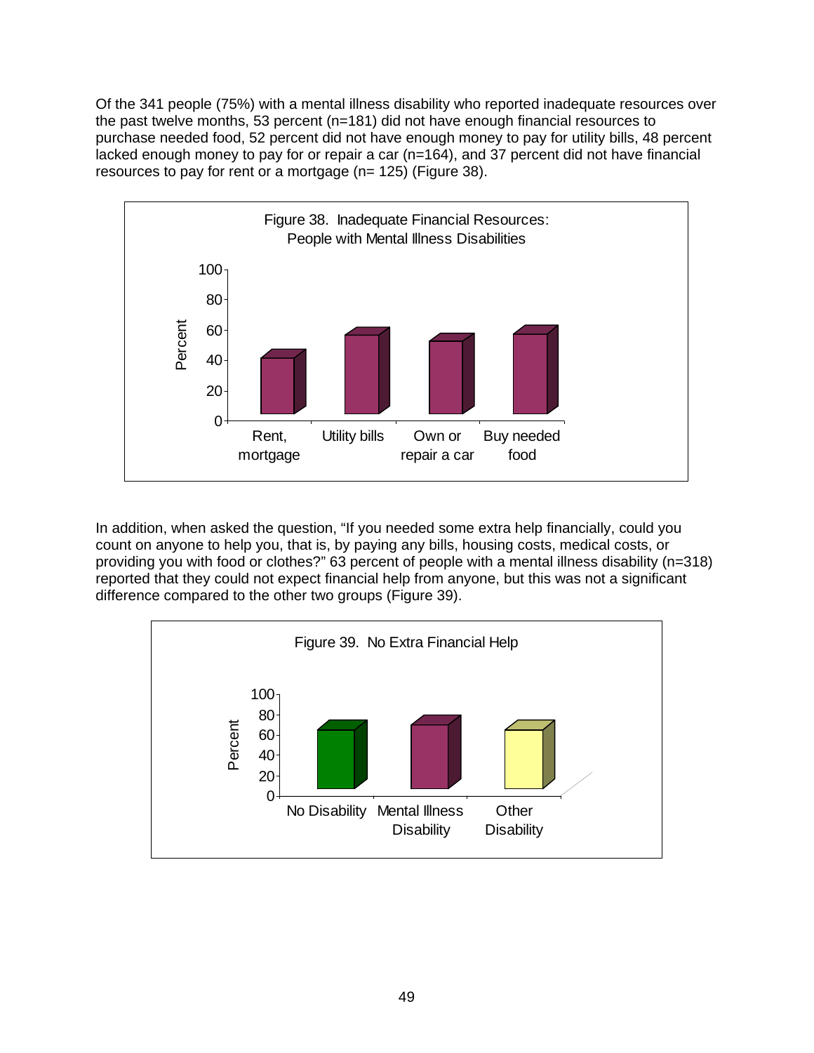Of the 341 people (75%) with a mental illness disability who reported inadequate resources over the past twelve months, 53 percent (n=181) did not have enough financial resources to purchase needed food, 52 percent did not have enough money to pay for utility bills, 48 percent lacked enough money to pay for or repair a car (n=164), and 37 percent did not have financial resources to pay for rent or a mortgage (n= 125) (Figure 38).

Figure 38. Inadequate Financial Resources: People with Mental Illness Disabilities

In addition, when asked the question, "If you needed some extra help financially, could you count on anyone to help you, that is, by paying any bills, housing costs, medical costs, or providing you with food or clothes?" 63 percent of people with a mental illness disability (n=318) reported that they could not expect financial help from anyone, but this was not a significant difference compared to the other two groups (Figure 39).

Figure 39. No Extra Financial Help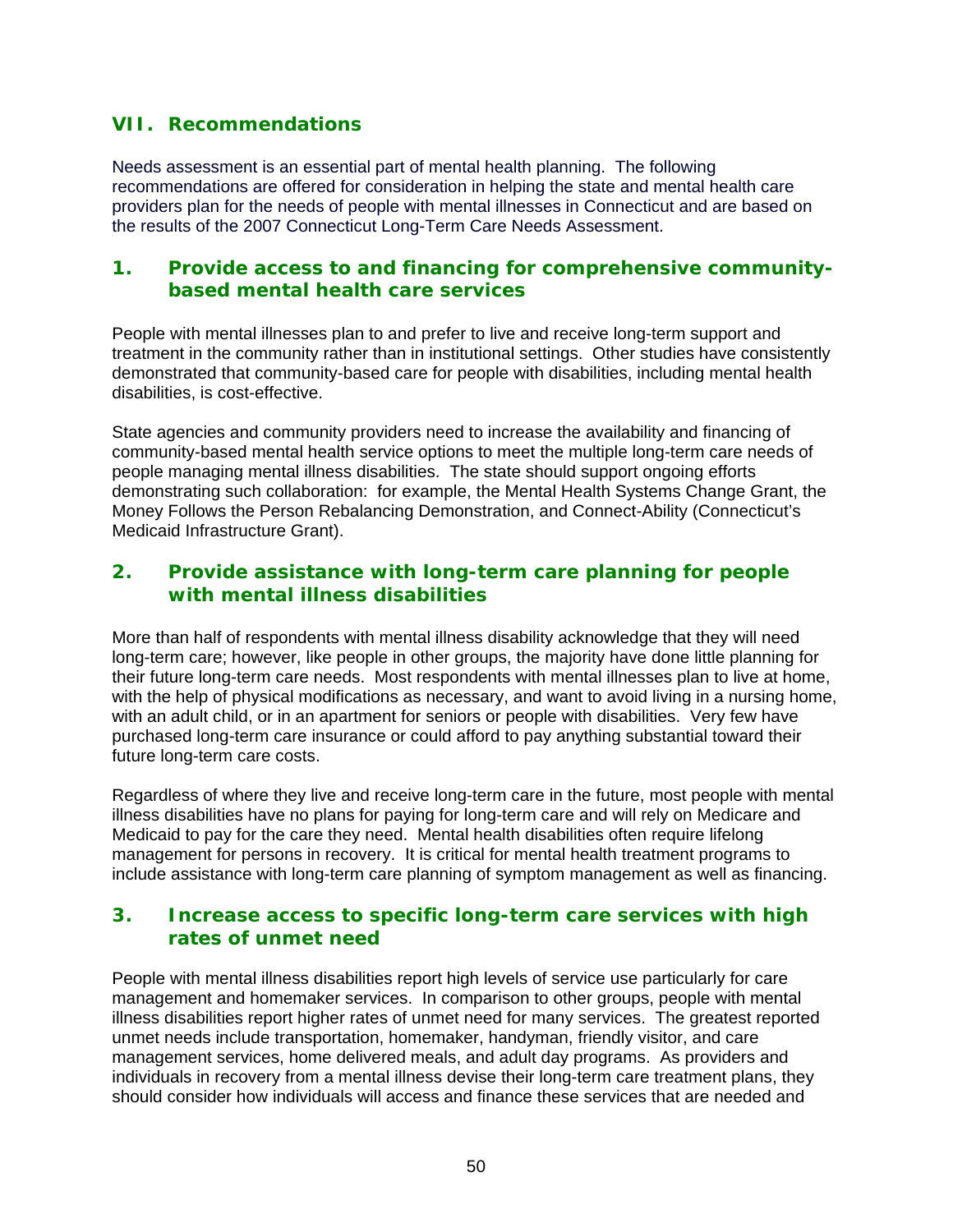## VII. Recommendations

Needs assessment is an essential part of mental health planning. The following recommendations are offered for consideration in helping the state and mental health care providers plan for the needs of people with mental illnesses in Connecticut and are based on the results of the 2007 Connecticut Long-Term Care Needs Assessment.

### 1. Provide access to and financing for comprehensive community-based mental health care services

People with mental illnesses plan to and prefer to live and receive long-term support and treatment in the community rather than in institutional settings. Other studies have consistently demonstrated that community-based care for people with disabilities, including mental health disabilities, is cost-effective.

State agencies and community providers need to increase the availability and financing of community-based mental health service options to meet the multiple long-term care needs of people managing mental illness disabilities. The state should support ongoing efforts demonstrating such collaboration: for example, the Mental Health Systems Change Grant, the Money Follows the Person Rebalancing Demonstration, and Connect-Ability (Connecticut's Medicaid Infrastructure Grant).

### 2. Provide assistance with long-term care planning for people with mental illness disabilities

More than half of respondents with mental illness disability acknowledge that they will need long-term care; however, like people in other groups, the majority have done little planning for their future long-term care needs. Most respondents with mental illnesses plan to live at home, with the help of physical modifications as necessary, and want to avoid living in a nursing home, with an adult child, or in an apartment for seniors or people with disabilities. Very few have purchased long-term care insurance or could afford to pay anything substantial toward their future long-term care costs.

Regardless of where they live and receive long-term care in the future, most people with mental illness disabilities have no plans for paying for long-term care and will rely on Medicare and Medicaid to pay for the care they need. Mental health disabilities often require lifelong management for persons in recovery. It is critical for mental health treatment programs to include assistance with long-term care planning of symptom management as well as financing.

### 3. Increase access to specific long-term care services with high rates of unmet need

People with mental illness disabilities report high levels of service use particularly for care management and homemaker services. In comparison to other groups, people with mental illness disabilities report higher rates of unmet need for many services. The greatest reported unmet needs include transportation, homemaker, handyman, friendly visitor, and care management services, home delivered meals, and adult day programs. As providers and individuals in recovery from a mental illness devise their long-term care treatment plans, they should consider how individuals will access and finance these services that are needed and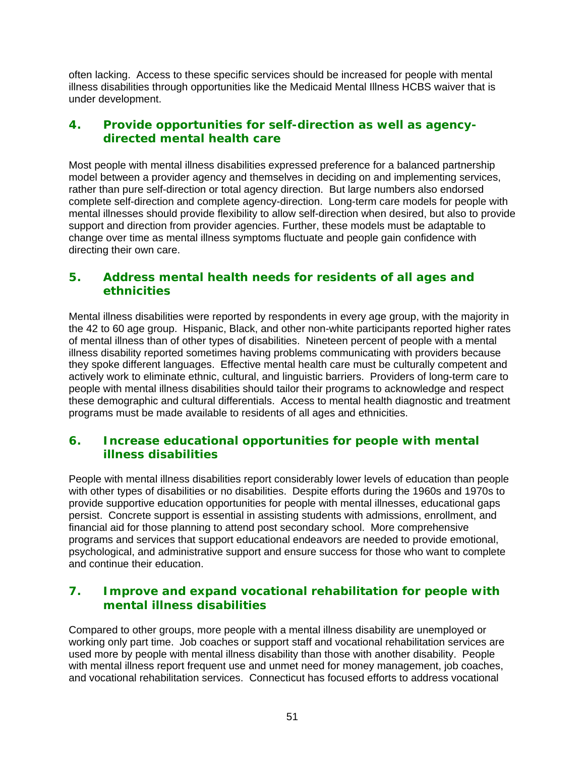often lacking. Access to these specific services should be increased for people with mental illness disabilities through opportunities like the Medicaid Mental Illness HCBS waiver that is under development.

### 4. Provide opportunities for self-direction as well as agency-directed mental health care

Most people with mental illness disabilities expressed preference for a balanced partnership model between a provider agency and themselves in deciding on and implementing services, rather than pure self-direction or total agency direction. But large numbers also endorsed complete self-direction and complete agency-direction. Long-term care models for people with mental illnesses should provide flexibility to allow self-direction when desired, but also to provide support and direction from provider agencies. Further, these models must be adaptable to change over time as mental illness symptoms fluctuate and people gain confidence with directing their own care.

### 5. Address mental health needs for residents of all ages and ethnicities

Mental illness disabilities were reported by respondents in every age group, with the majority in the 42 to 60 age group. Hispanic, Black, and other non-white participants reported higher rates of mental illness than of other types of disabilities. Nineteen percent of people with a mental illness disability reported sometimes having problems communicating with providers because they spoke different languages. Effective mental health care must be culturally competent and actively work to eliminate ethnic, cultural, and linguistic barriers. Providers of long-term care to people with mental illness disabilities should tailor their programs to acknowledge and respect these demographic and cultural differentials. Access to mental health diagnostic and treatment programs must be made available to residents of all ages and ethnicities.

### 6. Increase educational opportunities for people with mental illness disabilities

People with mental illness disabilities report considerably lower levels of education than people with other types of disabilities or no disabilities. Despite efforts during the 1960s and 1970s to provide supportive education opportunities for people with mental illnesses, educational gaps persist. Concrete support is essential in assisting students with admissions, enrollment, and financial aid for those planning to attend post secondary school. More comprehensive programs and services that support educational endeavors are needed to provide emotional, psychological, and administrative support and ensure success for those who want to complete and continue their education.

### 7. Improve and expand vocational rehabilitation for people with mental illness disabilities

Compared to other groups, more people with a mental illness disability are unemployed or working only part time. Job coaches or support staff and vocational rehabilitation services are used more by people with mental illness disability than those with another disability. People with mental illness report frequent use and unmet need for money management, job coaches, and vocational rehabilitation services. Connecticut has focused efforts to address vocational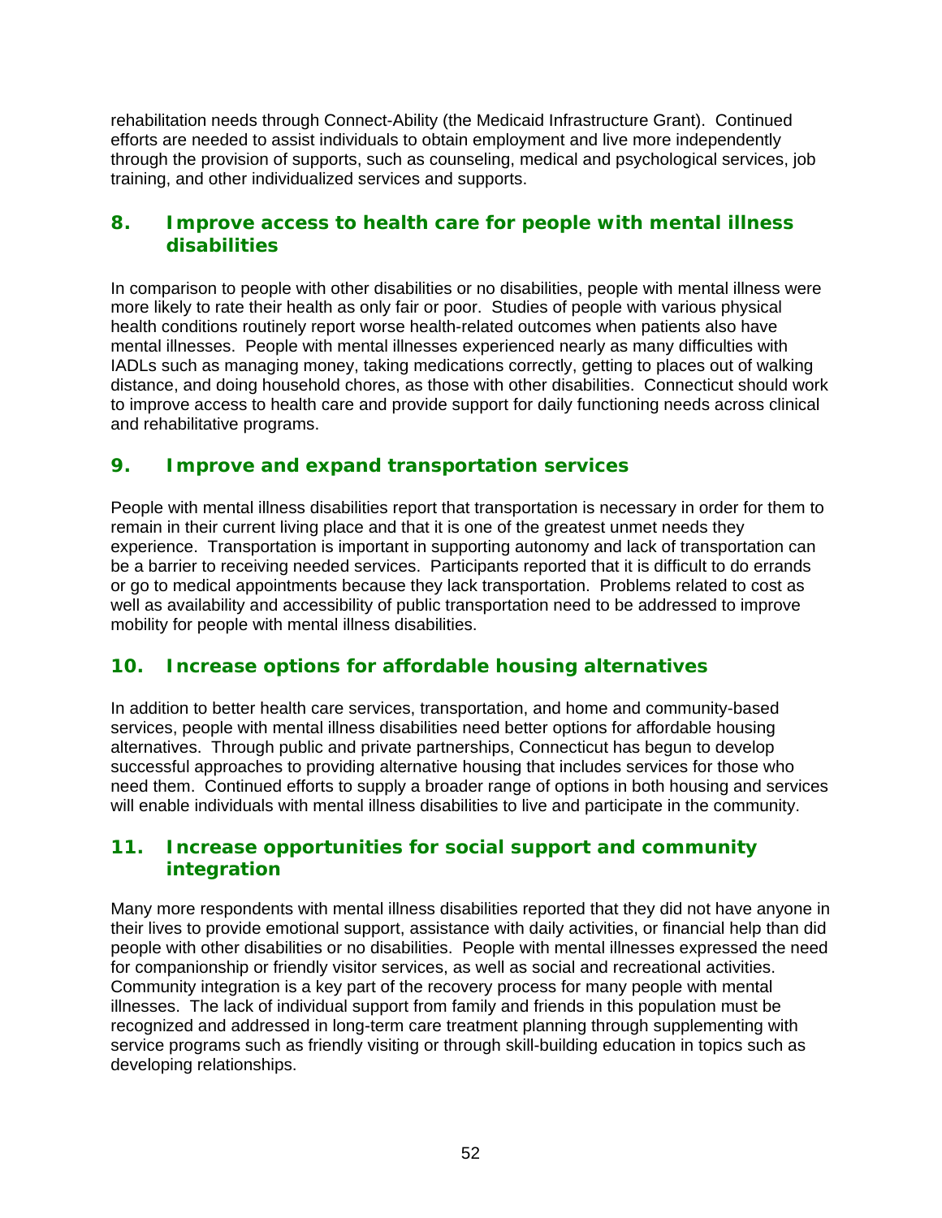rehabilitation needs through Connect-Ability (the Medicaid Infrastructure Grant). Continued efforts are needed to assist individuals to obtain employment and live more independently through the provision of supports, such as counseling, medical and psychological services, job training, and other individualized services and supports.

## 8. Improve access to health care for people with mental illness disabilities

In comparison to people with other disabilities or no disabilities, people with mental illness were more likely to rate their health as only fair or poor. Studies of people with various physical health conditions routinely report worse health-related outcomes when patients also have mental illnesses. People with mental illnesses experienced nearly as many difficulties with IADLs such as managing money, taking medications correctly, getting to places out of walking distance, and doing household chores, as those with other disabilities. Connecticut should work to improve access to health care and provide support for daily functioning needs across clinical and rehabilitative programs.

## 9. Improve and expand transportation services

People with mental illness disabilities report that transportation is necessary in order for them to remain in their current living place and that it is one of the greatest unmet needs they experience. Transportation is important in supporting autonomy and lack of transportation can be a barrier to receiving needed services. Participants reported that it is difficult to do errands or go to medical appointments because they lack transportation. Problems related to cost as well as availability and accessibility of public transportation need to be addressed to improve mobility for people with mental illness disabilities.

## 10. Increase options for affordable housing alternatives

In addition to better health care services, transportation, and home and community-based services, people with mental illness disabilities need better options for affordable housing alternatives. Through public and private partnerships, Connecticut has begun to develop successful approaches to providing alternative housing that includes services for those who need them. Continued efforts to supply a broader range of options in both housing and services will enable individuals with mental illness disabilities to live and participate in the community.

## 11. Increase opportunities for social support and community integration

Many more respondents with mental illness disabilities reported that they did not have anyone in their lives to provide emotional support, assistance with daily activities, or financial help than did people with other disabilities or no disabilities. People with mental illnesses expressed the need for companionship or friendly visitor services, as well as social and recreational activities. Community integration is a key part of the recovery process for many people with mental illnesses. The lack of individual support from family and friends in this population must be recognized and addressed in long-term care treatment planning through supplementing with service programs such as friendly visiting or through skill-building education in topics such as developing relationships.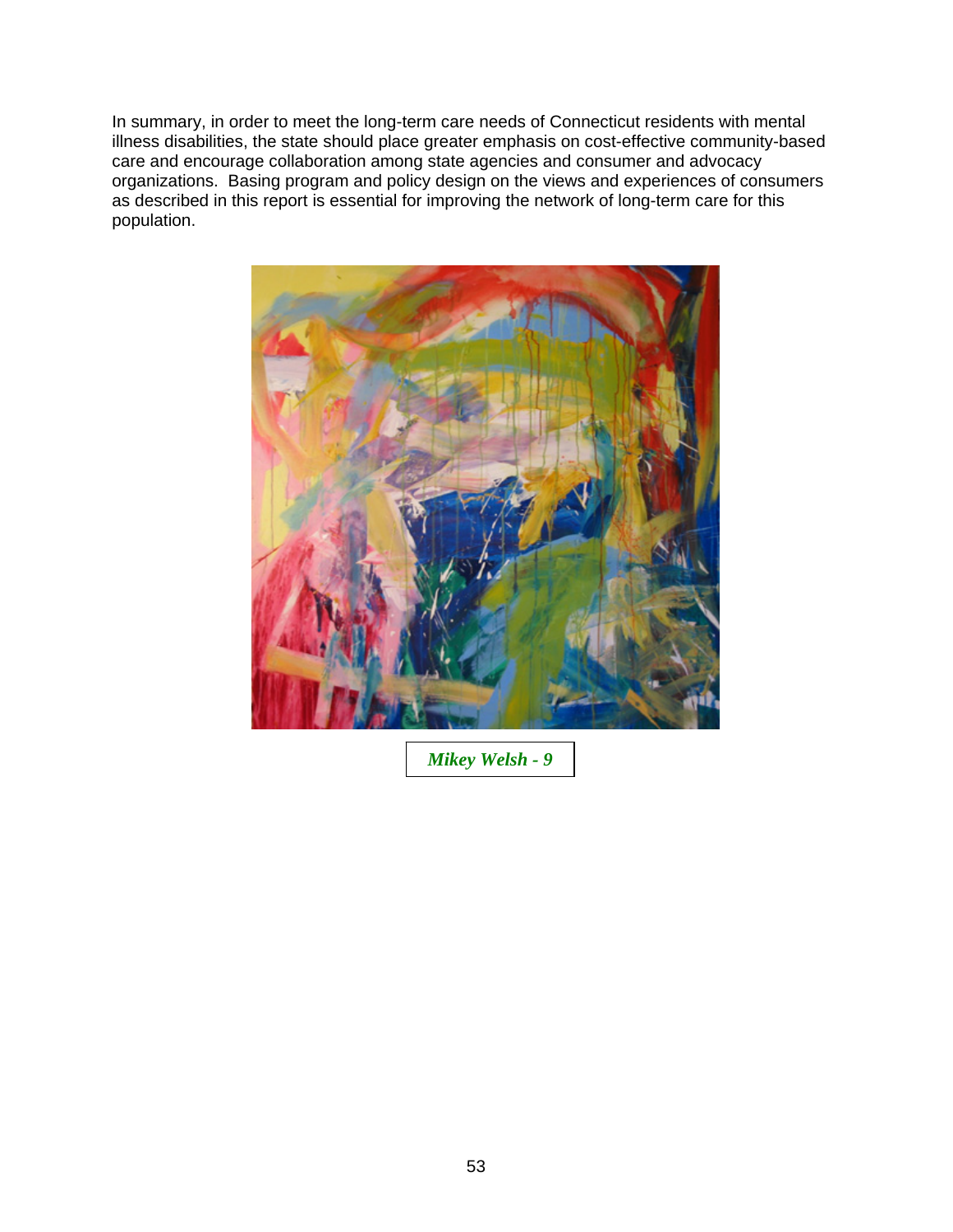In summary, in order to meet the long-term care needs of Connecticut residents with mental illness disabilities, the state should place greater emphasis on cost-effective community-based care and encourage collaboration among state agencies and consumer and advocacy organizations. Basing program and policy design on the views and experiences of consumers as described in this report is essential for improving the network of long-term care for this population.

***Mikey Welsh - 9***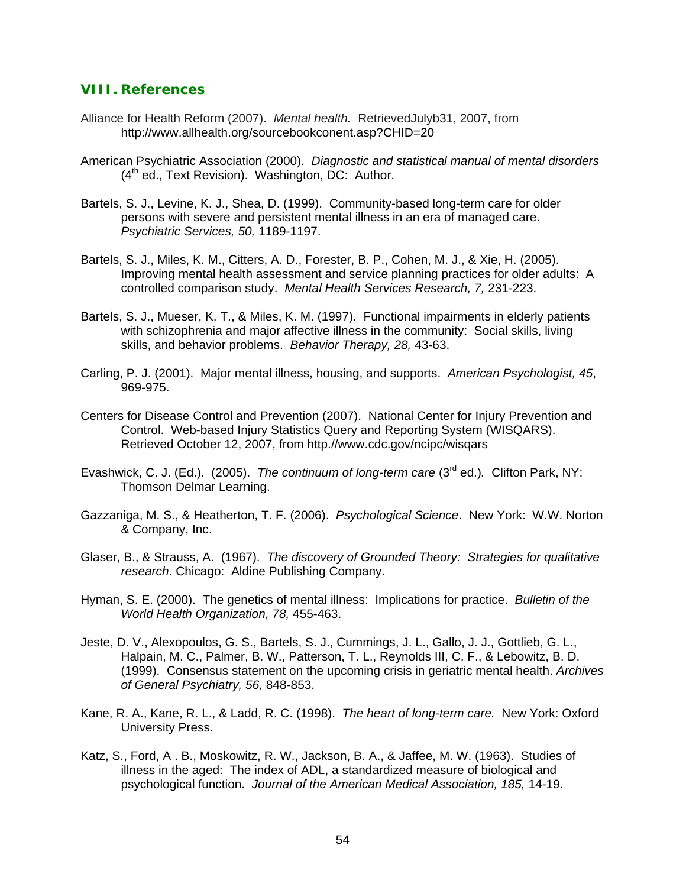## VIII. References

Alliance for Health Reform (2007). *Mental health.* RetrievedJulyb31, 2007, from http://www.allhealth.org/sourcebookconent.asp?CHID=20

American Psychiatric Association (2000). *Diagnostic and statistical manual of mental disorders* (4th ed., Text Revision). Washington, DC: Author.

Bartels, S. J., Levine, K. J., Shea, D. (1999). Community-based long-term care for older persons with severe and persistent mental illness in an era of managed care. *Psychiatric Services, 50,* 1189-1197.

Bartels, S. J., Miles, K. M., Citters, A. D., Forester, B. P., Cohen, M. J., & Xie, H. (2005). Improving mental health assessment and service planning practices for older adults: A controlled comparison study. *Mental Health Services Research, 7,* 231-223.

Bartels, S. J., Mueser, K. T., & Miles, K. M. (1997). Functional impairments in elderly patients with schizophrenia and major affective illness in the community: Social skills, living skills, and behavior problems. *Behavior Therapy, 28,* 43-63.

Carling, P. J. (2001). Major mental illness, housing, and supports. *American Psychologist, 45*, 969-975.

Centers for Disease Control and Prevention (2007). National Center for Injury Prevention and Control. Web-based Injury Statistics Query and Reporting System (WISQARS). Retrieved October 12, 2007, from http.//www.cdc.gov/ncipc/wisqars

Evashwick, C. J. (Ed.). (2005). *The continuum of long-term care* (3rd ed.)*.* Clifton Park, NY: Thomson Delmar Learning.

Gazzaniga, M. S., & Heatherton, T. F. (2006). *Psychological Science*. New York: W.W. Norton & Company, Inc.

Glaser, B., & Strauss, A. (1967). *The discovery of Grounded Theory: Strategies for qualitative research*. Chicago: Aldine Publishing Company.

Hyman, S. E. (2000). The genetics of mental illness: Implications for practice. *Bulletin of the World Health Organization, 78,* 455-463.

Jeste, D. V., Alexopoulos, G. S., Bartels, S. J., Cummings, J. L., Gallo, J. J., Gottlieb, G. L., Halpain, M. C., Palmer, B. W., Patterson, T. L., Reynolds III, C. F., & Lebowitz, B. D. (1999). Consensus statement on the upcoming crisis in geriatric mental health. *Archives of General Psychiatry, 56,* 848-853.

Kane, R. A., Kane, R. L., & Ladd, R. C. (1998). *The heart of long-term care.* New York: Oxford University Press.

Katz, S., Ford, A . B., Moskowitz, R. W., Jackson, B. A., & Jaffee, M. W. (1963). Studies of illness in the aged: The index of ADL, a standardized measure of biological and psychological function. *Journal of the American Medical Association, 185,* 14-19.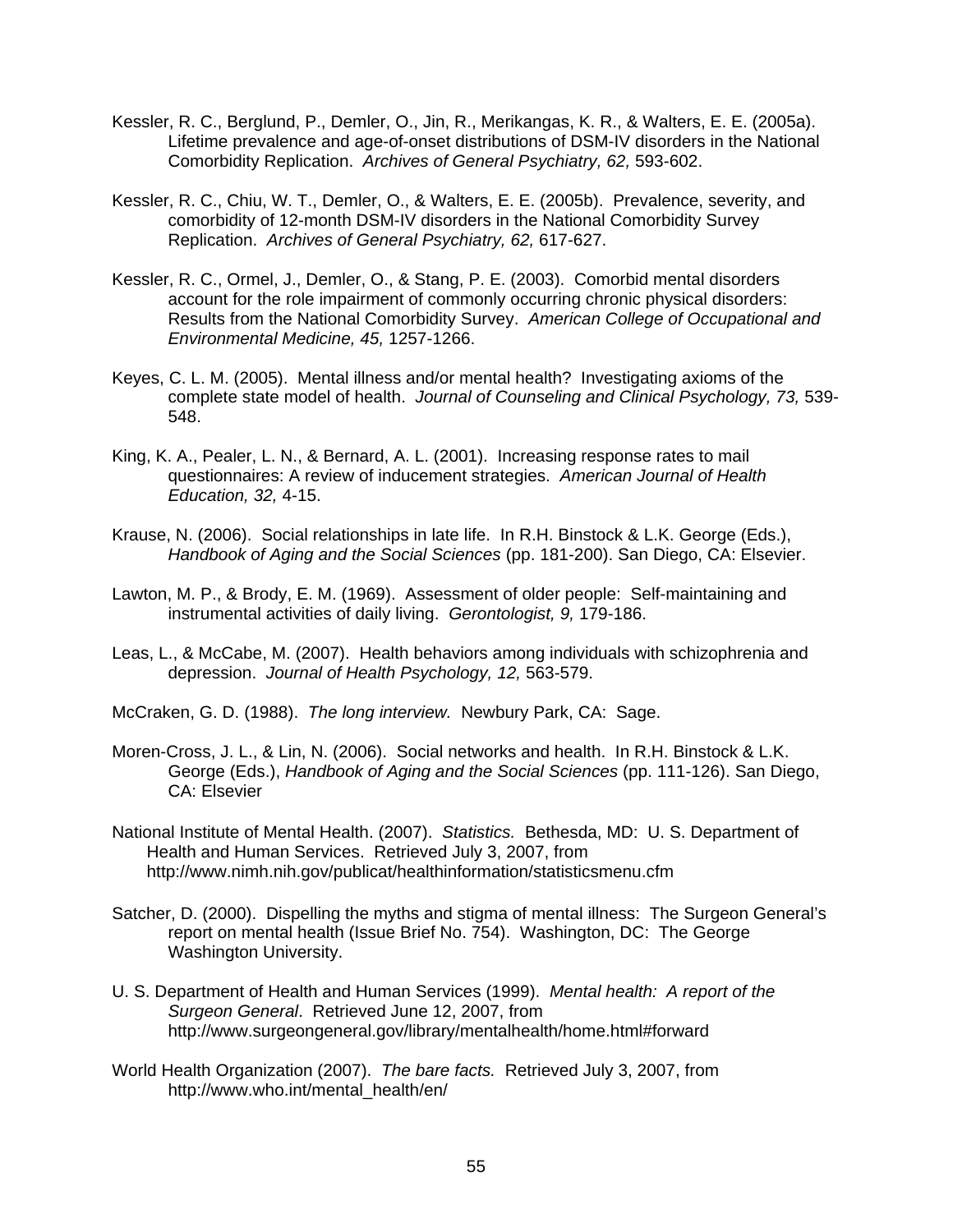Kessler, R. C., Berglund, P., Demler, O., Jin, R., Merikangas, K. R., & Walters, E. E. (2005a). Lifetime prevalence and age-of-onset distributions of DSM-IV disorders in the National Comorbidity Replication. *Archives of General Psychiatry, 62,* 593-602.

Kessler, R. C., Chiu, W. T., Demler, O., & Walters, E. E. (2005b). Prevalence, severity, and comorbidity of 12-month DSM-IV disorders in the National Comorbidity Survey Replication. *Archives of General Psychiatry, 62,* 617-627.

Kessler, R. C., Ormel, J., Demler, O., & Stang, P. E. (2003). Comorbid mental disorders account for the role impairment of commonly occurring chronic physical disorders: Results from the National Comorbidity Survey. *American College of Occupational and Environmental Medicine, 45,* 1257-1266.

Keyes, C. L. M. (2005). Mental illness and/or mental health? Investigating axioms of the complete state model of health. *Journal of Counseling and Clinical Psychology, 73,* 539-548.

King, K. A., Pealer, L. N., & Bernard, A. L. (2001). Increasing response rates to mail questionnaires: A review of inducement strategies. *American Journal of Health Education, 32,* 4-15.

Krause, N. (2006). Social relationships in late life. In R.H. Binstock & L.K. George (Eds.), *Handbook of Aging and the Social Sciences* (pp. 181-200). San Diego, CA: Elsevier.

Lawton, M. P., & Brody, E. M. (1969). Assessment of older people: Self-maintaining and instrumental activities of daily living. *Gerontologist, 9,* 179-186.

Leas, L., & McCabe, M. (2007). Health behaviors among individuals with schizophrenia and depression. *Journal of Health Psychology, 12,* 563-579.

McCraken, G. D. (1988). *The long interview.* Newbury Park, CA: Sage.

Moren-Cross, J. L., & Lin, N. (2006). Social networks and health. In R.H. Binstock & L.K. George (Eds.), *Handbook of Aging and the Social Sciences* (pp. 111-126). San Diego, CA: Elsevier

National Institute of Mental Health. (2007). *Statistics.* Bethesda, MD: U. S. Department of Health and Human Services. Retrieved July 3, 2007, from http://www.nimh.nih.gov/publicat/healthinformation/statisticsmenu.cfm

Satcher, D. (2000). Dispelling the myths and stigma of mental illness: The Surgeon General's report on mental health (Issue Brief No. 754). Washington, DC: The George Washington University.

U. S. Department of Health and Human Services (1999). *Mental health: A report of the Surgeon General*. Retrieved June 12, 2007, from http://www.surgeongeneral.gov/library/mentalhealth/home.html#forward

World Health Organization (2007). *The bare facts.* Retrieved July 3, 2007, from http://www.who.int/mental_health/en/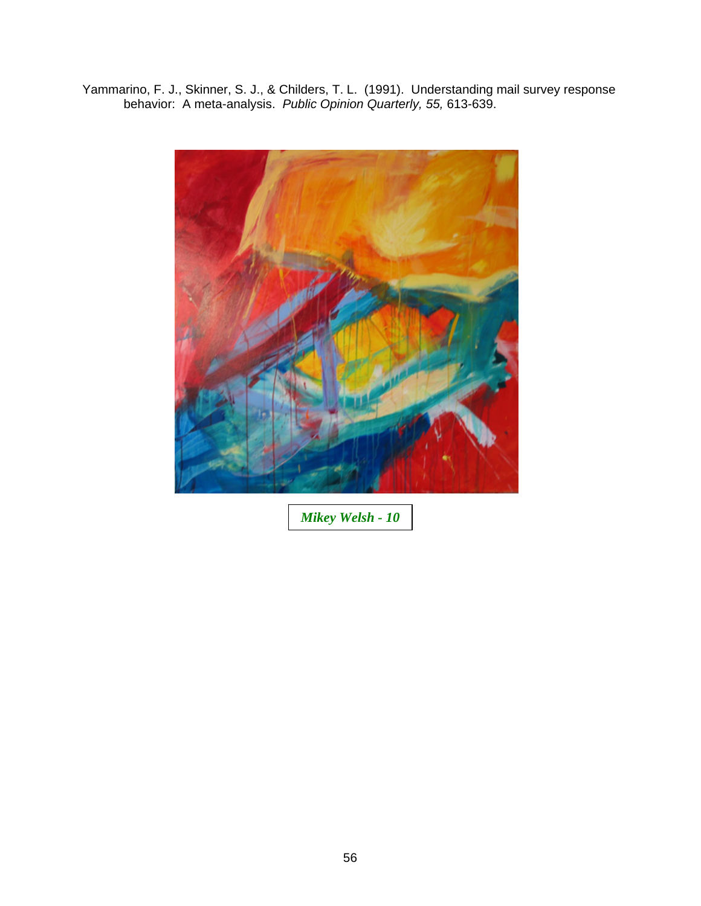Yammarino, F. J., Skinner, S. J., & Childers, T. L. (1991). Understanding mail survey response behavior: A meta-analysis. *Public Opinion Quarterly, 55,* 613-639.

***Mikey Welsh - 10***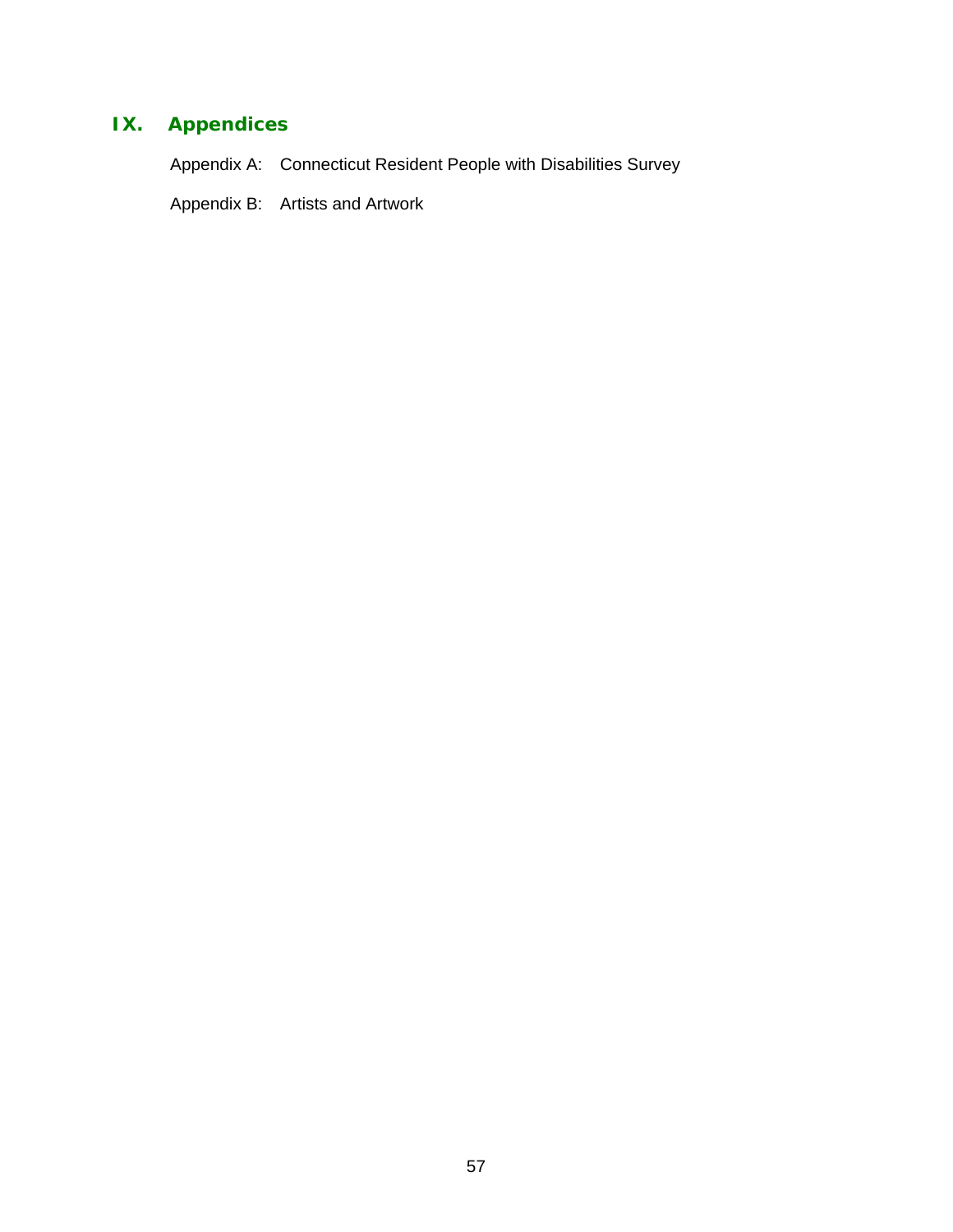# IX. Appendices

Appendix A: Connecticut Resident People with Disabilities Survey

Appendix B: Artists and Artwork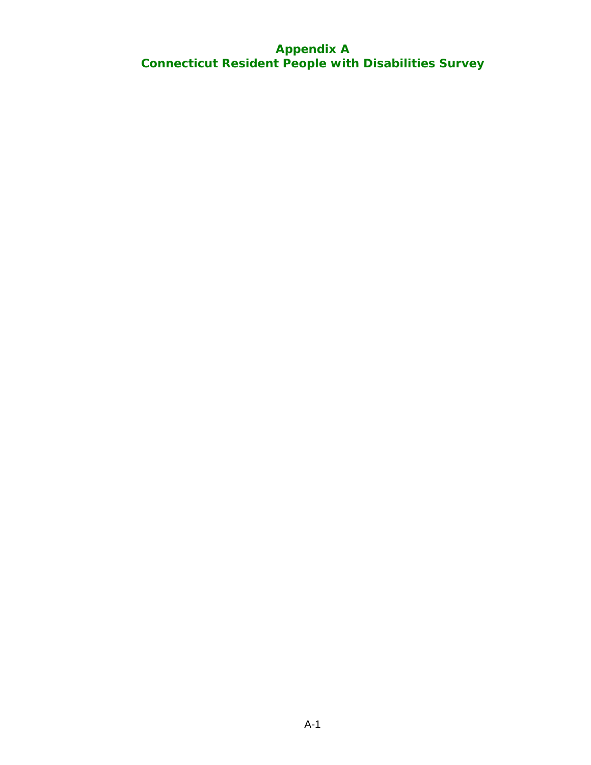# Appendix A
# Connecticut Resident People with Disabilities Survey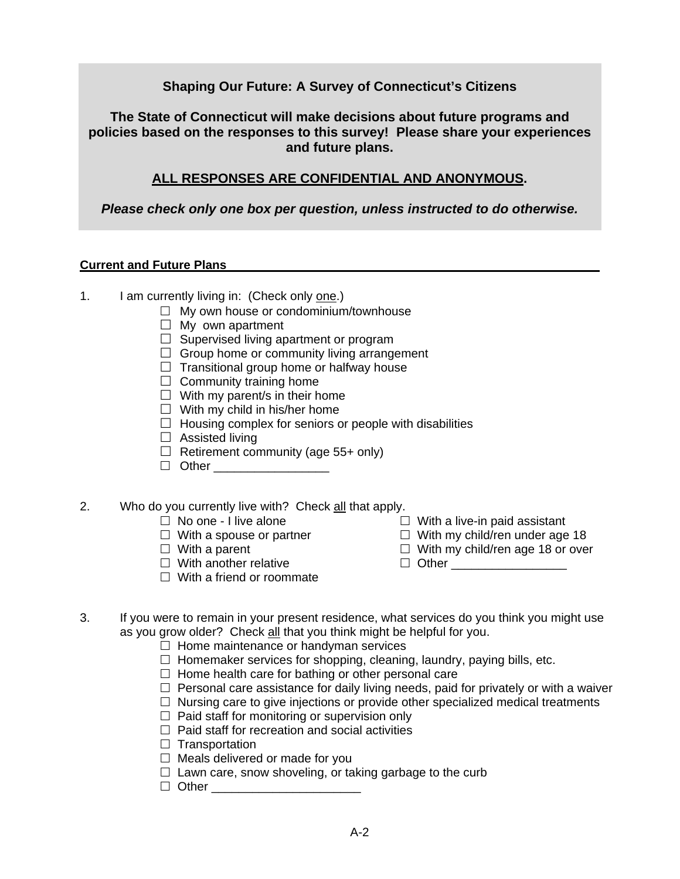**Shaping Our Future: A Survey of Connecticut's Citizens**

**The State of Connecticut will make decisions about future programs and policies based on the responses to this survey! Please share your experiences and future plans.**

**ALL RESPONSES ARE CONFIDENTIAL AND ANONYMOUS.**

***Please check only one box per question, unless instructed to do otherwise.***

**Current and Future Plans**

1. I am currently living in: (Check only one.)
   - ☐ My own house or condominium/townhouse
   - ☐ My own apartment
   - ☐ Supervised living apartment or program
   - ☐ Group home or community living arrangement
   - ☐ Transitional group home or halfway house
   - ☐ Community training home
   - ☐ With my parent/s in their home
   - ☐ With my child in his/her home
   - ☐ Housing complex for seniors or people with disabilities
   - ☐ Assisted living
   - ☐ Retirement community (age 55+ only)
   - ☐ Other _________________

2. Who do you currently live with? Check all that apply.
   - ☐ No one - I live alone
   - ☐ With a spouse or partner
   - ☐ With a parent
   - ☐ With another relative
   - ☐ With a friend or roommate
   - ☐ With a live-in paid assistant
   - ☐ With my child/ren under age 18
   - ☐ With my child/ren age 18 or over
   - ☐ Other _________________

3. If you were to remain in your present residence, what services do you think you might use as you grow older? Check all that you think might be helpful for you.
   - ☐ Home maintenance or handyman services
   - ☐ Homemaker services for shopping, cleaning, laundry, paying bills, etc.
   - ☐ Home health care for bathing or other personal care
   - ☐ Personal care assistance for daily living needs, paid for privately or with a waiver
   - ☐ Nursing care to give injections or provide other specialized medical treatments
   - ☐ Paid staff for monitoring or supervision only
   - ☐ Paid staff for recreation and social activities
   - ☐ Transportation
   - ☐ Meals delivered or made for you
   - ☐ Lawn care, snow shoveling, or taking garbage to the curb
   - ☐ Other ______________________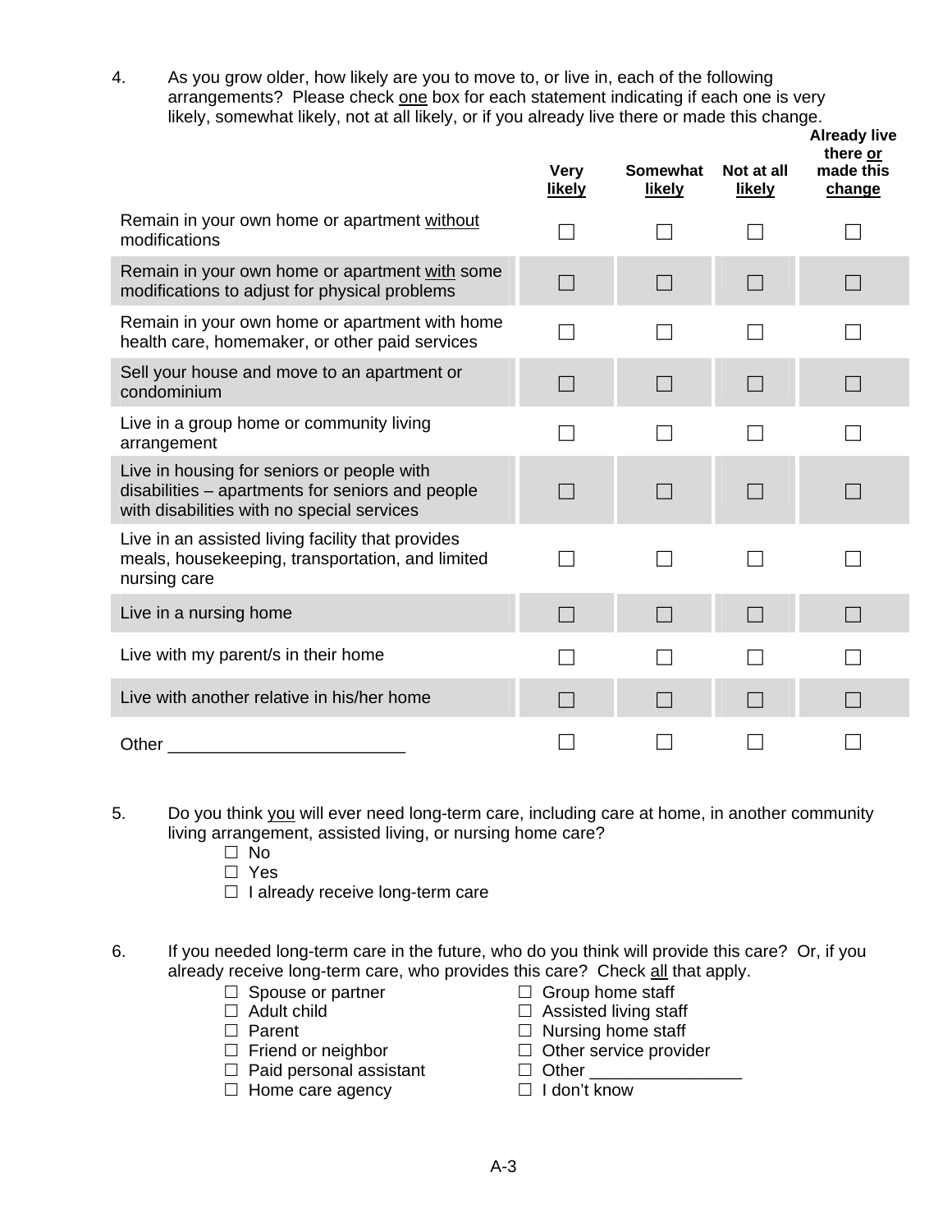4. As you grow older, how likely are you to move to, or live in, each of the following arrangements? Please check <u>one</u> box for each statement indicating if each one is very likely, somewhat likely, not at all likely, or if you already live there or made this change.

| | **Very likely** | **Somewhat likely** | **Not at all likely** | **Already live there or made this change** |
|---|---|---|---|---|
| Remain in your own home or apartment <u>without</u> modifications | ☐ | ☐ | ☐ | ☐ |
| Remain in your own home or apartment <u>with</u> some modifications to adjust for physical problems | ☐ | ☐ | ☐ | ☐ |
| Remain in your own home or apartment with home health care, homemaker, or other paid services | ☐ | ☐ | ☐ | ☐ |
| Sell your house and move to an apartment or condominium | ☐ | ☐ | ☐ | ☐ |
| Live in a group home or community living arrangement | ☐ | ☐ | ☐ | ☐ |
| Live in housing for seniors or people with disabilities – apartments for seniors and people with disabilities with no special services | ☐ | ☐ | ☐ | ☐ |
| Live in an assisted living facility that provides meals, housekeeping, transportation, and limited nursing care | ☐ | ☐ | ☐ | ☐ |
| Live in a nursing home | ☐ | ☐ | ☐ | ☐ |
| Live with my parent/s in their home | ☐ | ☐ | ☐ | ☐ |
| Live with another relative in his/her home | ☐ | ☐ | ☐ | ☐ |
| Other ________________________ | ☐ | ☐ | ☐ | ☐ |

5. Do you think <u>you</u> will ever need long-term care, including care at home, in another community living arrangement, assisted living, or nursing home care?

☐ No
☐ Yes
☐ I already receive long-term care

6. If you needed long-term care in the future, who do you think will provide this care? Or, if you already receive long-term care, who provides this care? Check <u>all</u> that apply.

☐ Spouse or partner
☐ Adult child
☐ Parent
☐ Friend or neighbor
☐ Paid personal assistant
☐ Home care agency
☐ Group home staff
☐ Assisted living staff
☐ Nursing home staff
☐ Other service provider
☐ Other ________________
☐ I don't know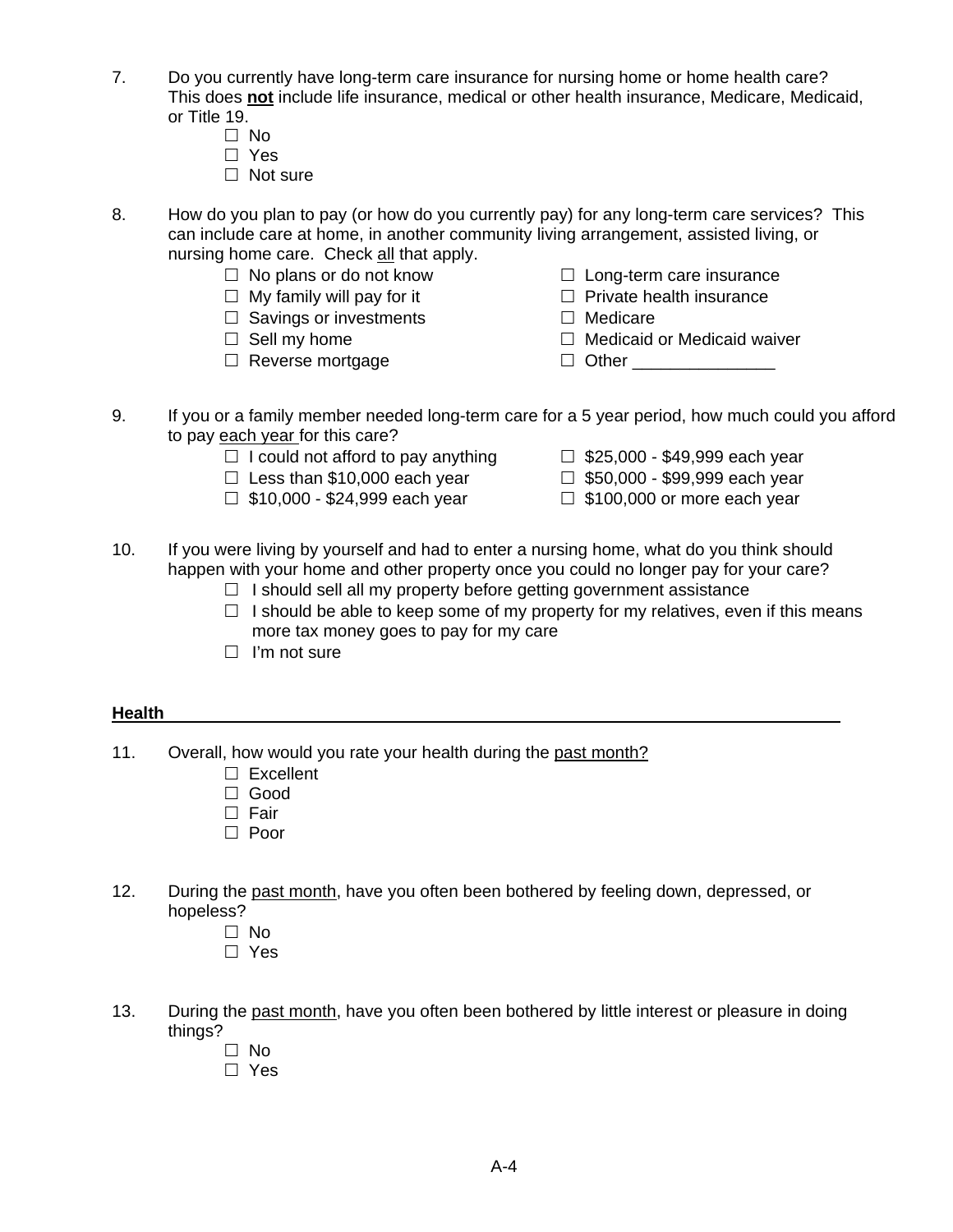7. Do you currently have long-term care insurance for nursing home or home health care? This does **not** include life insurance, medical or other health insurance, Medicare, Medicaid, or Title 19.
   - ☐ No
   - ☐ Yes
   - ☐ Not sure

8. How do you plan to pay (or how do you currently pay) for any long-term care services? This can include care at home, in another community living arrangement, assisted living, or nursing home care. Check <u>all</u> that apply.
   - ☐ No plans or do not know
   - ☐ My family will pay for it
   - ☐ Savings or investments
   - ☐ Sell my home
   - ☐ Reverse mortgage
   - ☐ Long-term care insurance
   - ☐ Private health insurance
   - ☐ Medicare
   - ☐ Medicaid or Medicaid waiver
   - ☐ Other _______________

9. If you or a family member needed long-term care for a 5 year period, how much could you afford to pay <u>each year</u> for this care?
   - ☐ I could not afford to pay anything
   - ☐ Less than $10,000 each year
   - ☐ $10,000 - $24,999 each year
   - ☐ $25,000 - $49,999 each year
   - ☐ $50,000 - $99,999 each year
   - ☐ $100,000 or more each year

10. If you were living by yourself and had to enter a nursing home, what do you think should happen with your home and other property once you could no longer pay for your care?
    - ☐ I should sell all my property before getting government assistance
    - ☐ I should be able to keep some of my property for my relatives, even if this means more tax money goes to pay for my care
    - ☐ I'm not sure

## Health

11. Overall, how would you rate your health during the <u>past month?</u>
    - ☐ Excellent
    - ☐ Good
    - ☐ Fair
    - ☐ Poor

12. During the <u>past month</u>, have you often been bothered by feeling down, depressed, or hopeless?
    - ☐ No
    - ☐ Yes

13. During the <u>past month</u>, have you often been bothered by little interest or pleasure in doing things?
    - ☐ No
    - ☐ Yes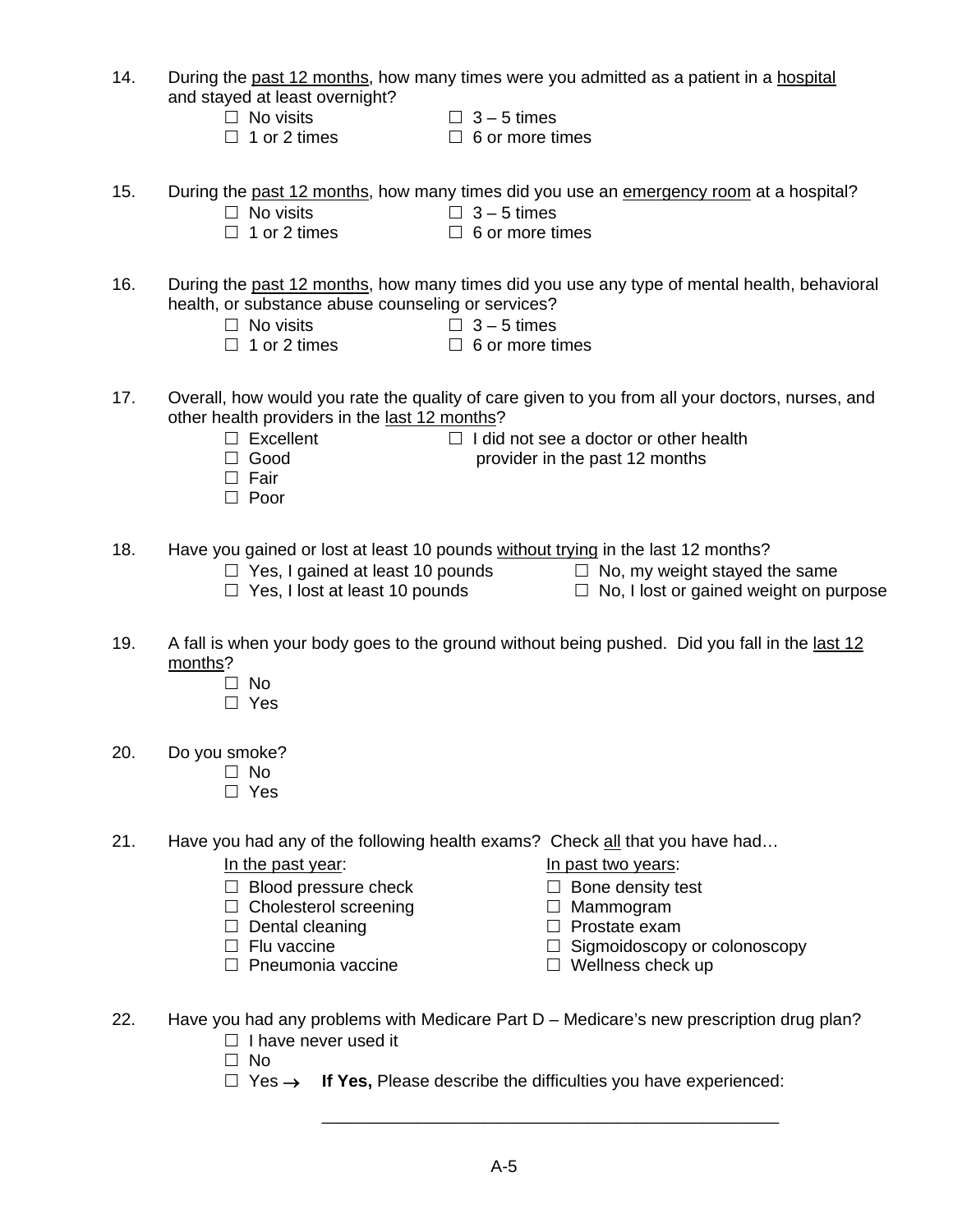14. During the <u>past 12 months</u>, how many times were you admitted as a patient in a <u>hospital</u> and stayed at least overnight?
    - ☐ No visits
    - ☐ 1 or 2 times
    - ☐ 3 – 5 times
    - ☐ 6 or more times

15. During the <u>past 12 months</u>, how many times did you use an <u>emergency room</u> at a hospital?
    - ☐ No visits
    - ☐ 1 or 2 times
    - ☐ 3 – 5 times
    - ☐ 6 or more times

16. During the <u>past 12 months</u>, how many times did you use any type of mental health, behavioral health, or substance abuse counseling or services?
    - ☐ No visits
    - ☐ 1 or 2 times
    - ☐ 3 – 5 times
    - ☐ 6 or more times

17. Overall, how would you rate the quality of care given to you from all your doctors, nurses, and other health providers in the <u>last 12 months</u>?
    - ☐ Excellent
    - ☐ Good
    - ☐ Fair
    - ☐ Poor
    - ☐ I did not see a doctor or other health provider in the past 12 months

18. Have you gained or lost at least 10 pounds <u>without trying</u> in the last 12 months?
    - ☐ Yes, I gained at least 10 pounds
    - ☐ Yes, I lost at least 10 pounds
    - ☐ No, my weight stayed the same
    - ☐ No, I lost or gained weight on purpose

19. A fall is when your body goes to the ground without being pushed. Did you fall in the <u>last 12 months</u>?
    - ☐ No
    - ☐ Yes

20. Do you smoke?
    - ☐ No
    - ☐ Yes

21. Have you had any of the following health exams? Check <u>all</u> that you have had…

    <u>In the past year</u>:
    - ☐ Blood pressure check
    - ☐ Cholesterol screening
    - ☐ Dental cleaning
    - ☐ Flu vaccine
    - ☐ Pneumonia vaccine

    <u>In past two years</u>:
    - ☐ Bone density test
    - ☐ Mammogram
    - ☐ Prostate exam
    - ☐ Sigmoidoscopy or colonoscopy
    - ☐ Wellness check up

22. Have you had any problems with Medicare Part D – Medicare's new prescription drug plan?
    - ☐ I have never used it
    - ☐ No
    - ☐ Yes → **If Yes,** Please describe the difficulties you have experienced:

      ______________________________________________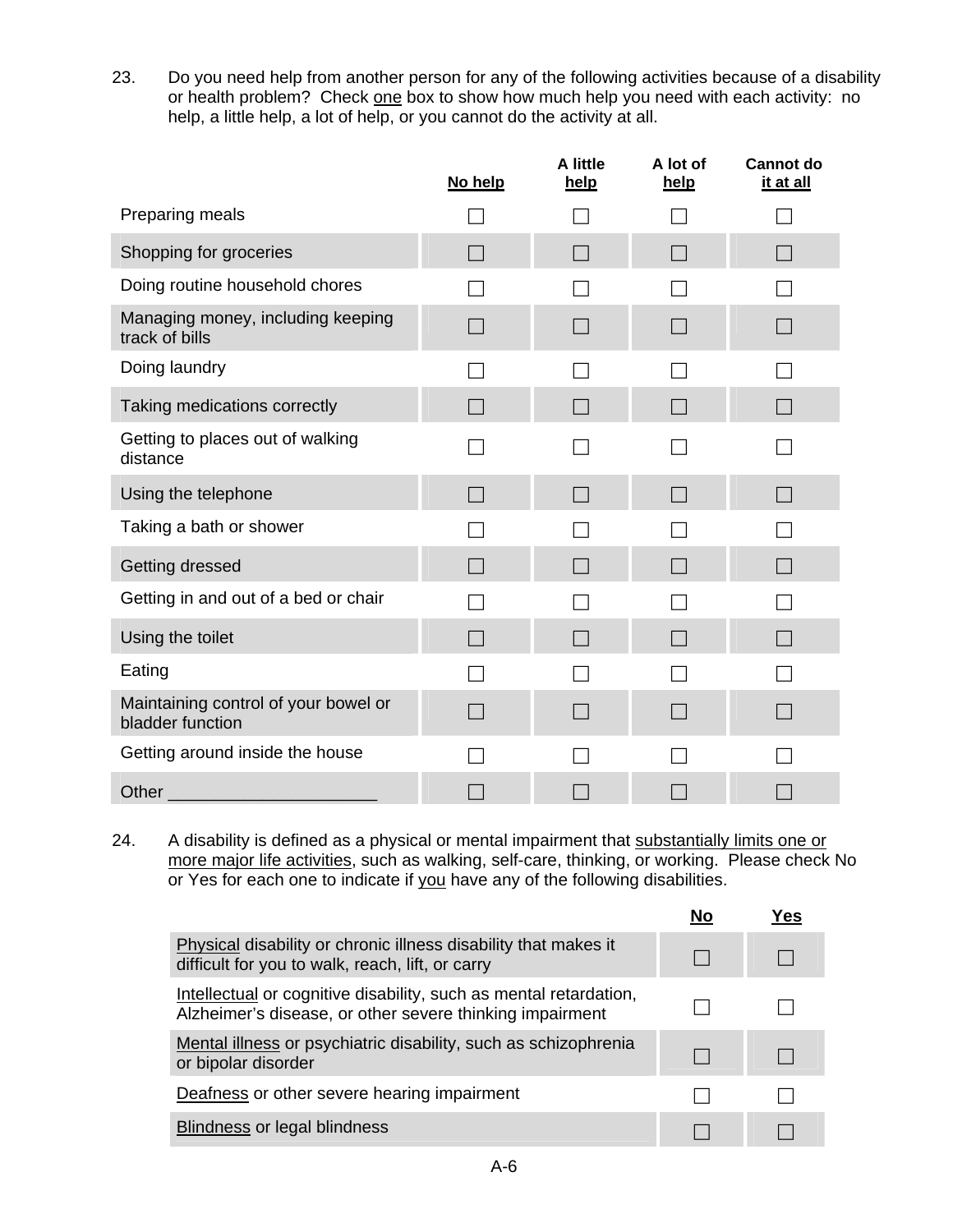23. Do you need help from another person for any of the following activities because of a disability or health problem? Check one box to show how much help you need with each activity: no help, a little help, a lot of help, or you cannot do the activity at all.

| | No help | A little help | A lot of help | Cannot do it at all |
|---|---|---|---|---|
| Preparing meals | ☐ | ☐ | ☐ | ☐ |
| Shopping for groceries | ☐ | ☐ | ☐ | ☐ |
| Doing routine household chores | ☐ | ☐ | ☐ | ☐ |
| Managing money, including keeping track of bills | ☐ | ☐ | ☐ | ☐ |
| Doing laundry | ☐ | ☐ | ☐ | ☐ |
| Taking medications correctly | ☐ | ☐ | ☐ | ☐ |
| Getting to places out of walking distance | ☐ | ☐ | ☐ | ☐ |
| Using the telephone | ☐ | ☐ | ☐ | ☐ |
| Taking a bath or shower | ☐ | ☐ | ☐ | ☐ |
| Getting dressed | ☐ | ☐ | ☐ | ☐ |
| Getting in and out of a bed or chair | ☐ | ☐ | ☐ | ☐ |
| Using the toilet | ☐ | ☐ | ☐ | ☐ |
| Eating | ☐ | ☐ | ☐ | ☐ |
| Maintaining control of your bowel or bladder function | ☐ | ☐ | ☐ | ☐ |
| Getting around inside the house | ☐ | ☐ | ☐ | ☐ |
| Other _____________________ | ☐ | ☐ | ☐ | ☐ |

24. A disability is defined as a physical or mental impairment that substantially limits one or more major life activities, such as walking, self-care, thinking, or working. Please check No or Yes for each one to indicate if you have any of the following disabilities.

| | No | Yes |
|---|---|---|
| Physical disability or chronic illness disability that makes it difficult for you to walk, reach, lift, or carry | ☐ | ☐ |
| Intellectual or cognitive disability, such as mental retardation, Alzheimer's disease, or other severe thinking impairment | ☐ | ☐ |
| Mental illness or psychiatric disability, such as schizophrenia or bipolar disorder | ☐ | ☐ |
| Deafness or other severe hearing impairment | ☐ | ☐ |
| Blindness or legal blindness | ☐ | ☐ |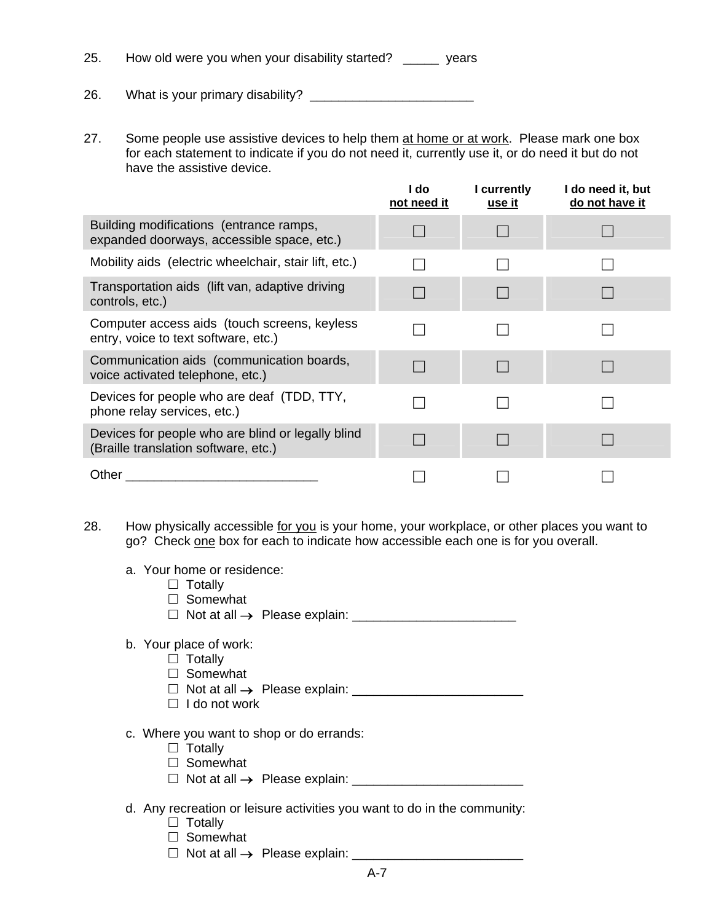25. How old were you when your disability started? _____ years

26. What is your primary disability? _______________________

27. Some people use assistive devices to help them <u>at home or at work</u>. Please mark one box for each statement to indicate if you do not need it, currently use it, or do need it but do not have the assistive device.

| | **I do <u>not need it</u>** | **I currently <u>use it</u>** | **I do need it, but <u>do not have it</u>** |
|---|---|---|---|
| Building modifications (entrance ramps, expanded doorways, accessible space, etc.) | ☐ | ☐ | ☐ |
| Mobility aids (electric wheelchair, stair lift, etc.) | ☐ | ☐ | ☐ |
| Transportation aids (lift van, adaptive driving controls, etc.) | ☐ | ☐ | ☐ |
| Computer access aids (touch screens, keyless entry, voice to text software, etc.) | ☐ | ☐ | ☐ |
| Communication aids (communication boards, voice activated telephone, etc.) | ☐ | ☐ | ☐ |
| Devices for people who are deaf (TDD, TTY, phone relay services, etc.) | ☐ | ☐ | ☐ |
| Devices for people who are blind or legally blind (Braille translation software, etc.) | ☐ | ☐ | ☐ |
| Other ___________________________ | ☐ | ☐ | ☐ |

28. How physically accessible <u>for you</u> is your home, your workplace, or other places you want to go? Check <u>one</u> box for each to indicate how accessible each one is for you overall.

a. Your home or residence:
- ☐ Totally
- ☐ Somewhat
- ☐ Not at all → Please explain: _______________________

b. Your place of work:
- ☐ Totally
- ☐ Somewhat
- ☐ Not at all → Please explain: ________________________
- ☐ I do not work

c. Where you want to shop or do errands:
- ☐ Totally
- ☐ Somewhat
- ☐ Not at all → Please explain: ________________________

d. Any recreation or leisure activities you want to do in the community:
- ☐ Totally
- ☐ Somewhat
- ☐ Not at all → Please explain: ________________________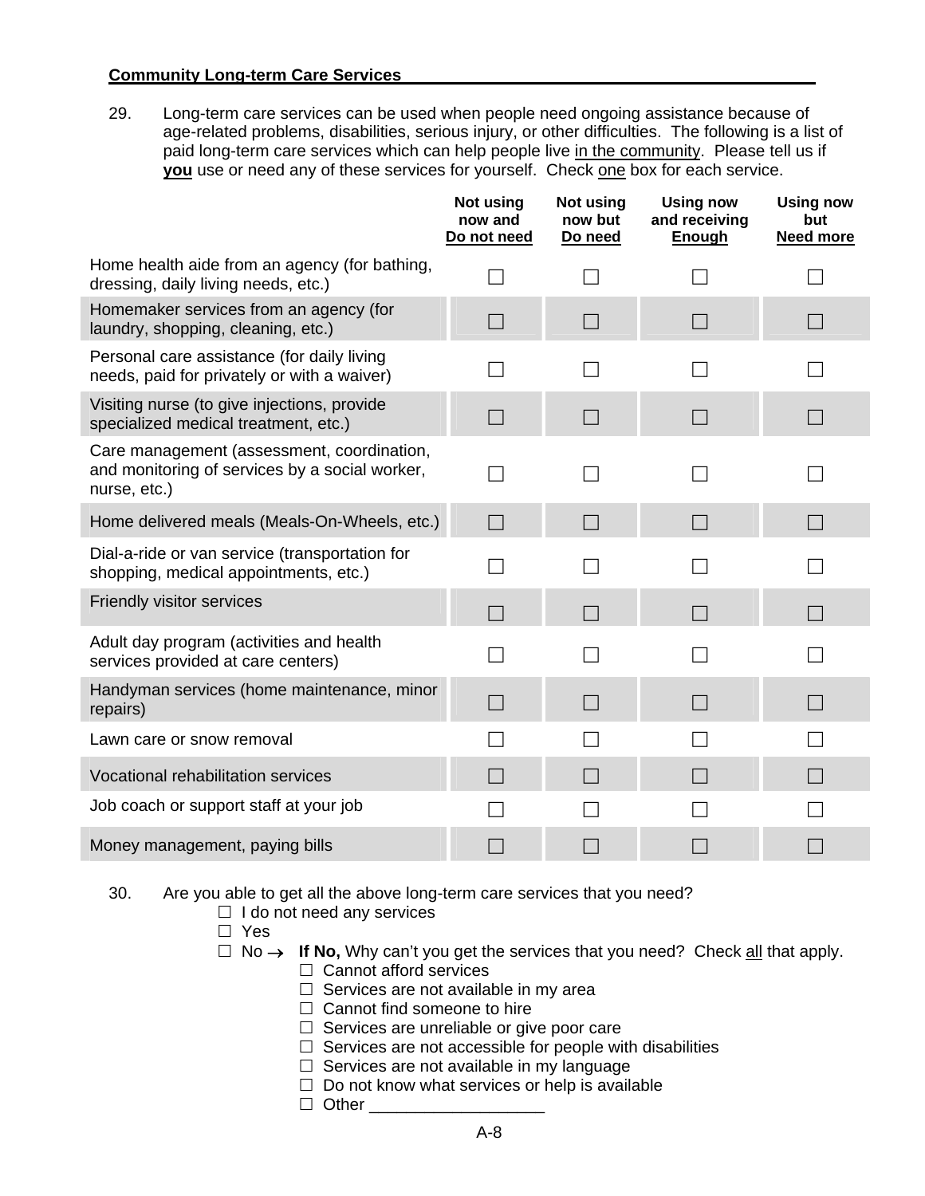**Community Long-term Care Services**

29. Long-term care services can be used when people need ongoing assistance because of age-related problems, disabilities, serious injury, or other difficulties. The following is a list of paid long-term care services which can help people live in the community. Please tell us if **you** use or need any of these services for yourself. Check one box for each service.

| | Not using now and Do not need | Not using now but Do need | Using now and receiving Enough | Using now but Need more |
|---|---|---|---|---|
| Home health aide from an agency (for bathing, dressing, daily living needs, etc.) | ☐ | ☐ | ☐ | ☐ |
| Homemaker services from an agency (for laundry, shopping, cleaning, etc.) | ☐ | ☐ | ☐ | ☐ |
| Personal care assistance (for daily living needs, paid for privately or with a waiver) | ☐ | ☐ | ☐ | ☐ |
| Visiting nurse (to give injections, provide specialized medical treatment, etc.) | ☐ | ☐ | ☐ | ☐ |
| Care management (assessment, coordination, and monitoring of services by a social worker, nurse, etc.) | ☐ | ☐ | ☐ | ☐ |
| Home delivered meals (Meals-On-Wheels, etc.) | ☐ | ☐ | ☐ | ☐ |
| Dial-a-ride or van service (transportation for shopping, medical appointments, etc.) | ☐ | ☐ | ☐ | ☐ |
| Friendly visitor services | ☐ | ☐ | ☐ | ☐ |
| Adult day program (activities and health services provided at care centers) | ☐ | ☐ | ☐ | ☐ |
| Handyman services (home maintenance, minor repairs) | ☐ | ☐ | ☐ | ☐ |
| Lawn care or snow removal | ☐ | ☐ | ☐ | ☐ |
| Vocational rehabilitation services | ☐ | ☐ | ☐ | ☐ |
| Job coach or support staff at your job | ☐ | ☐ | ☐ | ☐ |
| Money management, paying bills | ☐ | ☐ | ☐ | ☐ |

30. Are you able to get all the above long-term care services that you need?

- ☐ I do not need any services
- ☐ Yes
- ☐ No → **If No,** Why can't you get the services that you need? Check all that apply.
  - ☐ Cannot afford services
  - ☐ Services are not available in my area
  - ☐ Cannot find someone to hire
  - ☐ Services are unreliable or give poor care
  - ☐ Services are not accessible for people with disabilities
  - ☐ Services are not available in my language
  - ☐ Do not know what services or help is available
  - ☐ Other ___________________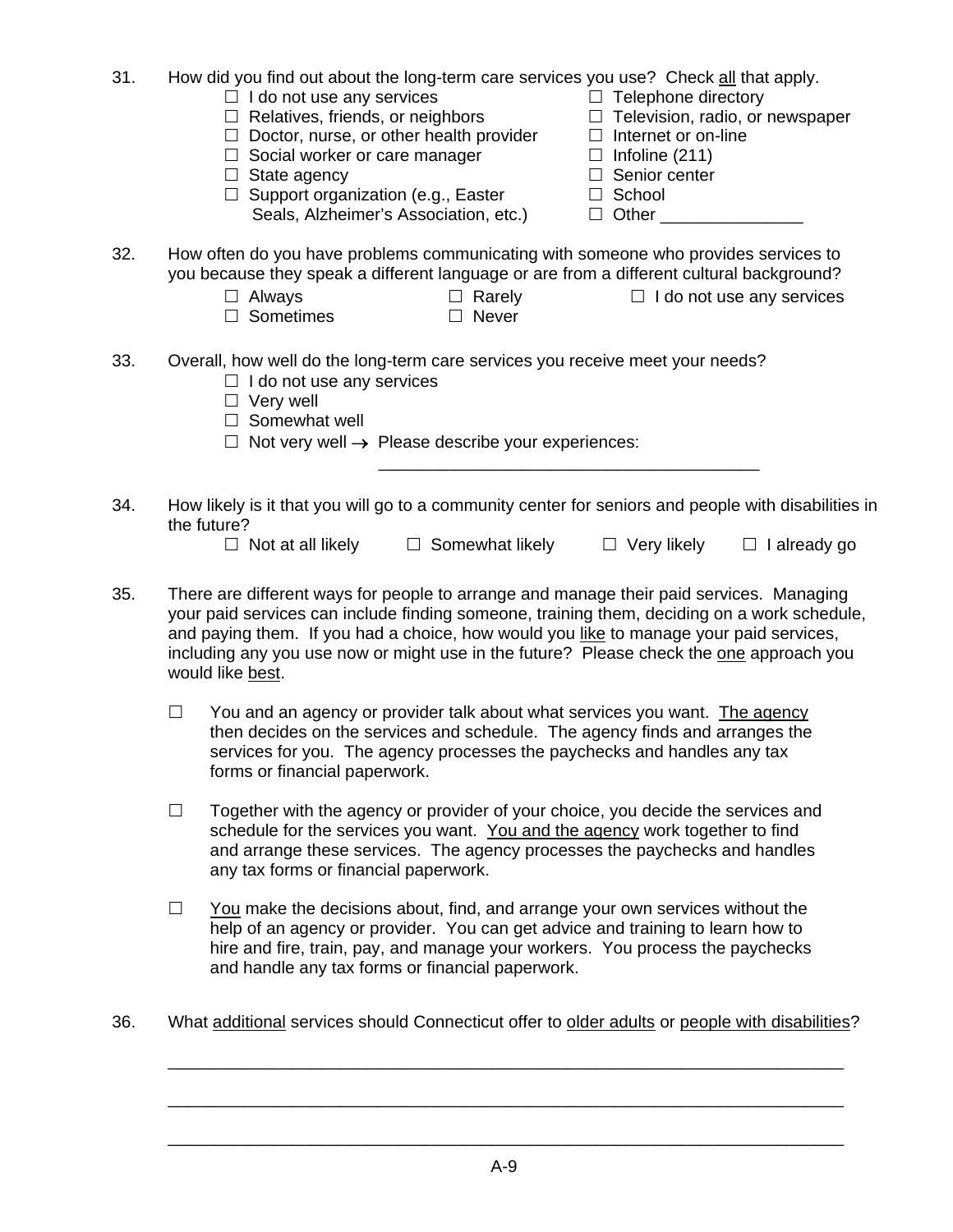31. How did you find out about the long-term care services you use? Check <u>all</u> that apply.

- ☐ I do not use any services
- ☐ Relatives, friends, or neighbors
- ☐ Doctor, nurse, or other health provider
- ☐ Social worker or care manager
- ☐ State agency
- ☐ Support organization (e.g., Easter Seals, Alzheimer's Association, etc.)
- ☐ Telephone directory
- ☐ Television, radio, or newspaper
- ☐ Internet or on-line
- ☐ Infoline (211)
- ☐ Senior center
- ☐ School
- ☐ Other _______________

32. How often do you have problems communicating with someone who provides services to you because they speak a different language or are from a different cultural background?

- ☐ Always
- ☐ Sometimes
- ☐ Rarely
- ☐ Never
- ☐ I do not use any services

33. Overall, how well do the long-term care services you receive meet your needs?

- ☐ I do not use any services
- ☐ Very well
- ☐ Somewhat well
- ☐ Not very well → Please describe your experiences: ________________________________________

34. How likely is it that you will go to a community center for seniors and people with disabilities in the future?

- ☐ Not at all likely
- ☐ Somewhat likely
- ☐ Very likely
- ☐ I already go

35. There are different ways for people to arrange and manage their paid services. Managing your paid services can include finding someone, training them, deciding on a work schedule, and paying them. If you had a choice, how would you <u>like</u> to manage your paid services, including any you use now or might use in the future? Please check the <u>one</u> approach you would like <u>best</u>.

- ☐ You and an agency or provider talk about what services you want. <u>The agency</u> then decides on the services and schedule. The agency finds and arranges the services for you. The agency processes the paychecks and handles any tax forms or financial paperwork.

- ☐ Together with the agency or provider of your choice, you decide the services and schedule for the services you want. <u>You and the agency</u> work together to find and arrange these services. The agency processes the paychecks and handles any tax forms or financial paperwork.

- ☐ <u>You</u> make the decisions about, find, and arrange your own services without the help of an agency or provider. You can get advice and training to learn how to hire and fire, train, pay, and manage your workers. You process the paychecks and handle any tax forms or financial paperwork.

36. What <u>additional</u> services should Connecticut offer to <u>older adults</u> or <u>people with disabilities</u>?

______________________________________________________________________

______________________________________________________________________

______________________________________________________________________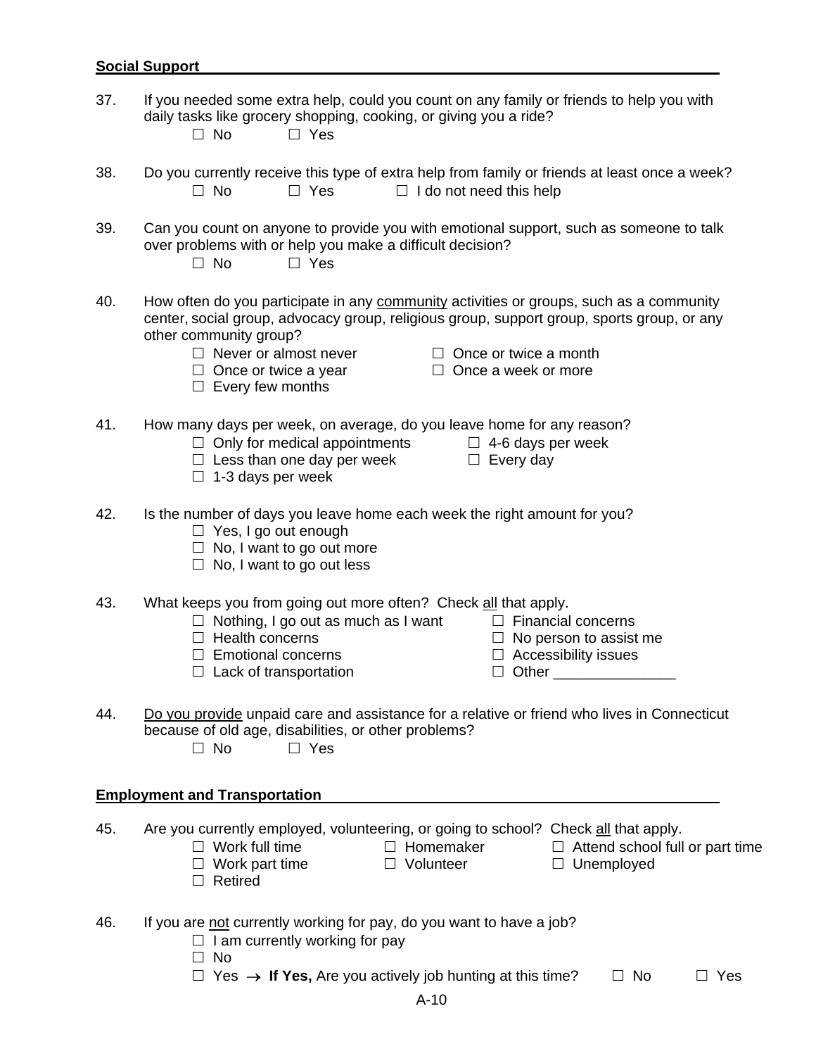**Social Support**

37. If you needed some extra help, could you count on any family or friends to help you with daily tasks like grocery shopping, cooking, or giving you a ride?
    ☐ No ☐ Yes

38. Do you currently receive this type of extra help from family or friends at least once a week?
    ☐ No ☐ Yes ☐ I do not need this help

39. Can you count on anyone to provide you with emotional support, such as someone to talk over problems with or help you make a difficult decision?
    ☐ No ☐ Yes

40. How often do you participate in any <u>community</u> activities or groups, such as a community center, social group, advocacy group, religious group, support group, sports group, or any other community group?
    ☐ Never or almost never
    ☐ Once or twice a year
    ☐ Every few months
    ☐ Once or twice a month
    ☐ Once a week or more

41. How many days per week, on average, do you leave home for any reason?
    ☐ Only for medical appointments
    ☐ Less than one day per week
    ☐ 1-3 days per week
    ☐ 4-6 days per week
    ☐ Every day

42. Is the number of days you leave home each week the right amount for you?
    ☐ Yes, I go out enough
    ☐ No, I want to go out more
    ☐ No, I want to go out less

43. What keeps you from going out more often? Check <u>all</u> that apply.
    ☐ Nothing, I go out as much as I want
    ☐ Health concerns
    ☐ Emotional concerns
    ☐ Lack of transportation
    ☐ Financial concerns
    ☐ No person to assist me
    ☐ Accessibility issues
    ☐ Other _______________

44. <u>Do you provide</u> unpaid care and assistance for a relative or friend who lives in Connecticut because of old age, disabilities, or other problems?
    ☐ No ☐ Yes

**Employment and Transportation**

45. Are you currently employed, volunteering, or going to school? Check <u>all</u> that apply.
    ☐ Work full time
    ☐ Work part time
    ☐ Retired
    ☐ Homemaker
    ☐ Volunteer
    ☐ Attend school full or part time
    ☐ Unemployed

46. If you are <u>not</u> currently working for pay, do you want to have a job?
    ☐ I am currently working for pay
    ☐ No
    ☐ Yes → **If Yes,** Are you actively job hunting at this time? ☐ No ☐ Yes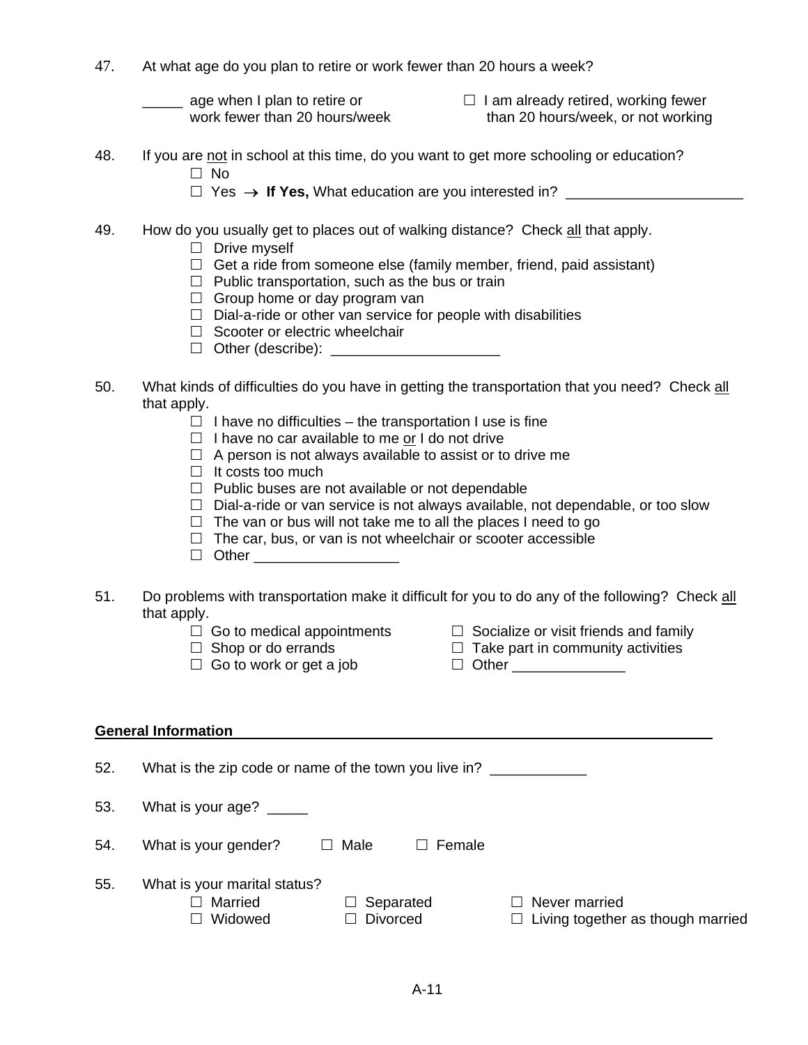47. At what age do you plan to retire or work fewer than 20 hours a week?

_____ age when I plan to retire or work fewer than 20 hours/week

☐ I am already retired, working fewer than 20 hours/week, or not working

48. If you are not in school at this time, do you want to get more schooling or education?

☐ No

☐ Yes → **If Yes,** What education are you interested in? _____________________

49. How do you usually get to places out of walking distance? Check all that apply.

☐ Drive myself

☐ Get a ride from someone else (family member, friend, paid assistant)

☐ Public transportation, such as the bus or train

☐ Group home or day program van

☐ Dial-a-ride or other van service for people with disabilities

☐ Scooter or electric wheelchair

☐ Other (describe): ____________________

50. What kinds of difficulties do you have in getting the transportation that you need? Check all that apply.

☐ I have no difficulties – the transportation I use is fine

☐ I have no car available to me or I do not drive

☐ A person is not always available to assist or to drive me

☐ It costs too much

☐ Public buses are not available or not dependable

☐ Dial-a-ride or van service is not always available, not dependable, or too slow

☐ The van or bus will not take me to all the places I need to go

☐ The car, bus, or van is not wheelchair or scooter accessible

☐ Other _________________

51. Do problems with transportation make it difficult for you to do any of the following? Check all that apply.

☐ Go to medical appointments

☐ Shop or do errands

☐ Go to work or get a job

☐ Socialize or visit friends and family

☐ Take part in community activities

☐ Other _____________

## General Information

52. What is the zip code or name of the town you live in? ___________

53. What is your age? _____

54. What is your gender? ☐ Male ☐ Female

55. What is your marital status?

☐ Married

☐ Widowed

☐ Separated

☐ Divorced

☐ Never married

☐ Living together as though married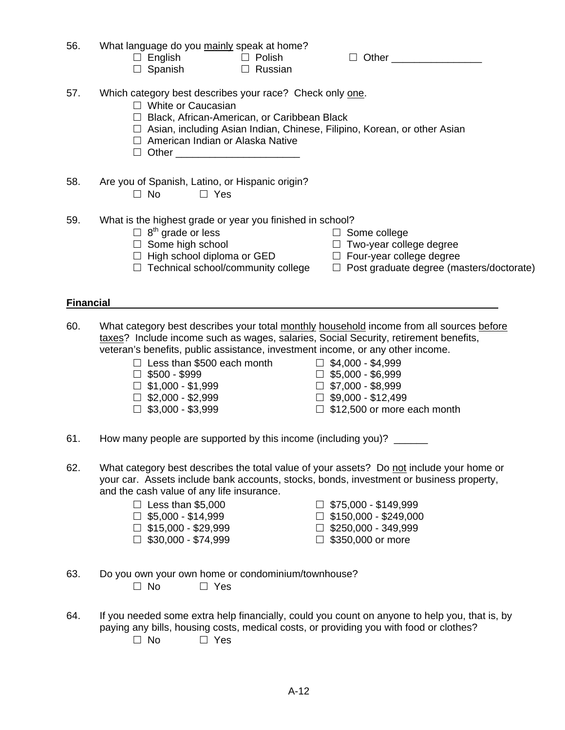56. What language do you mainly speak at home?

- ☐ English
- ☐ Spanish
- ☐ Polish
- ☐ Russian
- ☐ Other ________________

57. Which category best describes your race? Check only one.

- ☐ White or Caucasian
- ☐ Black, African-American, or Caribbean Black
- ☐ Asian, including Asian Indian, Chinese, Filipino, Korean, or other Asian
- ☐ American Indian or Alaska Native
- ☐ Other ______________________

58. Are you of Spanish, Latino, or Hispanic origin?

- ☐ No
- ☐ Yes

59. What is the highest grade or year you finished in school?

- ☐ 8th grade or less
- ☐ Some high school
- ☐ High school diploma or GED
- ☐ Technical school/community college
- ☐ Some college
- ☐ Two-year college degree
- ☐ Four-year college degree
- ☐ Post graduate degree (masters/doctorate)

**Financial**

60. What category best describes your total monthly household income from all sources before taxes? Include income such as wages, salaries, Social Security, retirement benefits, veteran's benefits, public assistance, investment income, or any other income.

- ☐ Less than $500 each month
- ☐ $500 - $999
- ☐ $1,000 - $1,999
- ☐ $2,000 - $2,999
- ☐ $3,000 - $3,999
- ☐ $4,000 - $4,999
- ☐ $5,000 - $6,999
- ☐ $7,000 - $8,999
- ☐ $9,000 - $12,499
- ☐ $12,500 or more each month

61. How many people are supported by this income (including you)? ______

62. What category best describes the total value of your assets? Do not include your home or your car. Assets include bank accounts, stocks, bonds, investment or business property, and the cash value of any life insurance.

- ☐ Less than $5,000
- ☐ $5,000 - $14,999
- ☐ $15,000 - $29,999
- ☐ $30,000 - $74,999
- ☐ $75,000 - $149,999
- ☐ $150,000 - $249,000
- ☐ $250,000 - 349,999
- ☐ $350,000 or more

63. Do you own your own home or condominium/townhouse?

- ☐ No
- ☐ Yes

64. If you needed some extra help financially, could you count on anyone to help you, that is, by paying any bills, housing costs, medical costs, or providing you with food or clothes?

- ☐ No
- ☐ Yes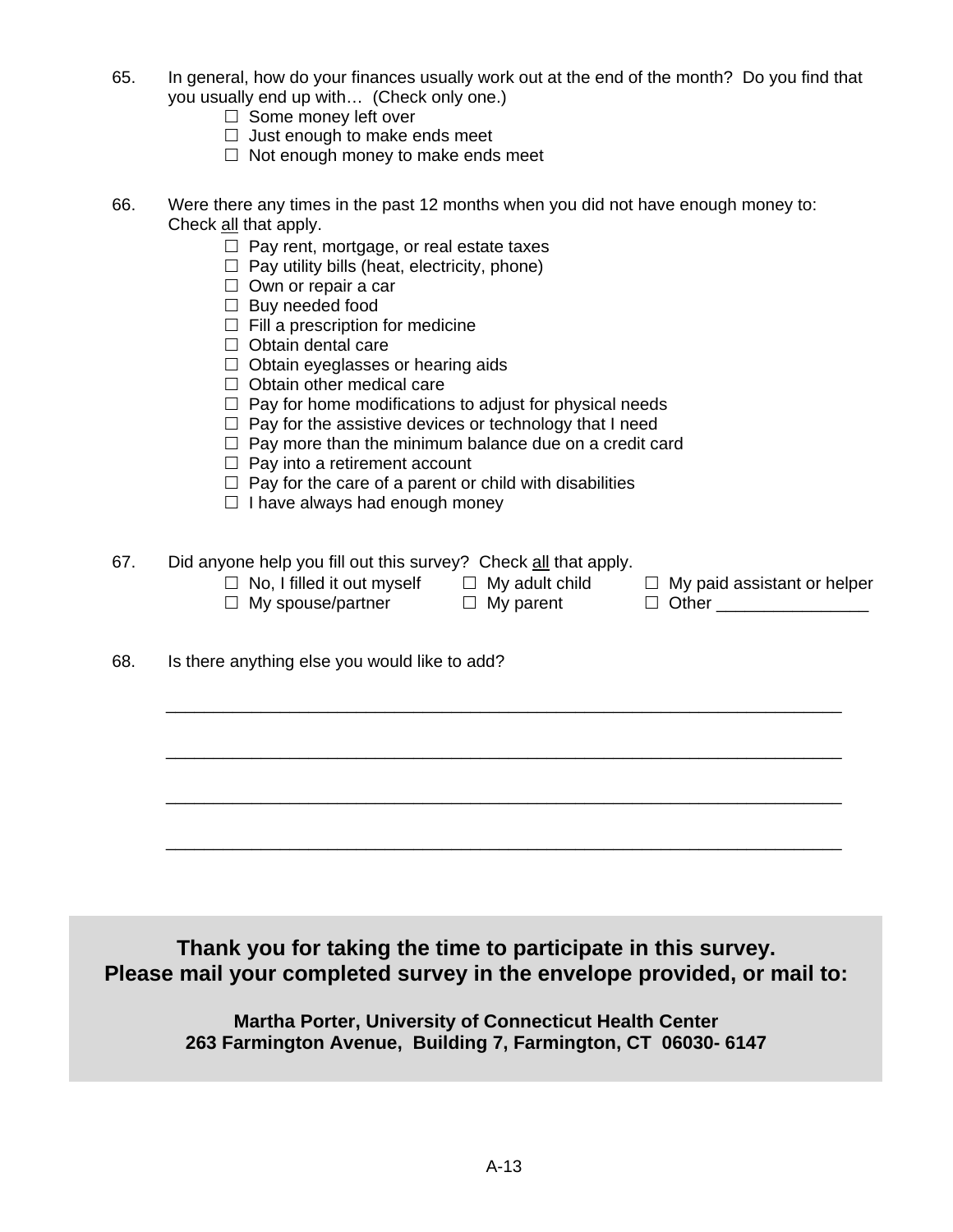65. In general, how do your finances usually work out at the end of the month? Do you find that you usually end up with… (Check only one.)
    - ☐ Some money left over
    - ☐ Just enough to make ends meet
    - ☐ Not enough money to make ends meet

66. Were there any times in the past 12 months when you did not have enough money to: Check all that apply.
    - ☐ Pay rent, mortgage, or real estate taxes
    - ☐ Pay utility bills (heat, electricity, phone)
    - ☐ Own or repair a car
    - ☐ Buy needed food
    - ☐ Fill a prescription for medicine
    - ☐ Obtain dental care
    - ☐ Obtain eyeglasses or hearing aids
    - ☐ Obtain other medical care
    - ☐ Pay for home modifications to adjust for physical needs
    - ☐ Pay for the assistive devices or technology that I need
    - ☐ Pay more than the minimum balance due on a credit card
    - ☐ Pay into a retirement account
    - ☐ Pay for the care of a parent or child with disabilities
    - ☐ I have always had enough money

67. Did anyone help you fill out this survey? Check all that apply.
    - ☐ No, I filled it out myself
    - ☐ My adult child
    - ☐ My paid assistant or helper
    - ☐ My spouse/partner
    - ☐ My parent
    - ☐ Other ________________

68. Is there anything else you would like to add?

    _____________________________________________________________________

    _____________________________________________________________________

    _____________________________________________________________________

    _____________________________________________________________________

**Thank you for taking the time to participate in this survey.**
**Please mail your completed survey in the envelope provided, or mail to:**

**Martha Porter, University of Connecticut Health Center**
**263 Farmington Avenue, Building 7, Farmington, CT 06030- 6147**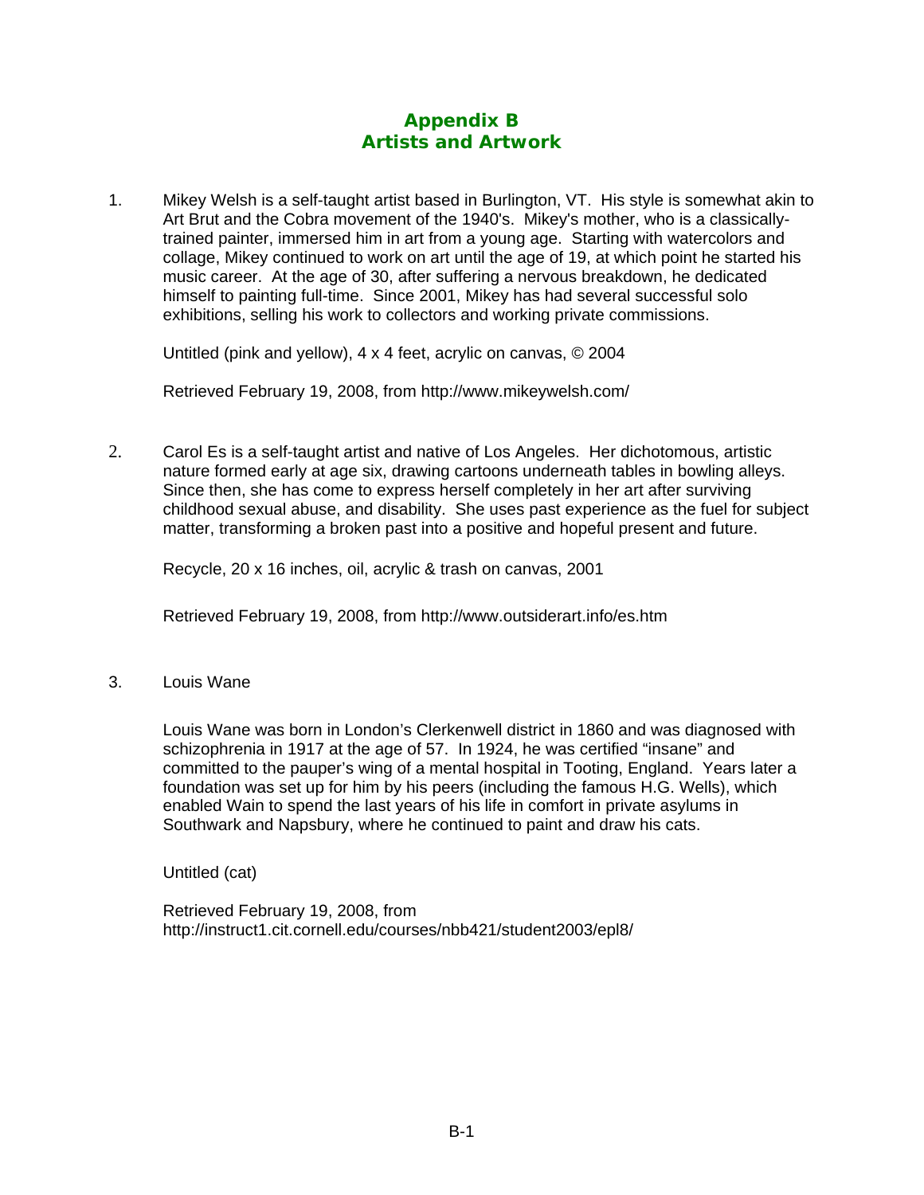# Appendix B
# Artists and Artwork

1. Mikey Welsh is a self-taught artist based in Burlington, VT. His style is somewhat akin to Art Brut and the Cobra movement of the 1940's. Mikey's mother, who is a classically-trained painter, immersed him in art from a young age. Starting with watercolors and collage, Mikey continued to work on art until the age of 19, at which point he started his music career. At the age of 30, after suffering a nervous breakdown, he dedicated himself to painting full-time. Since 2001, Mikey has had several successful solo exhibitions, selling his work to collectors and working private commissions.

   Untitled (pink and yellow), 4 x 4 feet, acrylic on canvas, © 2004

   Retrieved February 19, 2008, from http://www.mikeywelsh.com/

2. Carol Es is a self-taught artist and native of Los Angeles. Her dichotomous, artistic nature formed early at age six, drawing cartoons underneath tables in bowling alleys. Since then, she has come to express herself completely in her art after surviving childhood sexual abuse, and disability. She uses past experience as the fuel for subject matter, transforming a broken past into a positive and hopeful present and future.

   Recycle, 20 x 16 inches, oil, acrylic & trash on canvas, 2001

   Retrieved February 19, 2008, from http://www.outsiderart.info/es.htm

3. Louis Wane

   Louis Wane was born in London's Clerkenwell district in 1860 and was diagnosed with schizophrenia in 1917 at the age of 57. In 1924, he was certified "insane" and committed to the pauper's wing of a mental hospital in Tooting, England. Years later a foundation was set up for him by his peers (including the famous H.G. Wells), which enabled Wain to spend the last years of his life in comfort in private asylums in Southwark and Napsbury, where he continued to paint and draw his cats.

   Untitled (cat)

   Retrieved February 19, 2008, from http://instruct1.cit.cornell.edu/courses/nbb421/student2003/epl8/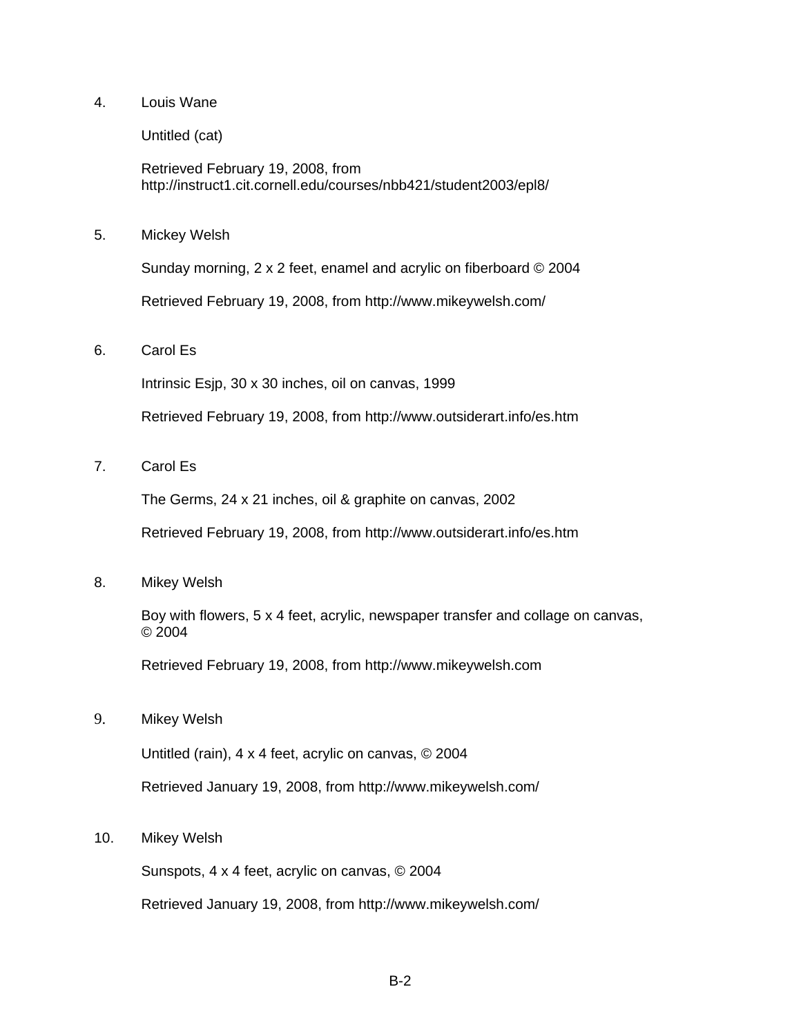4. Louis Wane

   Untitled (cat)

   Retrieved February 19, 2008, from http://instruct1.cit.cornell.edu/courses/nbb421/student2003/epl8/

5. Mickey Welsh

   Sunday morning, 2 x 2 feet, enamel and acrylic on fiberboard © 2004

   Retrieved February 19, 2008, from http://www.mikeywelsh.com/

6. Carol Es

   Intrinsic Esjp, 30 x 30 inches, oil on canvas, 1999

   Retrieved February 19, 2008, from http://www.outsiderart.info/es.htm

7. Carol Es

   The Germs, 24 x 21 inches, oil & graphite on canvas, 2002

   Retrieved February 19, 2008, from http://www.outsiderart.info/es.htm

8. Mikey Welsh

   Boy with flowers, 5 x 4 feet, acrylic, newspaper transfer and collage on canvas, © 2004

   Retrieved February 19, 2008, from http://www.mikeywelsh.com

9. Mikey Welsh

   Untitled (rain), 4 x 4 feet, acrylic on canvas, © 2004

   Retrieved January 19, 2008, from http://www.mikeywelsh.com/

10. Mikey Welsh

    Sunspots, 4 x 4 feet, acrylic on canvas, © 2004

    Retrieved January 19, 2008, from http://www.mikeywelsh.com/